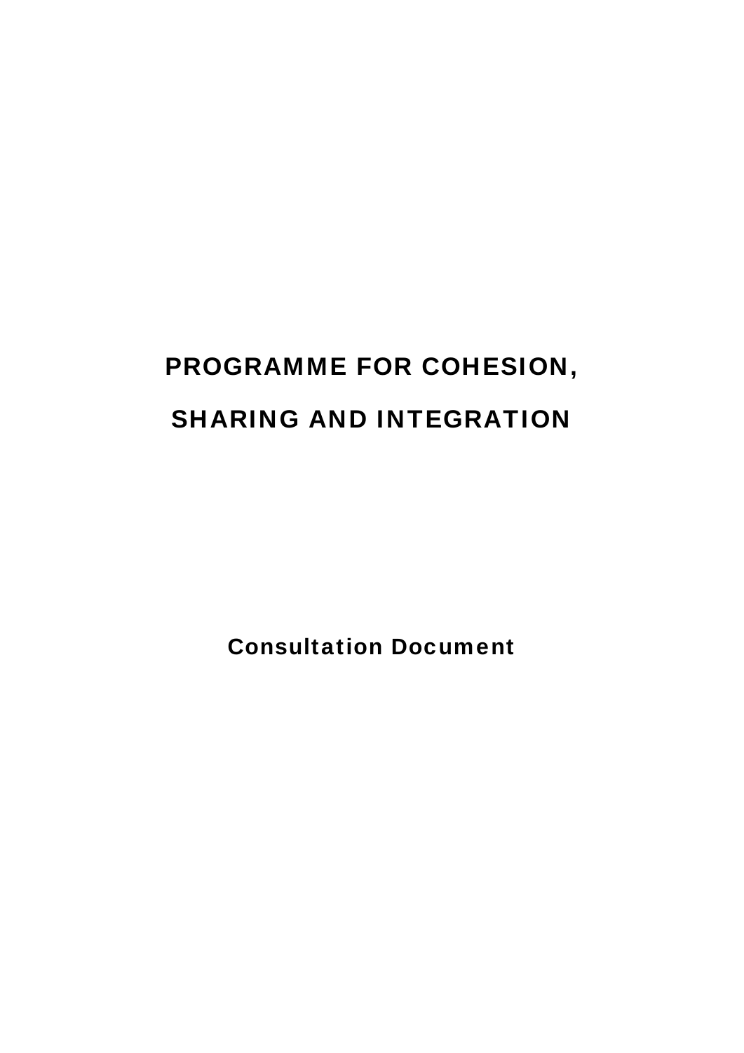# PROGRAMME FOR COHESION, SHARING AND INTEGRATION

## Consultation Document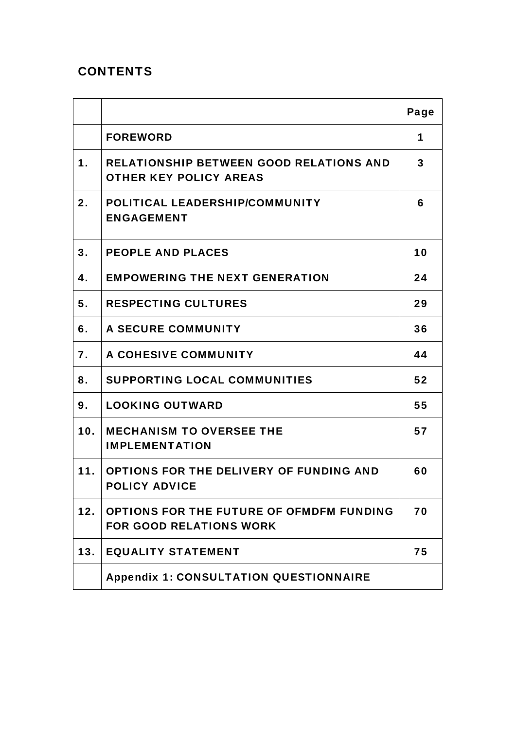## CONTENTS

| | | Page |
|---|---|---|
| | **FOREWORD** | **1** |
| **1.** | **RELATIONSHIP BETWEEN GOOD RELATIONS AND OTHER KEY POLICY AREAS** | **3** |
| **2.** | **POLITICAL LEADERSHIP/COMMUNITY ENGAGEMENT** | **6** |
| **3.** | **PEOPLE AND PLACES** | **10** |
| **4.** | **EMPOWERING THE NEXT GENERATION** | **24** |
| **5.** | **RESPECTING CULTURES** | **29** |
| **6.** | **A SECURE COMMUNITY** | **36** |
| **7.** | **A COHESIVE COMMUNITY** | **44** |
| **8.** | **SUPPORTING LOCAL COMMUNITIES** | **52** |
| **9.** | **LOOKING OUTWARD** | **55** |
| **10.** | **MECHANISM TO OVERSEE THE IMPLEMENTATION** | **57** |
| **11.** | **OPTIONS FOR THE DELIVERY OF FUNDING AND POLICY ADVICE** | **60** |
| **12.** | **OPTIONS FOR THE FUTURE OF OFMDFM FUNDING FOR GOOD RELATIONS WORK** | **70** |
| **13.** | **EQUALITY STATEMENT** | **75** |
| | **Appendix 1: CONSULTATION QUESTIONNAIRE** | |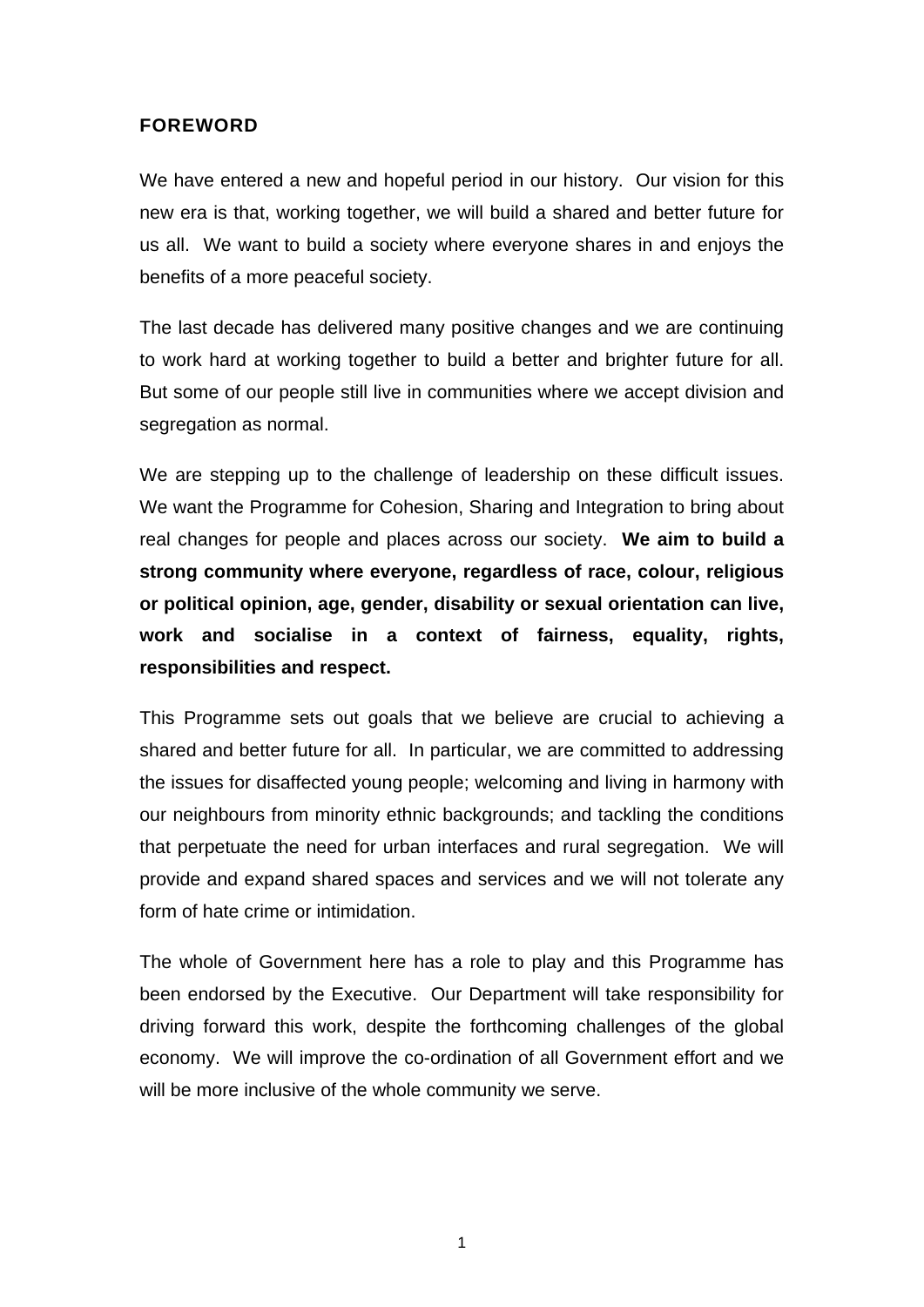## FOREWORD

We have entered a new and hopeful period in our history. Our vision for this new era is that, working together, we will build a shared and better future for us all. We want to build a society where everyone shares in and enjoys the benefits of a more peaceful society.

The last decade has delivered many positive changes and we are continuing to work hard at working together to build a better and brighter future for all. But some of our people still live in communities where we accept division and segregation as normal.

We are stepping up to the challenge of leadership on these difficult issues. We want the Programme for Cohesion, Sharing and Integration to bring about real changes for people and places across our society. **We aim to build a strong community where everyone, regardless of race, colour, religious or political opinion, age, gender, disability or sexual orientation can live, work and socialise in a context of fairness, equality, rights, responsibilities and respect.**

This Programme sets out goals that we believe are crucial to achieving a shared and better future for all. In particular, we are committed to addressing the issues for disaffected young people; welcoming and living in harmony with our neighbours from minority ethnic backgrounds; and tackling the conditions that perpetuate the need for urban interfaces and rural segregation. We will provide and expand shared spaces and services and we will not tolerate any form of hate crime or intimidation.

The whole of Government here has a role to play and this Programme has been endorsed by the Executive. Our Department will take responsibility for driving forward this work, despite the forthcoming challenges of the global economy. We will improve the co-ordination of all Government effort and we will be more inclusive of the whole community we serve.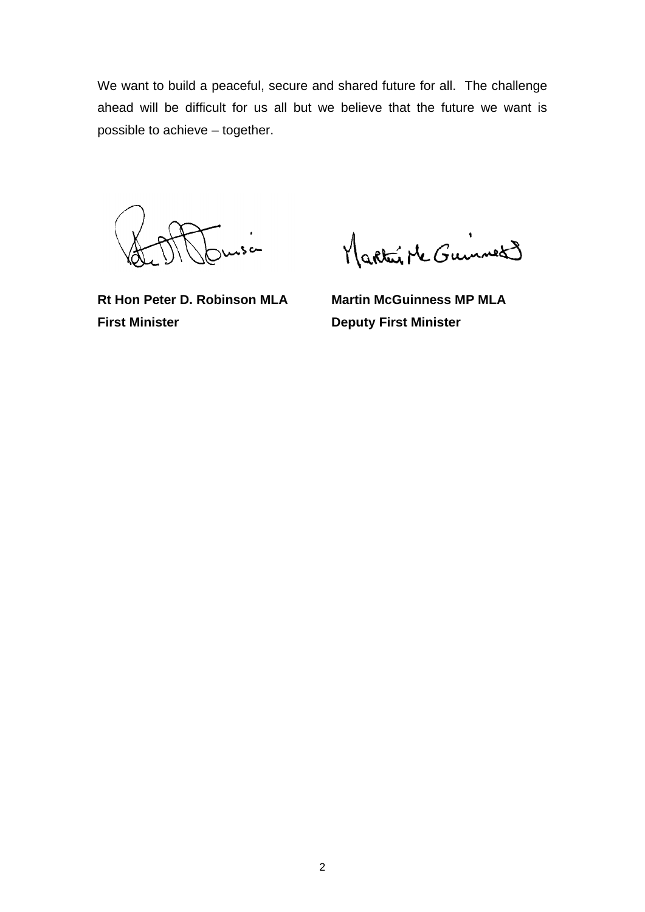We want to build a peaceful, secure and shared future for all. The challenge ahead will be difficult for us all but we believe that the future we want is possible to achieve – together.

**Rt Hon Peter D. Robinson MLA**
**First Minister**

**Martin McGuinness MP MLA**
**Deputy First Minister**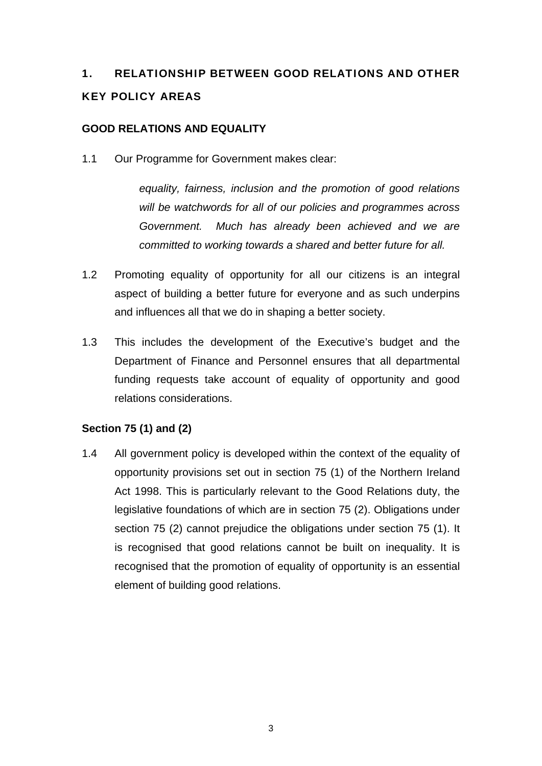# 1. RELATIONSHIP BETWEEN GOOD RELATIONS AND OTHER KEY POLICY AREAS

## GOOD RELATIONS AND EQUALITY

1.1 Our Programme for Government makes clear:

> *equality, fairness, inclusion and the promotion of good relations will be watchwords for all of our policies and programmes across Government. Much has already been achieved and we are committed to working towards a shared and better future for all.*

1.2 Promoting equality of opportunity for all our citizens is an integral aspect of building a better future for everyone and as such underpins and influences all that we do in shaping a better society.

1.3 This includes the development of the Executive's budget and the Department of Finance and Personnel ensures that all departmental funding requests take account of equality of opportunity and good relations considerations.

### Section 75 (1) and (2)

1.4 All government policy is developed within the context of the equality of opportunity provisions set out in section 75 (1) of the Northern Ireland Act 1998. This is particularly relevant to the Good Relations duty, the legislative foundations of which are in section 75 (2). Obligations under section 75 (2) cannot prejudice the obligations under section 75 (1). It is recognised that good relations cannot be built on inequality. It is recognised that the promotion of equality of opportunity is an essential element of building good relations.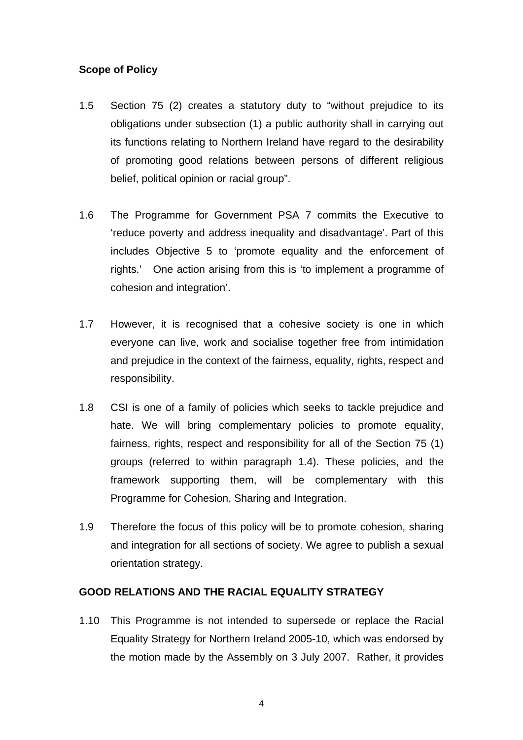**Scope of Policy**

1.5 Section 75 (2) creates a statutory duty to "without prejudice to its obligations under subsection (1) a public authority shall in carrying out its functions relating to Northern Ireland have regard to the desirability of promoting good relations between persons of different religious belief, political opinion or racial group".

1.6 The Programme for Government PSA 7 commits the Executive to 'reduce poverty and address inequality and disadvantage'. Part of this includes Objective 5 to 'promote equality and the enforcement of rights.' One action arising from this is 'to implement a programme of cohesion and integration'.

1.7 However, it is recognised that a cohesive society is one in which everyone can live, work and socialise together free from intimidation and prejudice in the context of the fairness, equality, rights, respect and responsibility.

1.8 CSI is one of a family of policies which seeks to tackle prejudice and hate. We will bring complementary policies to promote equality, fairness, rights, respect and responsibility for all of the Section 75 (1) groups (referred to within paragraph 1.4). These policies, and the framework supporting them, will be complementary with this Programme for Cohesion, Sharing and Integration.

1.9 Therefore the focus of this policy will be to promote cohesion, sharing and integration for all sections of society. We agree to publish a sexual orientation strategy.

**GOOD RELATIONS AND THE RACIAL EQUALITY STRATEGY**

1.10 This Programme is not intended to supersede or replace the Racial Equality Strategy for Northern Ireland 2005-10, which was endorsed by the motion made by the Assembly on 3 July 2007. Rather, it provides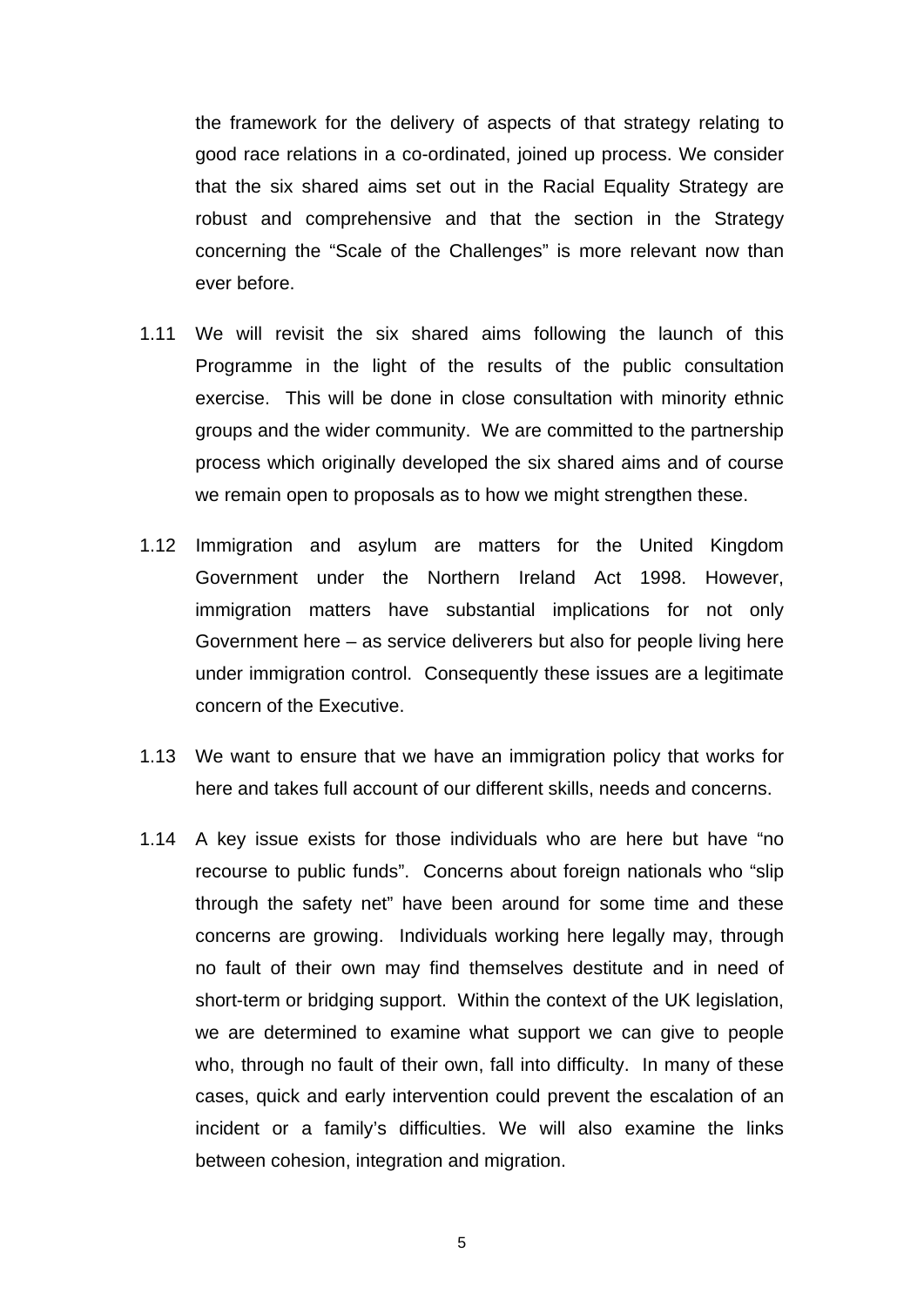the framework for the delivery of aspects of that strategy relating to good race relations in a co-ordinated, joined up process. We consider that the six shared aims set out in the Racial Equality Strategy are robust and comprehensive and that the section in the Strategy concerning the "Scale of the Challenges" is more relevant now than ever before.

1.11 We will revisit the six shared aims following the launch of this Programme in the light of the results of the public consultation exercise. This will be done in close consultation with minority ethnic groups and the wider community. We are committed to the partnership process which originally developed the six shared aims and of course we remain open to proposals as to how we might strengthen these.

1.12 Immigration and asylum are matters for the United Kingdom Government under the Northern Ireland Act 1998. However, immigration matters have substantial implications for not only Government here – as service deliverers but also for people living here under immigration control. Consequently these issues are a legitimate concern of the Executive.

1.13 We want to ensure that we have an immigration policy that works for here and takes full account of our different skills, needs and concerns.

1.14 A key issue exists for those individuals who are here but have "no recourse to public funds". Concerns about foreign nationals who "slip through the safety net" have been around for some time and these concerns are growing. Individuals working here legally may, through no fault of their own may find themselves destitute and in need of short-term or bridging support. Within the context of the UK legislation, we are determined to examine what support we can give to people who, through no fault of their own, fall into difficulty. In many of these cases, quick and early intervention could prevent the escalation of an incident or a family's difficulties. We will also examine the links between cohesion, integration and migration.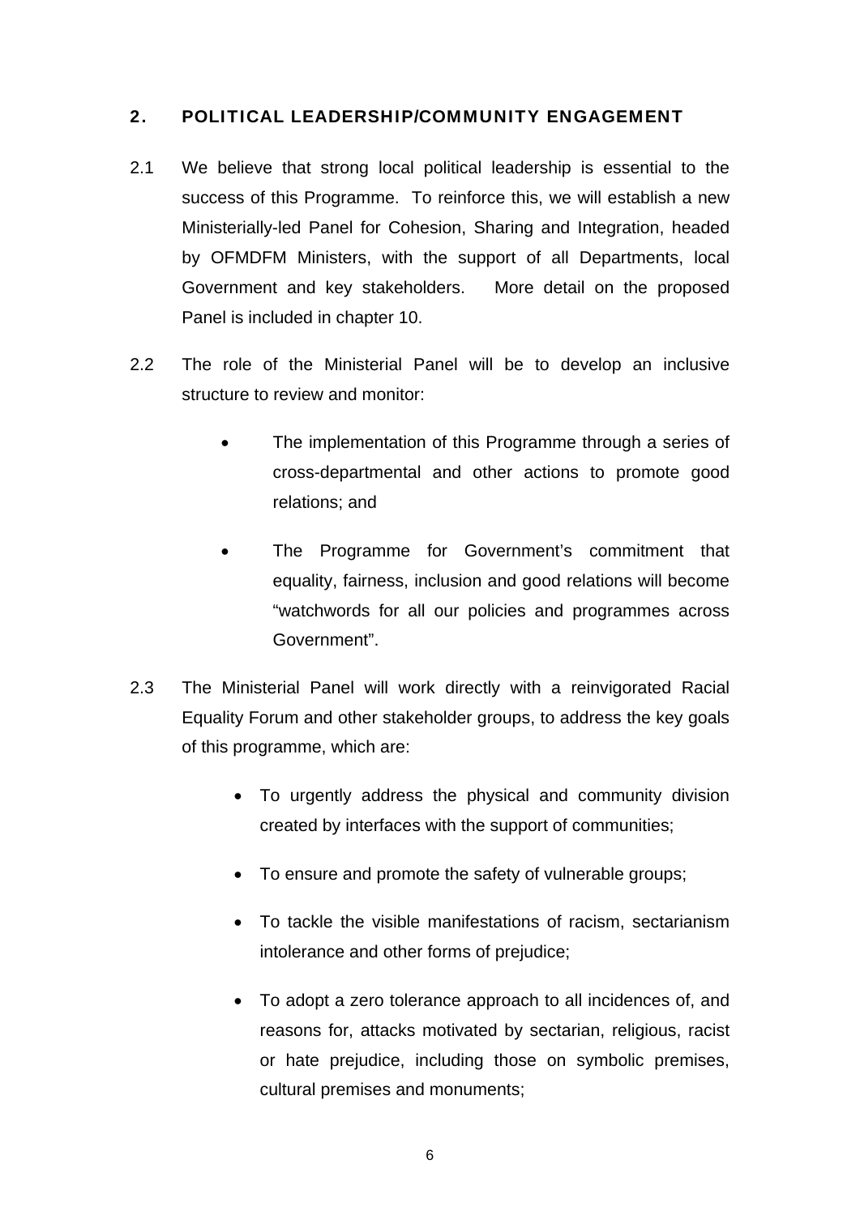## 2. POLITICAL LEADERSHIP/COMMUNITY ENGAGEMENT

2.1 We believe that strong local political leadership is essential to the success of this Programme. To reinforce this, we will establish a new Ministerially-led Panel for Cohesion, Sharing and Integration, headed by OFMDFM Ministers, with the support of all Departments, local Government and key stakeholders. More detail on the proposed Panel is included in chapter 10.

2.2 The role of the Ministerial Panel will be to develop an inclusive structure to review and monitor:

- The implementation of this Programme through a series of cross-departmental and other actions to promote good relations; and
- The Programme for Government's commitment that equality, fairness, inclusion and good relations will become "watchwords for all our policies and programmes across Government".

2.3 The Ministerial Panel will work directly with a reinvigorated Racial Equality Forum and other stakeholder groups, to address the key goals of this programme, which are:

- To urgently address the physical and community division created by interfaces with the support of communities;
- To ensure and promote the safety of vulnerable groups;
- To tackle the visible manifestations of racism, sectarianism intolerance and other forms of prejudice;
- To adopt a zero tolerance approach to all incidences of, and reasons for, attacks motivated by sectarian, religious, racist or hate prejudice, including those on symbolic premises, cultural premises and monuments;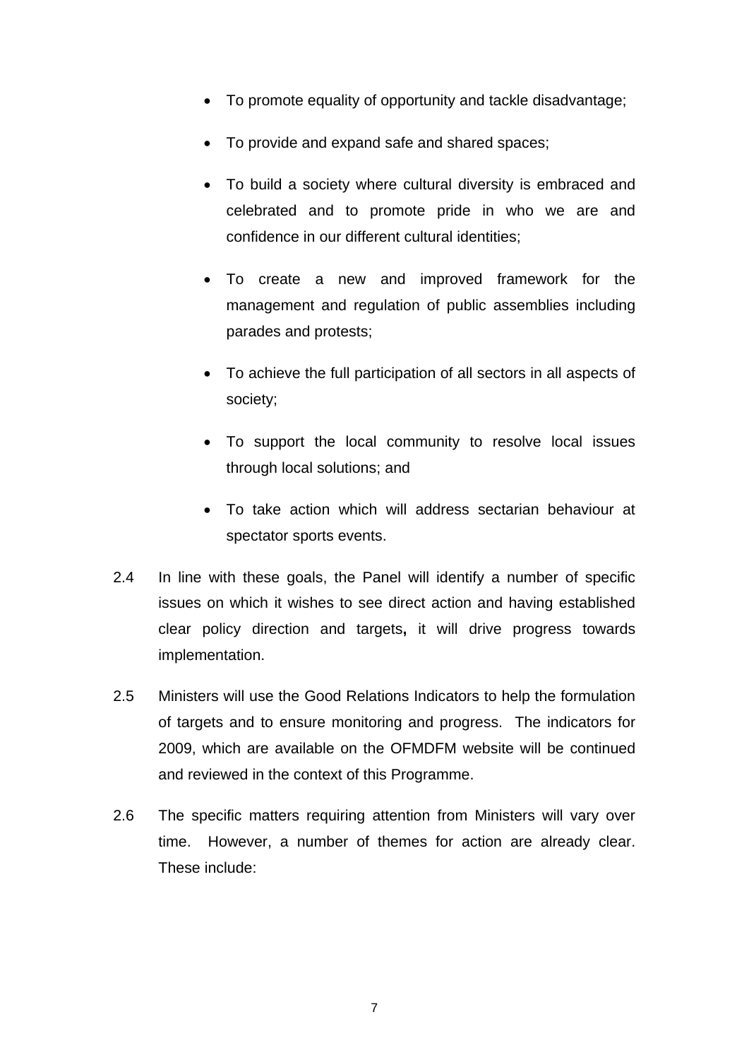- To promote equality of opportunity and tackle disadvantage;
- To provide and expand safe and shared spaces;
- To build a society where cultural diversity is embraced and celebrated and to promote pride in who we are and confidence in our different cultural identities;
- To create a new and improved framework for the management and regulation of public assemblies including parades and protests;
- To achieve the full participation of all sectors in all aspects of society;
- To support the local community to resolve local issues through local solutions; and
- To take action which will address sectarian behaviour at spectator sports events.

2.4 In line with these goals, the Panel will identify a number of specific issues on which it wishes to see direct action and having established clear policy direction and targets**,** it will drive progress towards implementation.

2.5 Ministers will use the Good Relations Indicators to help the formulation of targets and to ensure monitoring and progress. The indicators for 2009, which are available on the OFMDFM website will be continued and reviewed in the context of this Programme.

2.6 The specific matters requiring attention from Ministers will vary over time. However, a number of themes for action are already clear. These include: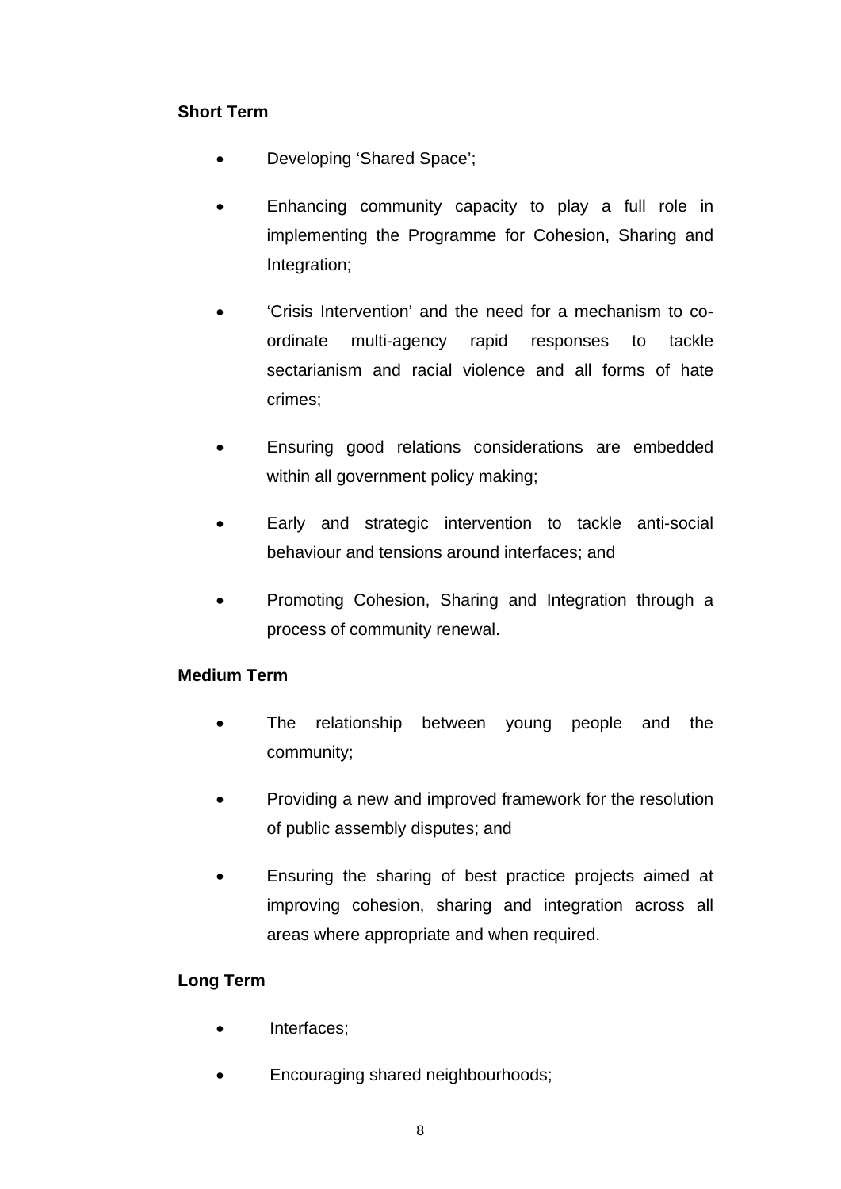**Short Term**

- Developing 'Shared Space';

- Enhancing community capacity to play a full role in implementing the Programme for Cohesion, Sharing and Integration;

- 'Crisis Intervention' and the need for a mechanism to co-ordinate multi-agency rapid responses to tackle sectarianism and racial violence and all forms of hate crimes;

- Ensuring good relations considerations are embedded within all government policy making;

- Early and strategic intervention to tackle anti-social behaviour and tensions around interfaces; and

- Promoting Cohesion, Sharing and Integration through a process of community renewal.

**Medium Term**

- The relationship between young people and the community;

- Providing a new and improved framework for the resolution of public assembly disputes; and

- Ensuring the sharing of best practice projects aimed at improving cohesion, sharing and integration across all areas where appropriate and when required.

**Long Term**

- Interfaces;

- Encouraging shared neighbourhoods;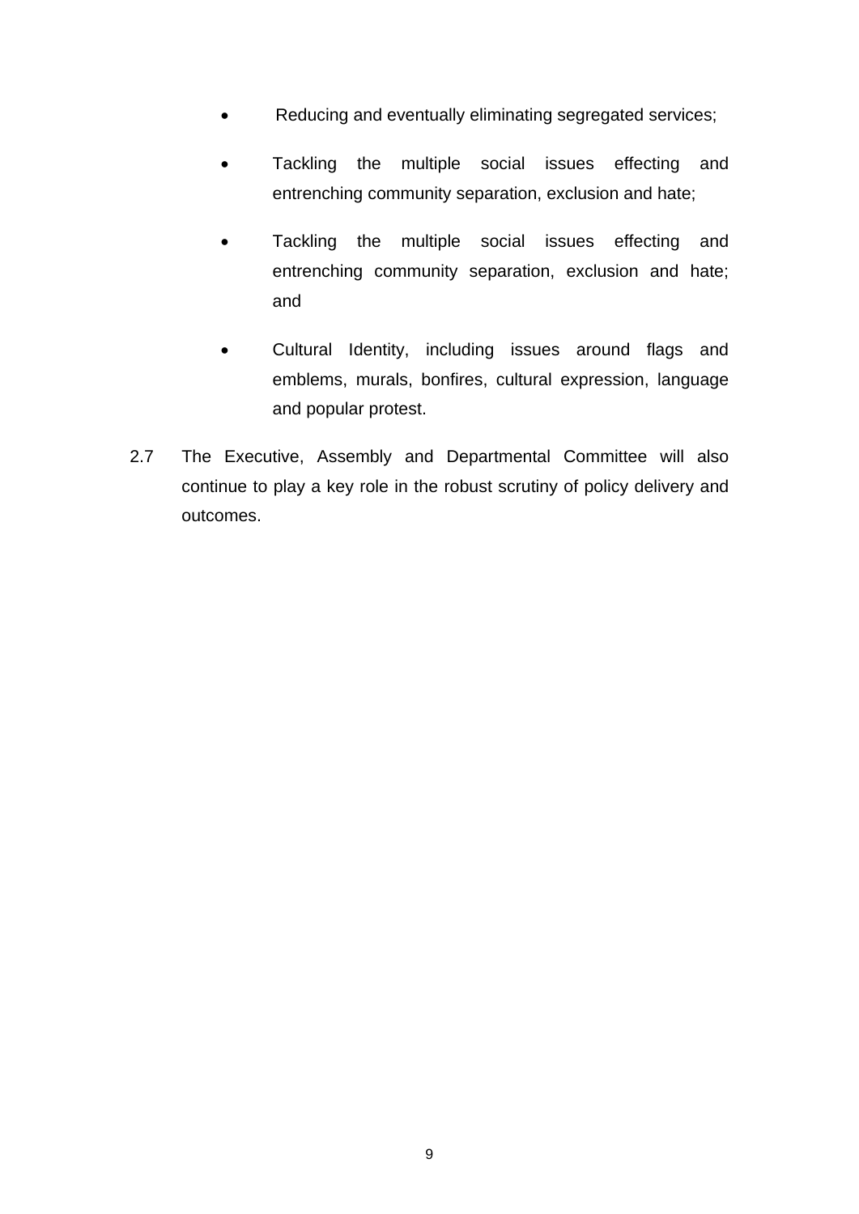- Reducing and eventually eliminating segregated services;
- Tackling the multiple social issues effecting and entrenching community separation, exclusion and hate;
- Tackling the multiple social issues effecting and entrenching community separation, exclusion and hate; and
- Cultural Identity, including issues around flags and emblems, murals, bonfires, cultural expression, language and popular protest.

2.7 The Executive, Assembly and Departmental Committee will also continue to play a key role in the robust scrutiny of policy delivery and outcomes.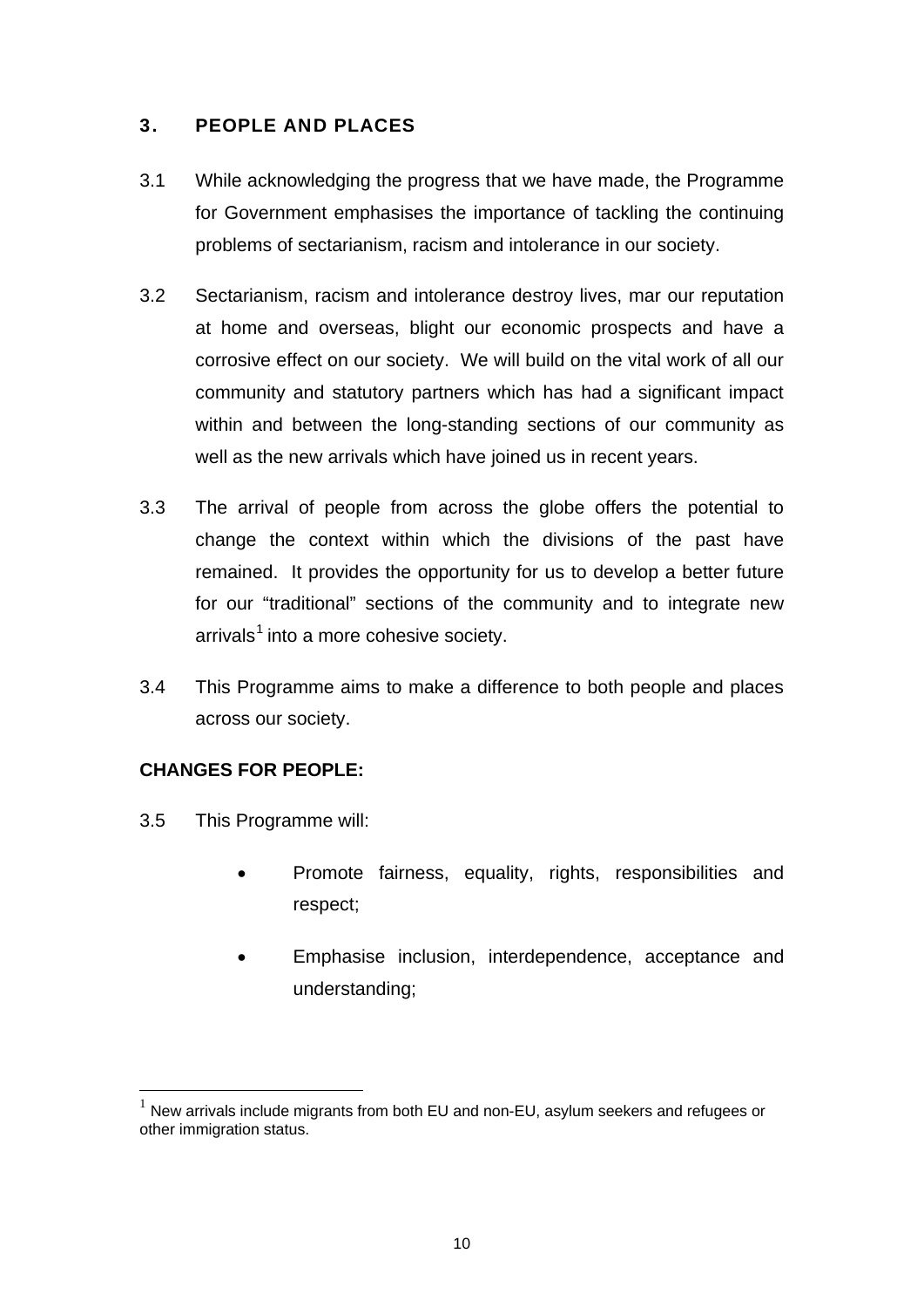## 3. PEOPLE AND PLACES

3.1 While acknowledging the progress that we have made, the Programme for Government emphasises the importance of tackling the continuing problems of sectarianism, racism and intolerance in our society.

3.2 Sectarianism, racism and intolerance destroy lives, mar our reputation at home and overseas, blight our economic prospects and have a corrosive effect on our society. We will build on the vital work of all our community and statutory partners which has had a significant impact within and between the long-standing sections of our community as well as the new arrivals which have joined us in recent years.

3.3 The arrival of people from across the globe offers the potential to change the context within which the divisions of the past have remained. It provides the opportunity for us to develop a better future for our "traditional" sections of the community and to integrate new arrivals[1] into a more cohesive society.

3.4 This Programme aims to make a difference to both people and places across our society.

**CHANGES FOR PEOPLE:**

3.5 This Programme will:

- Promote fairness, equality, rights, responsibilities and respect;
- Emphasise inclusion, interdependence, acceptance and understanding;

[1] New arrivals include migrants from both EU and non-EU, asylum seekers and refugees or other immigration status.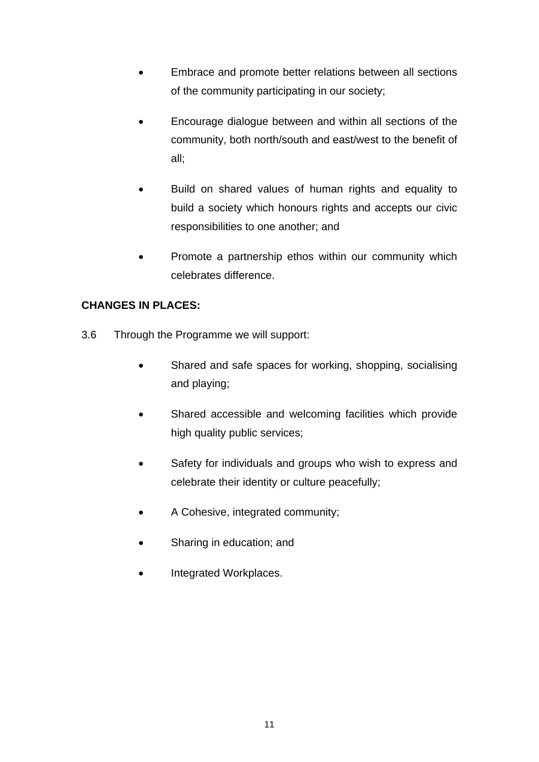- Embrace and promote better relations between all sections of the community participating in our society;
- Encourage dialogue between and within all sections of the community, both north/south and east/west to the benefit of all;
- Build on shared values of human rights and equality to build a society which honours rights and accepts our civic responsibilities to one another; and
- Promote a partnership ethos within our community which celebrates difference.

**CHANGES IN PLACES:**

3.6 Through the Programme we will support:

- Shared and safe spaces for working, shopping, socialising and playing;
- Shared accessible and welcoming facilities which provide high quality public services;
- Safety for individuals and groups who wish to express and celebrate their identity or culture peacefully;
- A Cohesive, integrated community;
- Sharing in education; and
- Integrated Workplaces.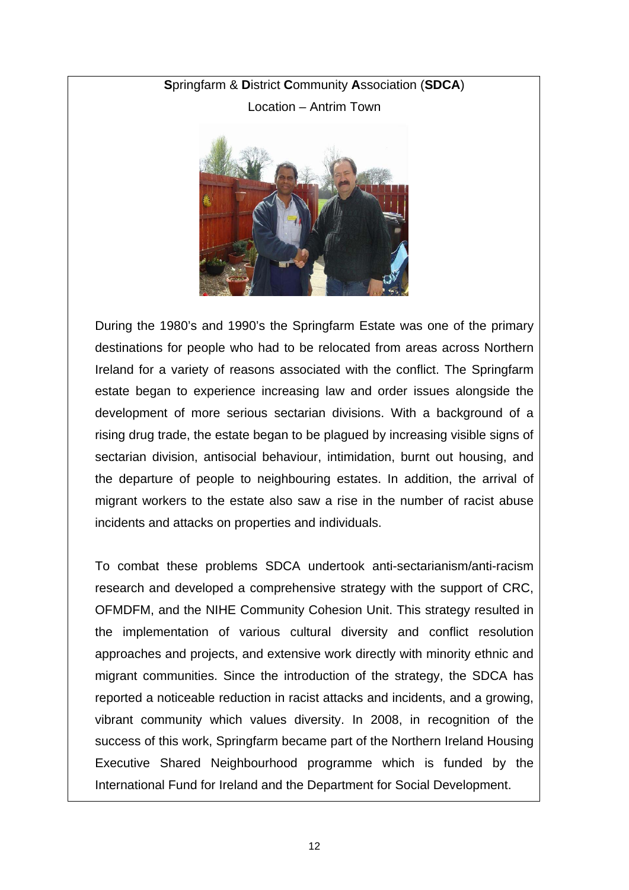**S**pringfarm & **D**istrict **C**ommunity **A**ssociation (**SDCA**)

Location – Antrim Town

During the 1980's and 1990's the Springfarm Estate was one of the primary destinations for people who had to be relocated from areas across Northern Ireland for a variety of reasons associated with the conflict. The Springfarm estate began to experience increasing law and order issues alongside the development of more serious sectarian divisions. With a background of a rising drug trade, the estate began to be plagued by increasing visible signs of sectarian division, antisocial behaviour, intimidation, burnt out housing, and the departure of people to neighbouring estates. In addition, the arrival of migrant workers to the estate also saw a rise in the number of racist abuse incidents and attacks on properties and individuals.

To combat these problems SDCA undertook anti-sectarianism/anti-racism research and developed a comprehensive strategy with the support of CRC, OFMDFM, and the NIHE Community Cohesion Unit. This strategy resulted in the implementation of various cultural diversity and conflict resolution approaches and projects, and extensive work directly with minority ethnic and migrant communities. Since the introduction of the strategy, the SDCA has reported a noticeable reduction in racist attacks and incidents, and a growing, vibrant community which values diversity. In 2008, in recognition of the success of this work, Springfarm became part of the Northern Ireland Housing Executive Shared Neighbourhood programme which is funded by the International Fund for Ireland and the Department for Social Development.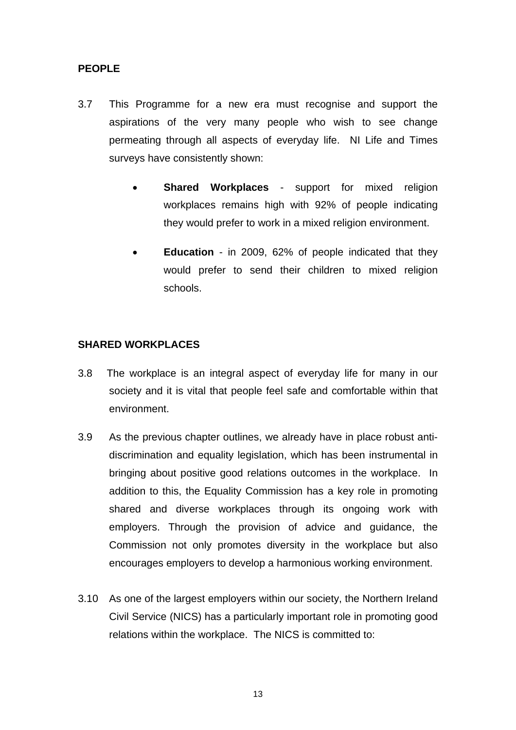**PEOPLE**

3.7 This Programme for a new era must recognise and support the aspirations of the very many people who wish to see change permeating through all aspects of everyday life. NI Life and Times surveys have consistently shown:

- **Shared Workplaces** - support for mixed religion workplaces remains high with 92% of people indicating they would prefer to work in a mixed religion environment.
- **Education** - in 2009, 62% of people indicated that they would prefer to send their children to mixed religion schools.

**SHARED WORKPLACES**

3.8 The workplace is an integral aspect of everyday life for many in our society and it is vital that people feel safe and comfortable within that environment.

3.9 As the previous chapter outlines, we already have in place robust anti-discrimination and equality legislation, which has been instrumental in bringing about positive good relations outcomes in the workplace. In addition to this, the Equality Commission has a key role in promoting shared and diverse workplaces through its ongoing work with employers. Through the provision of advice and guidance, the Commission not only promotes diversity in the workplace but also encourages employers to develop a harmonious working environment.

3.10 As one of the largest employers within our society, the Northern Ireland Civil Service (NICS) has a particularly important role in promoting good relations within the workplace. The NICS is committed to: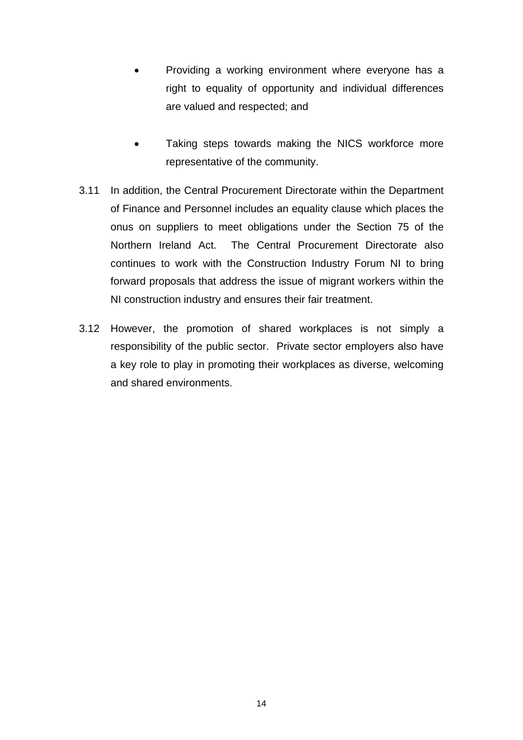- Providing a working environment where everyone has a right to equality of opportunity and individual differences are valued and respected; and

- Taking steps towards making the NICS workforce more representative of the community.

3.11 In addition, the Central Procurement Directorate within the Department of Finance and Personnel includes an equality clause which places the onus on suppliers to meet obligations under the Section 75 of the Northern Ireland Act. The Central Procurement Directorate also continues to work with the Construction Industry Forum NI to bring forward proposals that address the issue of migrant workers within the NI construction industry and ensures their fair treatment.

3.12 However, the promotion of shared workplaces is not simply a responsibility of the public sector. Private sector employers also have a key role to play in promoting their workplaces as diverse, welcoming and shared environments.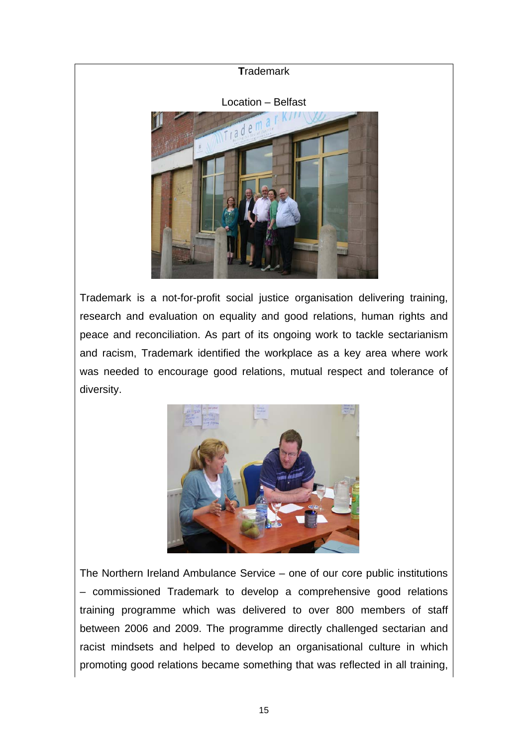**T**rademark

Location – Belfast

Trademark is a not-for-profit social justice organisation delivering training, research and evaluation on equality and good relations, human rights and peace and reconciliation. As part of its ongoing work to tackle sectarianism and racism, Trademark identified the workplace as a key area where work was needed to encourage good relations, mutual respect and tolerance of diversity.

The Northern Ireland Ambulance Service – one of our core public institutions – commissioned Trademark to develop a comprehensive good relations training programme which was delivered to over 800 members of staff between 2006 and 2009. The programme directly challenged sectarian and racist mindsets and helped to develop an organisational culture in which promoting good relations became something that was reflected in all training,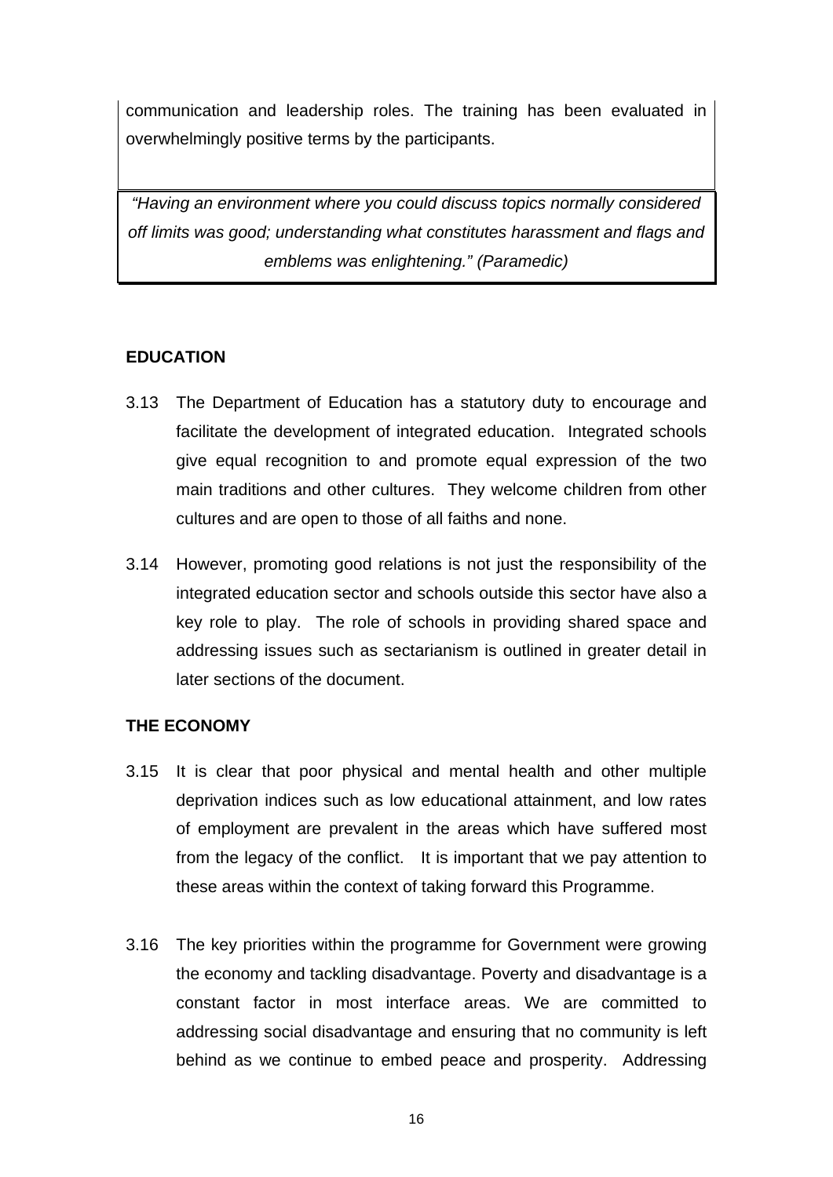communication and leadership roles. The training has been evaluated in overwhelmingly positive terms by the participants.

> *"Having an environment where you could discuss topics normally considered off limits was good; understanding what constitutes harassment and flags and emblems was enlightening." (Paramedic)*

**EDUCATION**

3.13 The Department of Education has a statutory duty to encourage and facilitate the development of integrated education. Integrated schools give equal recognition to and promote equal expression of the two main traditions and other cultures. They welcome children from other cultures and are open to those of all faiths and none.

3.14 However, promoting good relations is not just the responsibility of the integrated education sector and schools outside this sector have also a key role to play. The role of schools in providing shared space and addressing issues such as sectarianism is outlined in greater detail in later sections of the document.

**THE ECONOMY**

3.15 It is clear that poor physical and mental health and other multiple deprivation indices such as low educational attainment, and low rates of employment are prevalent in the areas which have suffered most from the legacy of the conflict. It is important that we pay attention to these areas within the context of taking forward this Programme.

3.16 The key priorities within the programme for Government were growing the economy and tackling disadvantage. Poverty and disadvantage is a constant factor in most interface areas. We are committed to addressing social disadvantage and ensuring that no community is left behind as we continue to embed peace and prosperity. Addressing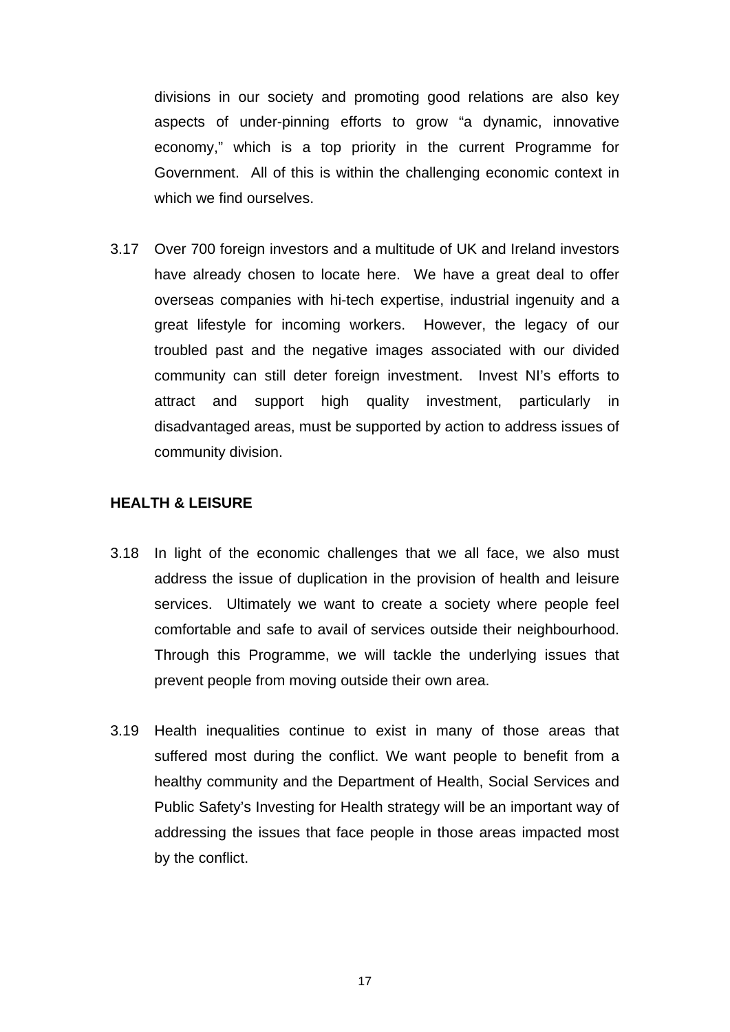divisions in our society and promoting good relations are also key aspects of under-pinning efforts to grow "a dynamic, innovative economy," which is a top priority in the current Programme for Government. All of this is within the challenging economic context in which we find ourselves.

3.17 Over 700 foreign investors and a multitude of UK and Ireland investors have already chosen to locate here. We have a great deal to offer overseas companies with hi-tech expertise, industrial ingenuity and a great lifestyle for incoming workers. However, the legacy of our troubled past and the negative images associated with our divided community can still deter foreign investment. Invest NI's efforts to attract and support high quality investment, particularly in disadvantaged areas, must be supported by action to address issues of community division.

**HEALTH & LEISURE**

3.18 In light of the economic challenges that we all face, we also must address the issue of duplication in the provision of health and leisure services. Ultimately we want to create a society where people feel comfortable and safe to avail of services outside their neighbourhood. Through this Programme, we will tackle the underlying issues that prevent people from moving outside their own area.

3.19 Health inequalities continue to exist in many of those areas that suffered most during the conflict. We want people to benefit from a healthy community and the Department of Health, Social Services and Public Safety's Investing for Health strategy will be an important way of addressing the issues that face people in those areas impacted most by the conflict.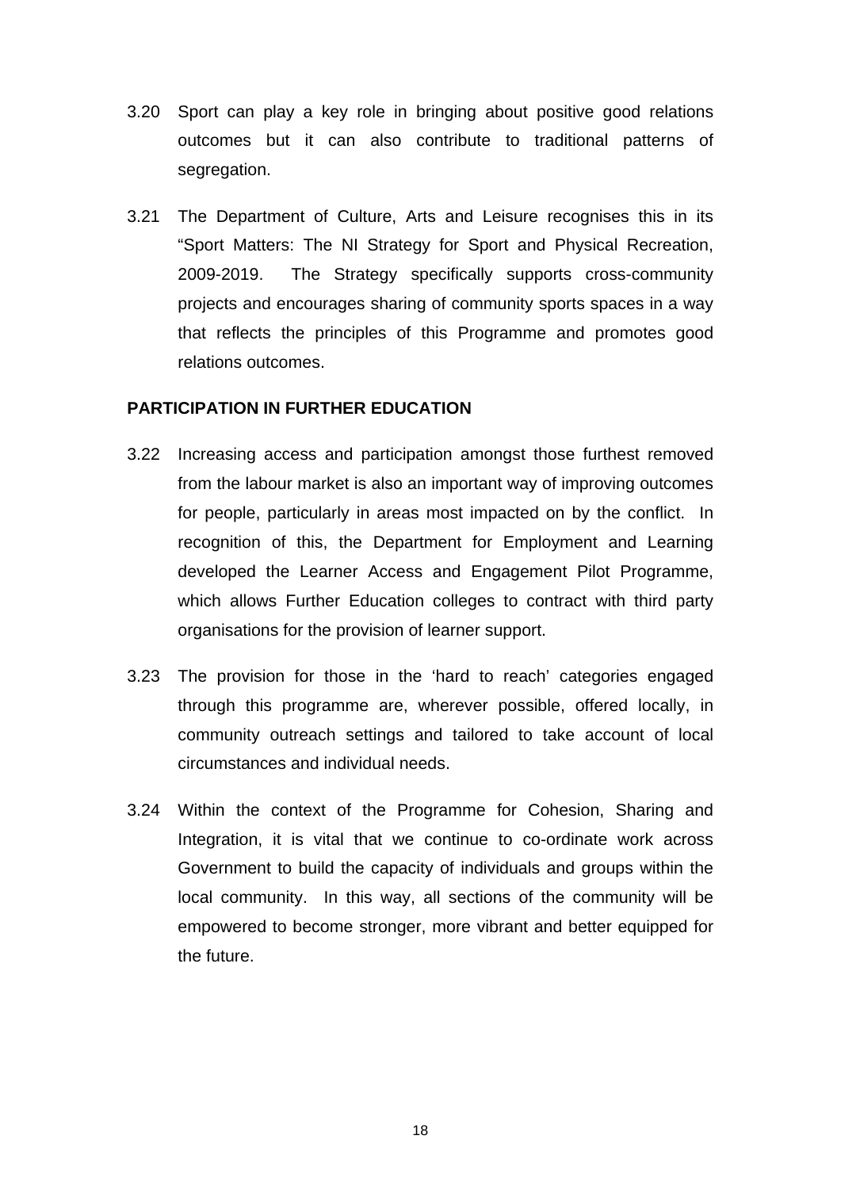3.20 Sport can play a key role in bringing about positive good relations outcomes but it can also contribute to traditional patterns of segregation.

3.21 The Department of Culture, Arts and Leisure recognises this in its "Sport Matters: The NI Strategy for Sport and Physical Recreation, 2009-2019. The Strategy specifically supports cross-community projects and encourages sharing of community sports spaces in a way that reflects the principles of this Programme and promotes good relations outcomes.

**PARTICIPATION IN FURTHER EDUCATION**

3.22 Increasing access and participation amongst those furthest removed from the labour market is also an important way of improving outcomes for people, particularly in areas most impacted on by the conflict. In recognition of this, the Department for Employment and Learning developed the Learner Access and Engagement Pilot Programme, which allows Further Education colleges to contract with third party organisations for the provision of learner support.

3.23 The provision for those in the 'hard to reach' categories engaged through this programme are, wherever possible, offered locally, in community outreach settings and tailored to take account of local circumstances and individual needs.

3.24 Within the context of the Programme for Cohesion, Sharing and Integration, it is vital that we continue to co-ordinate work across Government to build the capacity of individuals and groups within the local community. In this way, all sections of the community will be empowered to become stronger, more vibrant and better equipped for the future.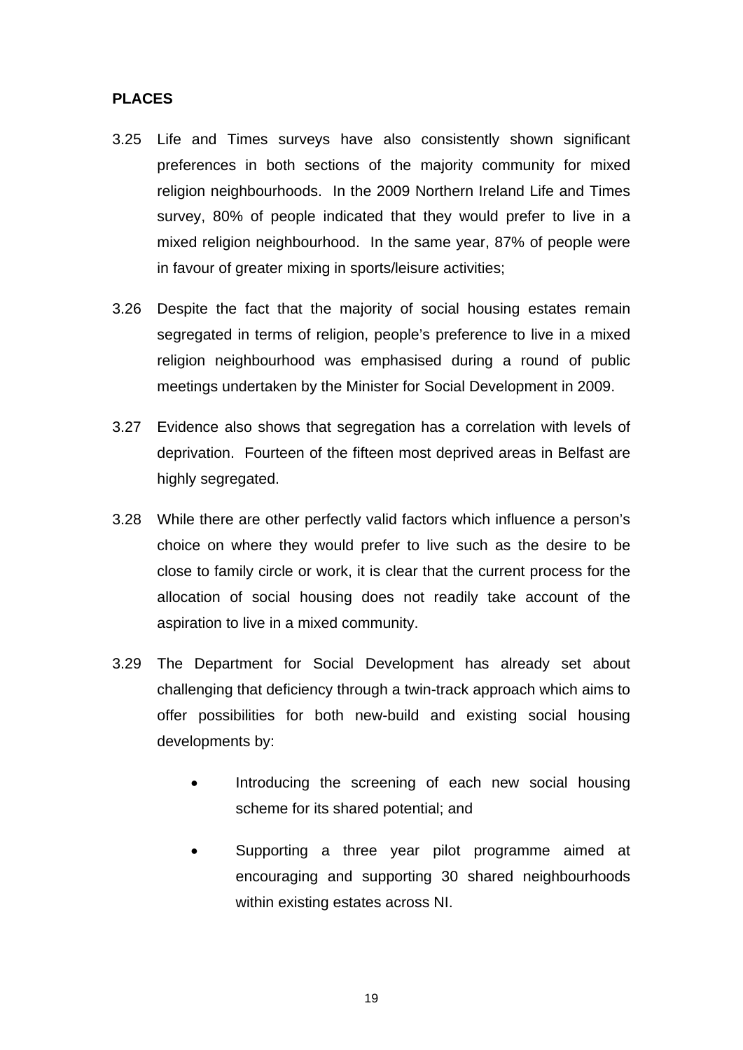**PLACES**

3.25 Life and Times surveys have also consistently shown significant preferences in both sections of the majority community for mixed religion neighbourhoods. In the 2009 Northern Ireland Life and Times survey, 80% of people indicated that they would prefer to live in a mixed religion neighbourhood. In the same year, 87% of people were in favour of greater mixing in sports/leisure activities;

3.26 Despite the fact that the majority of social housing estates remain segregated in terms of religion, people's preference to live in a mixed religion neighbourhood was emphasised during a round of public meetings undertaken by the Minister for Social Development in 2009.

3.27 Evidence also shows that segregation has a correlation with levels of deprivation. Fourteen of the fifteen most deprived areas in Belfast are highly segregated.

3.28 While there are other perfectly valid factors which influence a person's choice on where they would prefer to live such as the desire to be close to family circle or work, it is clear that the current process for the allocation of social housing does not readily take account of the aspiration to live in a mixed community.

3.29 The Department for Social Development has already set about challenging that deficiency through a twin-track approach which aims to offer possibilities for both new-build and existing social housing developments by:

- Introducing the screening of each new social housing scheme for its shared potential; and
- Supporting a three year pilot programme aimed at encouraging and supporting 30 shared neighbourhoods within existing estates across NI.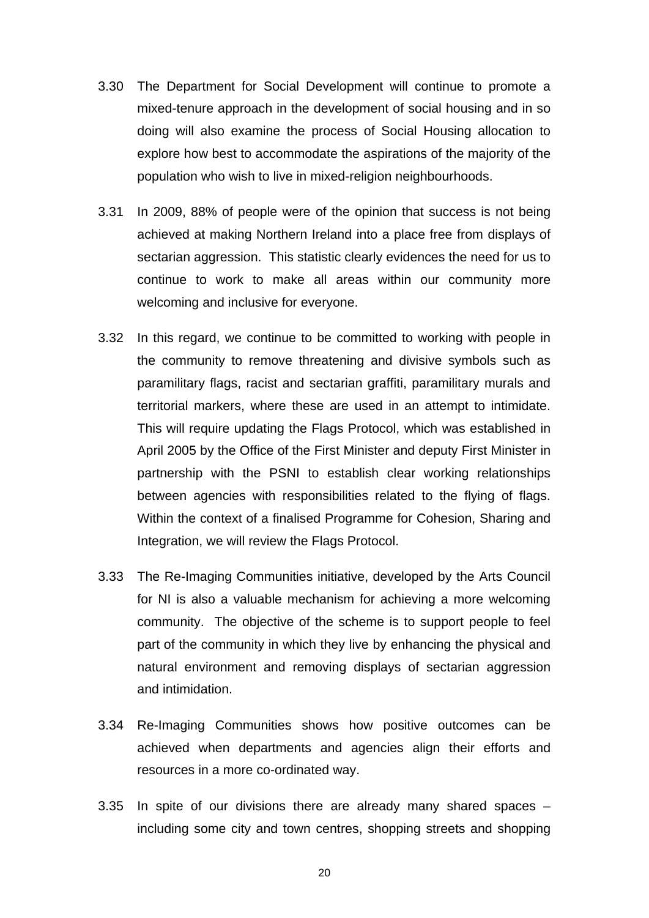3.30 The Department for Social Development will continue to promote a mixed-tenure approach in the development of social housing and in so doing will also examine the process of Social Housing allocation to explore how best to accommodate the aspirations of the majority of the population who wish to live in mixed-religion neighbourhoods.

3.31 In 2009, 88% of people were of the opinion that success is not being achieved at making Northern Ireland into a place free from displays of sectarian aggression. This statistic clearly evidences the need for us to continue to work to make all areas within our community more welcoming and inclusive for everyone.

3.32 In this regard, we continue to be committed to working with people in the community to remove threatening and divisive symbols such as paramilitary flags, racist and sectarian graffiti, paramilitary murals and territorial markers, where these are used in an attempt to intimidate. This will require updating the Flags Protocol, which was established in April 2005 by the Office of the First Minister and deputy First Minister in partnership with the PSNI to establish clear working relationships between agencies with responsibilities related to the flying of flags. Within the context of a finalised Programme for Cohesion, Sharing and Integration, we will review the Flags Protocol.

3.33 The Re-Imaging Communities initiative, developed by the Arts Council for NI is also a valuable mechanism for achieving a more welcoming community. The objective of the scheme is to support people to feel part of the community in which they live by enhancing the physical and natural environment and removing displays of sectarian aggression and intimidation.

3.34 Re-Imaging Communities shows how positive outcomes can be achieved when departments and agencies align their efforts and resources in a more co-ordinated way.

3.35 In spite of our divisions there are already many shared spaces – including some city and town centres, shopping streets and shopping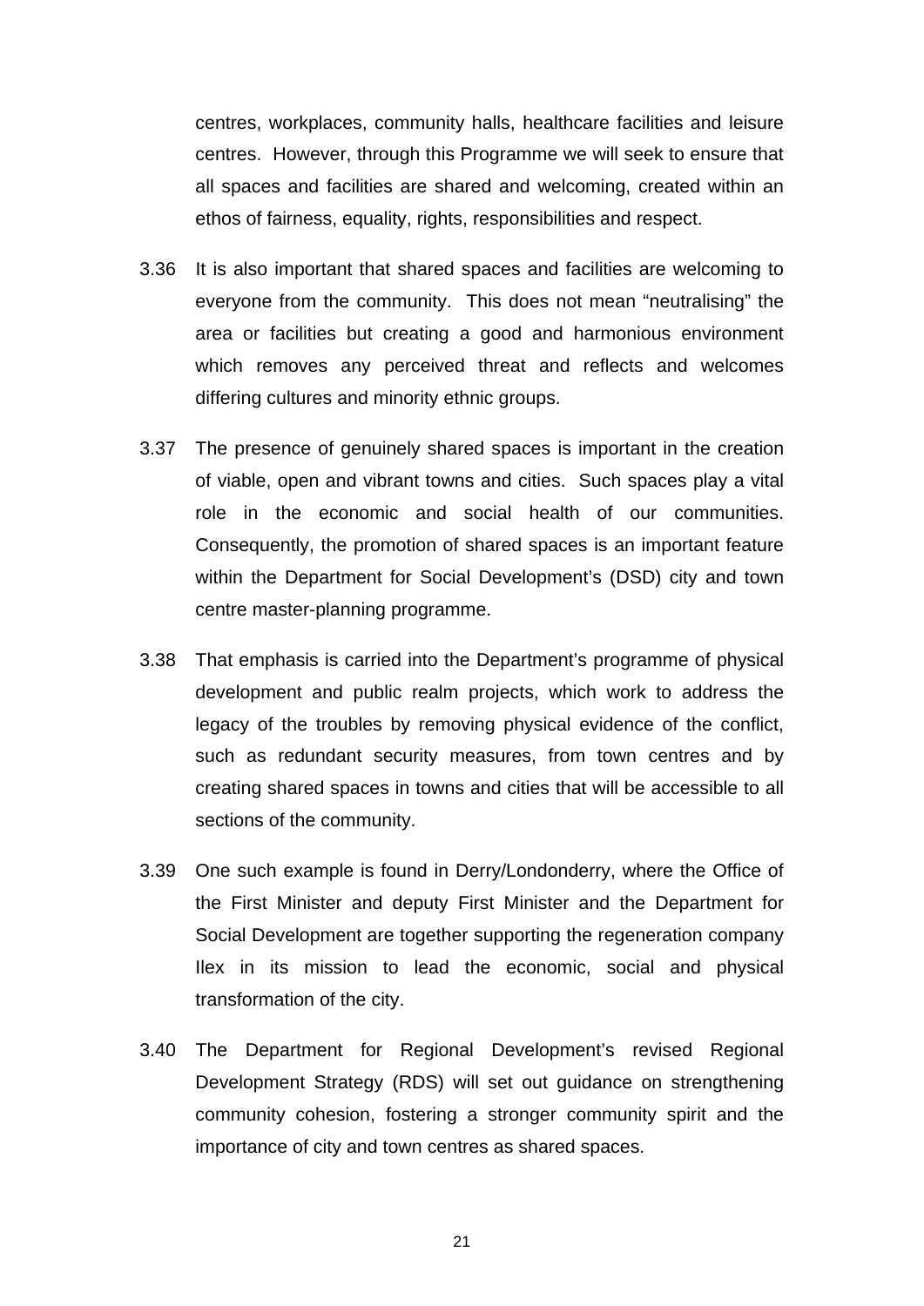centres, workplaces, community halls, healthcare facilities and leisure centres. However, through this Programme we will seek to ensure that all spaces and facilities are shared and welcoming, created within an ethos of fairness, equality, rights, responsibilities and respect.

3.36 It is also important that shared spaces and facilities are welcoming to everyone from the community. This does not mean "neutralising" the area or facilities but creating a good and harmonious environment which removes any perceived threat and reflects and welcomes differing cultures and minority ethnic groups.

3.37 The presence of genuinely shared spaces is important in the creation of viable, open and vibrant towns and cities. Such spaces play a vital role in the economic and social health of our communities. Consequently, the promotion of shared spaces is an important feature within the Department for Social Development's (DSD) city and town centre master-planning programme.

3.38 That emphasis is carried into the Department's programme of physical development and public realm projects, which work to address the legacy of the troubles by removing physical evidence of the conflict, such as redundant security measures, from town centres and by creating shared spaces in towns and cities that will be accessible to all sections of the community.

3.39 One such example is found in Derry/Londonderry, where the Office of the First Minister and deputy First Minister and the Department for Social Development are together supporting the regeneration company Ilex in its mission to lead the economic, social and physical transformation of the city.

3.40 The Department for Regional Development's revised Regional Development Strategy (RDS) will set out guidance on strengthening community cohesion, fostering a stronger community spirit and the importance of city and town centres as shared spaces.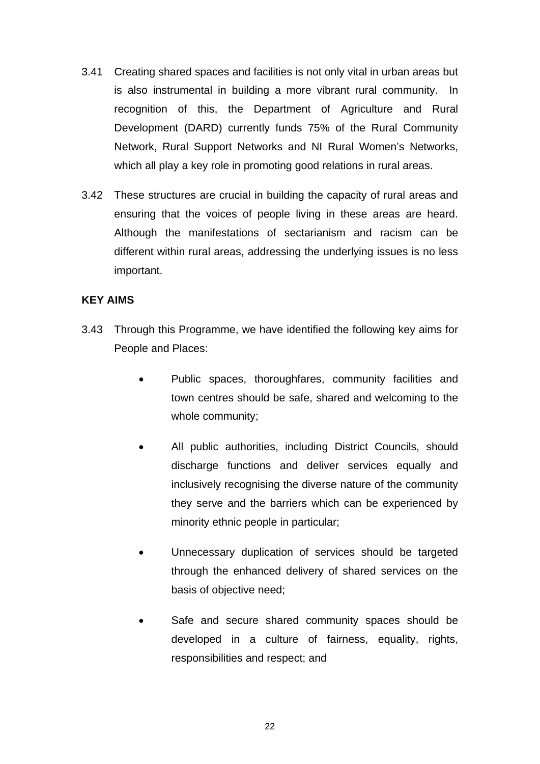3.41 Creating shared spaces and facilities is not only vital in urban areas but is also instrumental in building a more vibrant rural community. In recognition of this, the Department of Agriculture and Rural Development (DARD) currently funds 75% of the Rural Community Network, Rural Support Networks and NI Rural Women's Networks, which all play a key role in promoting good relations in rural areas.

3.42 These structures are crucial in building the capacity of rural areas and ensuring that the voices of people living in these areas are heard. Although the manifestations of sectarianism and racism can be different within rural areas, addressing the underlying issues is no less important.

**KEY AIMS**

3.43 Through this Programme, we have identified the following key aims for People and Places:

- Public spaces, thoroughfares, community facilities and town centres should be safe, shared and welcoming to the whole community;

- All public authorities, including District Councils, should discharge functions and deliver services equally and inclusively recognising the diverse nature of the community they serve and the barriers which can be experienced by minority ethnic people in particular;

- Unnecessary duplication of services should be targeted through the enhanced delivery of shared services on the basis of objective need;

- Safe and secure shared community spaces should be developed in a culture of fairness, equality, rights, responsibilities and respect; and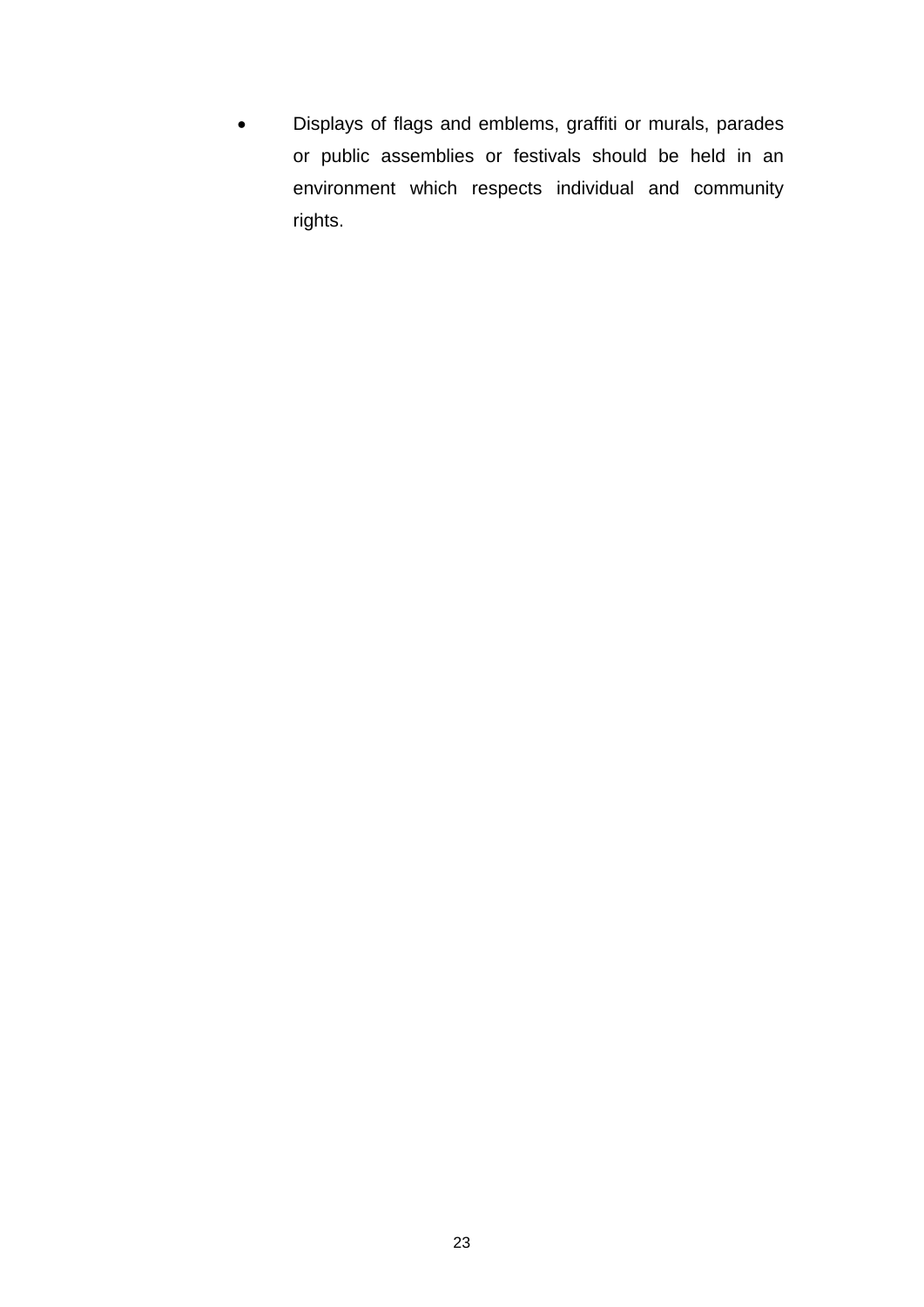- Displays of flags and emblems, graffiti or murals, parades or public assemblies or festivals should be held in an environment which respects individual and community rights.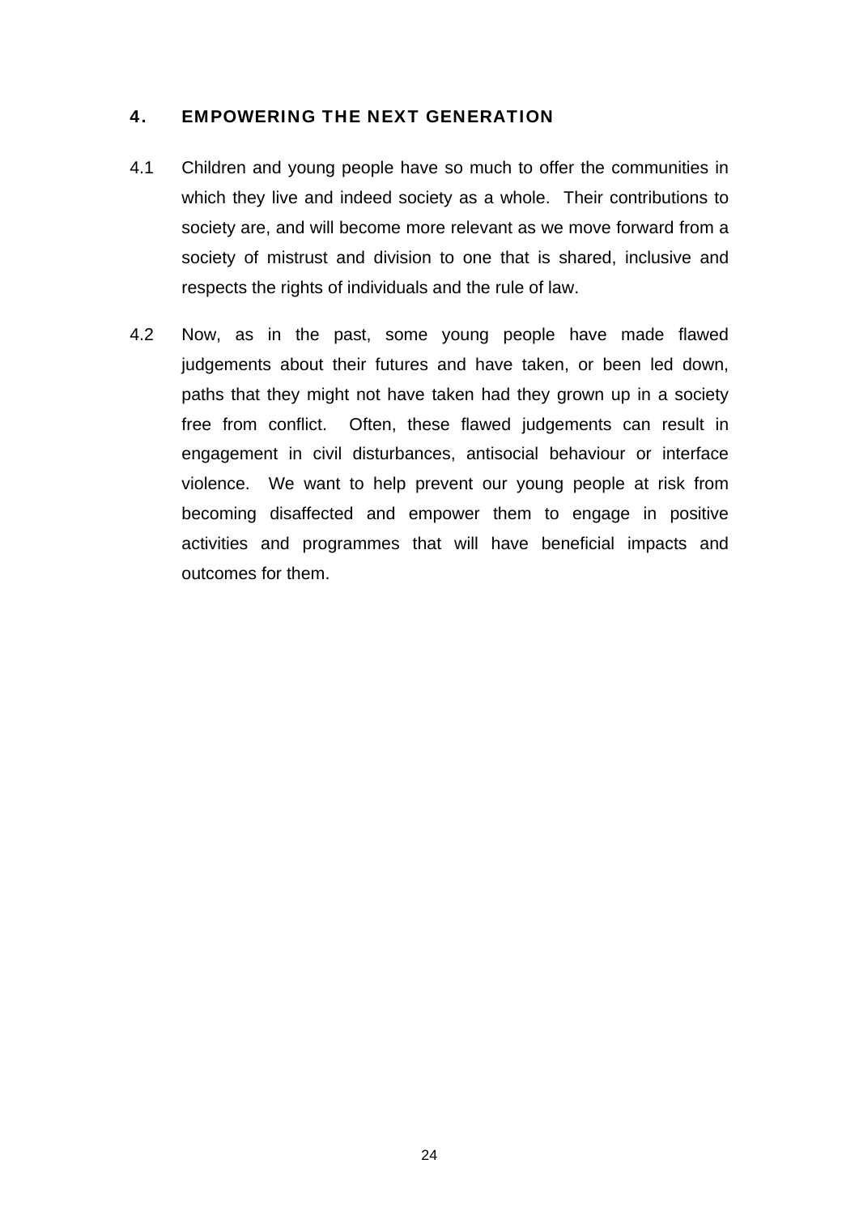## 4. EMPOWERING THE NEXT GENERATION

4.1 Children and young people have so much to offer the communities in which they live and indeed society as a whole. Their contributions to society are, and will become more relevant as we move forward from a society of mistrust and division to one that is shared, inclusive and respects the rights of individuals and the rule of law.

4.2 Now, as in the past, some young people have made flawed judgements about their futures and have taken, or been led down, paths that they might not have taken had they grown up in a society free from conflict. Often, these flawed judgements can result in engagement in civil disturbances, antisocial behaviour or interface violence. We want to help prevent our young people at risk from becoming disaffected and empower them to engage in positive activities and programmes that will have beneficial impacts and outcomes for them.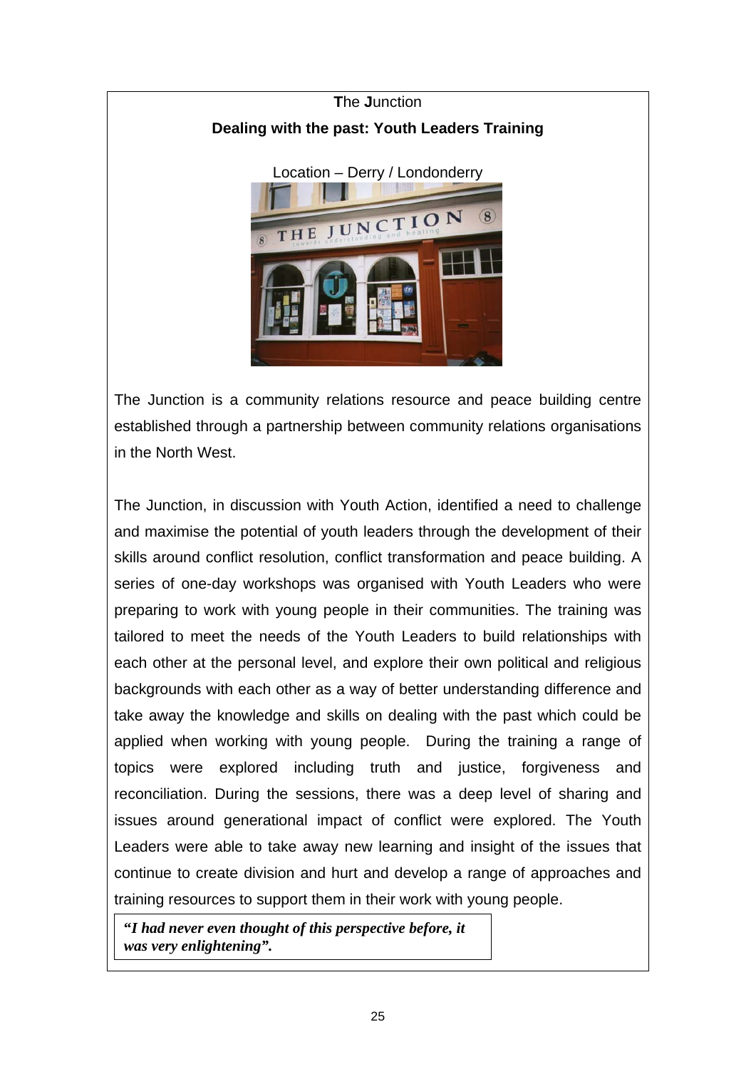**T**he **J**unction

**Dealing with the past: Youth Leaders Training**

Location – Derry / Londonderry

The Junction is a community relations resource and peace building centre established through a partnership between community relations organisations in the North West.

The Junction, in discussion with Youth Action, identified a need to challenge and maximise the potential of youth leaders through the development of their skills around conflict resolution, conflict transformation and peace building. A series of one-day workshops was organised with Youth Leaders who were preparing to work with young people in their communities. The training was tailored to meet the needs of the Youth Leaders to build relationships with each other at the personal level, and explore their own political and religious backgrounds with each other as a way of better understanding difference and take away the knowledge and skills on dealing with the past which could be applied when working with young people. During the training a range of topics were explored including truth and justice, forgiveness and reconciliation. During the sessions, there was a deep level of sharing and issues around generational impact of conflict were explored. The Youth Leaders were able to take away new learning and insight of the issues that continue to create division and hurt and develop a range of approaches and training resources to support them in their work with young people.

***"I had never even thought of this perspective before, it was very enlightening".***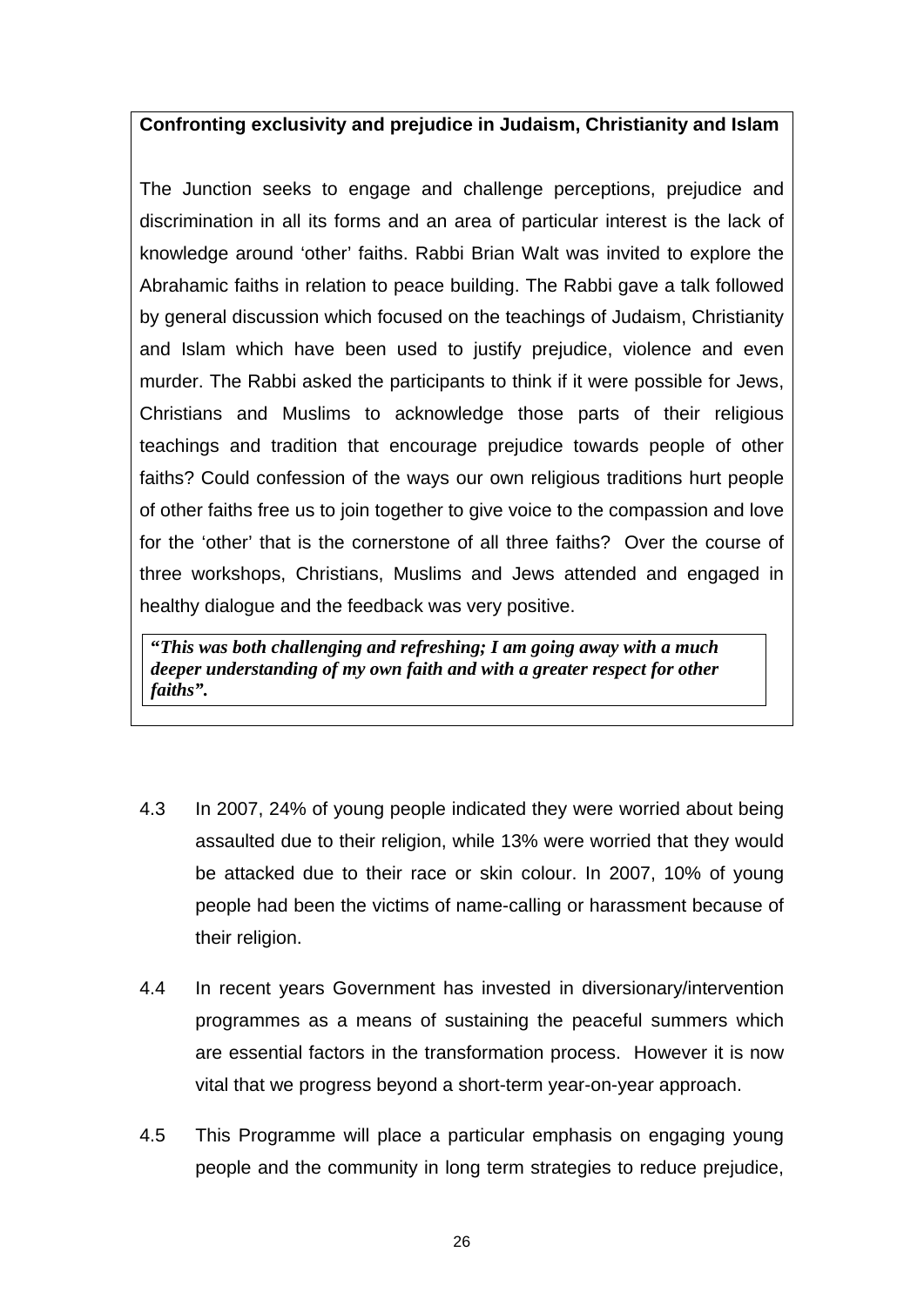**Confronting exclusivity and prejudice in Judaism, Christianity and Islam**

The Junction seeks to engage and challenge perceptions, prejudice and discrimination in all its forms and an area of particular interest is the lack of knowledge around 'other' faiths. Rabbi Brian Walt was invited to explore the Abrahamic faiths in relation to peace building. The Rabbi gave a talk followed by general discussion which focused on the teachings of Judaism, Christianity and Islam which have been used to justify prejudice, violence and even murder. The Rabbi asked the participants to think if it were possible for Jews, Christians and Muslims to acknowledge those parts of their religious teachings and tradition that encourage prejudice towards people of other faiths? Could confession of the ways our own religious traditions hurt people of other faiths free us to join together to give voice to the compassion and love for the 'other' that is the cornerstone of all three faiths? Over the course of three workshops, Christians, Muslims and Jews attended and engaged in healthy dialogue and the feedback was very positive.

> ***"This was both challenging and refreshing; I am going away with a much deeper understanding of my own faith and with a greater respect for other faiths".***

4.3 In 2007, 24% of young people indicated they were worried about being assaulted due to their religion, while 13% were worried that they would be attacked due to their race or skin colour. In 2007, 10% of young people had been the victims of name-calling or harassment because of their religion.

4.4 In recent years Government has invested in diversionary/intervention programmes as a means of sustaining the peaceful summers which are essential factors in the transformation process. However it is now vital that we progress beyond a short-term year-on-year approach.

4.5 This Programme will place a particular emphasis on engaging young people and the community in long term strategies to reduce prejudice,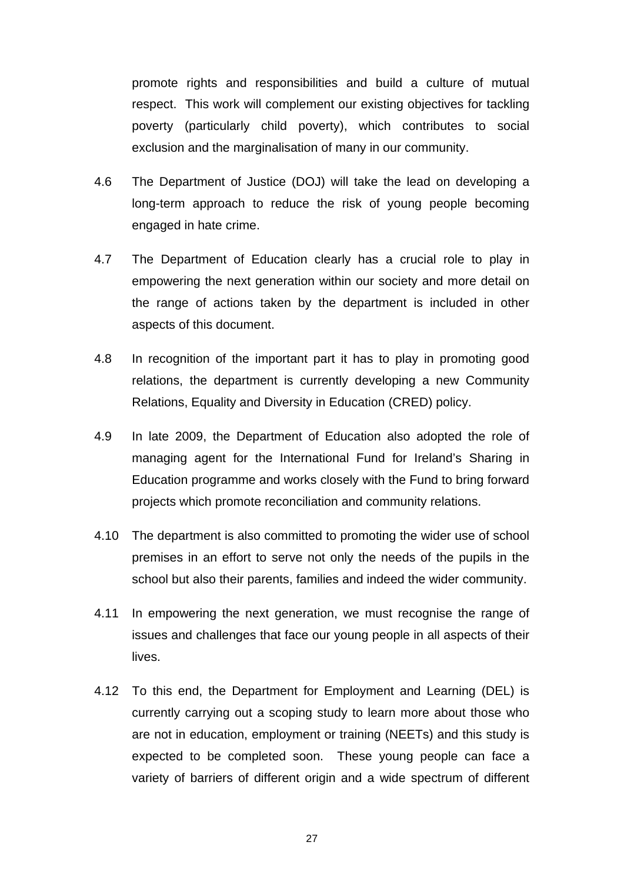promote rights and responsibilities and build a culture of mutual respect. This work will complement our existing objectives for tackling poverty (particularly child poverty), which contributes to social exclusion and the marginalisation of many in our community.

4.6 The Department of Justice (DOJ) will take the lead on developing a long-term approach to reduce the risk of young people becoming engaged in hate crime.

4.7 The Department of Education clearly has a crucial role to play in empowering the next generation within our society and more detail on the range of actions taken by the department is included in other aspects of this document.

4.8 In recognition of the important part it has to play in promoting good relations, the department is currently developing a new Community Relations, Equality and Diversity in Education (CRED) policy.

4.9 In late 2009, the Department of Education also adopted the role of managing agent for the International Fund for Ireland's Sharing in Education programme and works closely with the Fund to bring forward projects which promote reconciliation and community relations.

4.10 The department is also committed to promoting the wider use of school premises in an effort to serve not only the needs of the pupils in the school but also their parents, families and indeed the wider community.

4.11 In empowering the next generation, we must recognise the range of issues and challenges that face our young people in all aspects of their lives.

4.12 To this end, the Department for Employment and Learning (DEL) is currently carrying out a scoping study to learn more about those who are not in education, employment or training (NEETs) and this study is expected to be completed soon. These young people can face a variety of barriers of different origin and a wide spectrum of different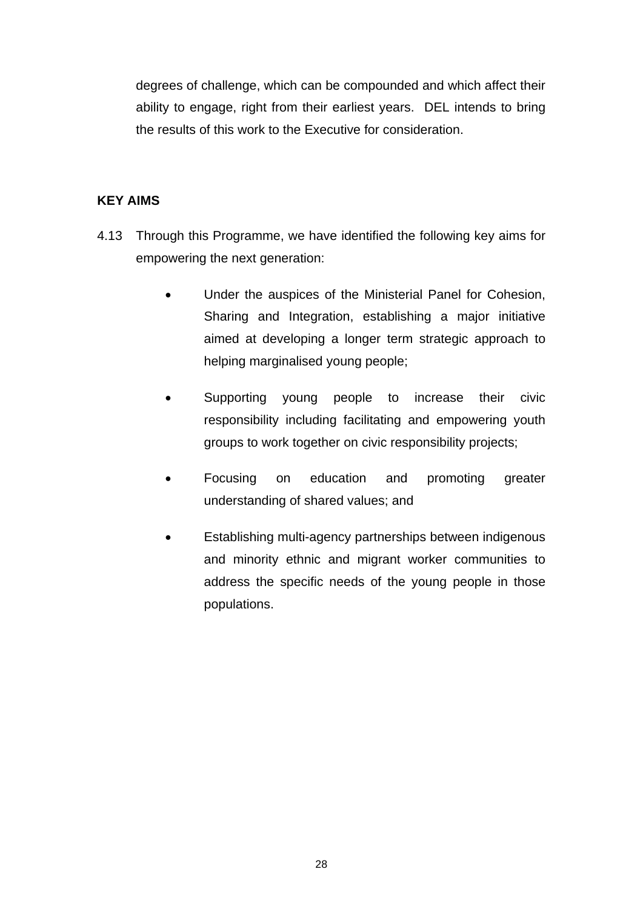degrees of challenge, which can be compounded and which affect their ability to engage, right from their earliest years. DEL intends to bring the results of this work to the Executive for consideration.

**KEY AIMS**

4.13 Through this Programme, we have identified the following key aims for empowering the next generation:

- Under the auspices of the Ministerial Panel for Cohesion, Sharing and Integration, establishing a major initiative aimed at developing a longer term strategic approach to helping marginalised young people;
- Supporting young people to increase their civic responsibility including facilitating and empowering youth groups to work together on civic responsibility projects;
- Focusing on education and promoting greater understanding of shared values; and
- Establishing multi-agency partnerships between indigenous and minority ethnic and migrant worker communities to address the specific needs of the young people in those populations.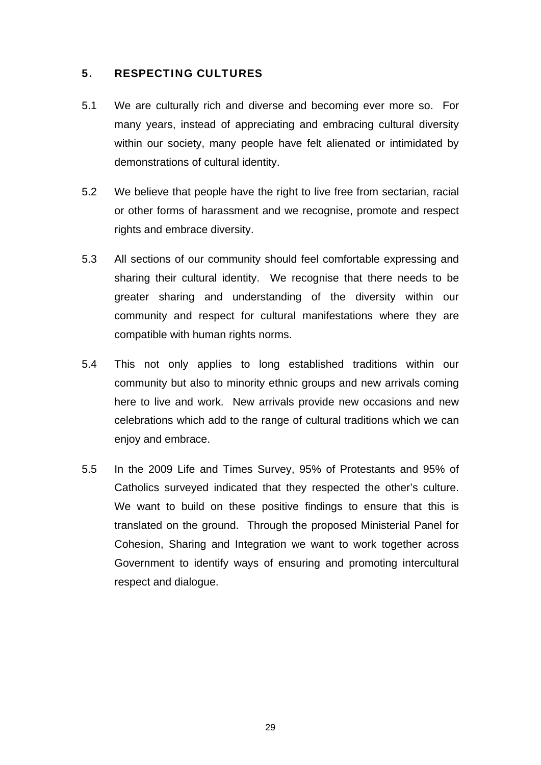## 5. RESPECTING CULTURES

5.1 We are culturally rich and diverse and becoming ever more so. For many years, instead of appreciating and embracing cultural diversity within our society, many people have felt alienated or intimidated by demonstrations of cultural identity.

5.2 We believe that people have the right to live free from sectarian, racial or other forms of harassment and we recognise, promote and respect rights and embrace diversity.

5.3 All sections of our community should feel comfortable expressing and sharing their cultural identity. We recognise that there needs to be greater sharing and understanding of the diversity within our community and respect for cultural manifestations where they are compatible with human rights norms.

5.4 This not only applies to long established traditions within our community but also to minority ethnic groups and new arrivals coming here to live and work. New arrivals provide new occasions and new celebrations which add to the range of cultural traditions which we can enjoy and embrace.

5.5 In the 2009 Life and Times Survey, 95% of Protestants and 95% of Catholics surveyed indicated that they respected the other's culture. We want to build on these positive findings to ensure that this is translated on the ground. Through the proposed Ministerial Panel for Cohesion, Sharing and Integration we want to work together across Government to identify ways of ensuring and promoting intercultural respect and dialogue.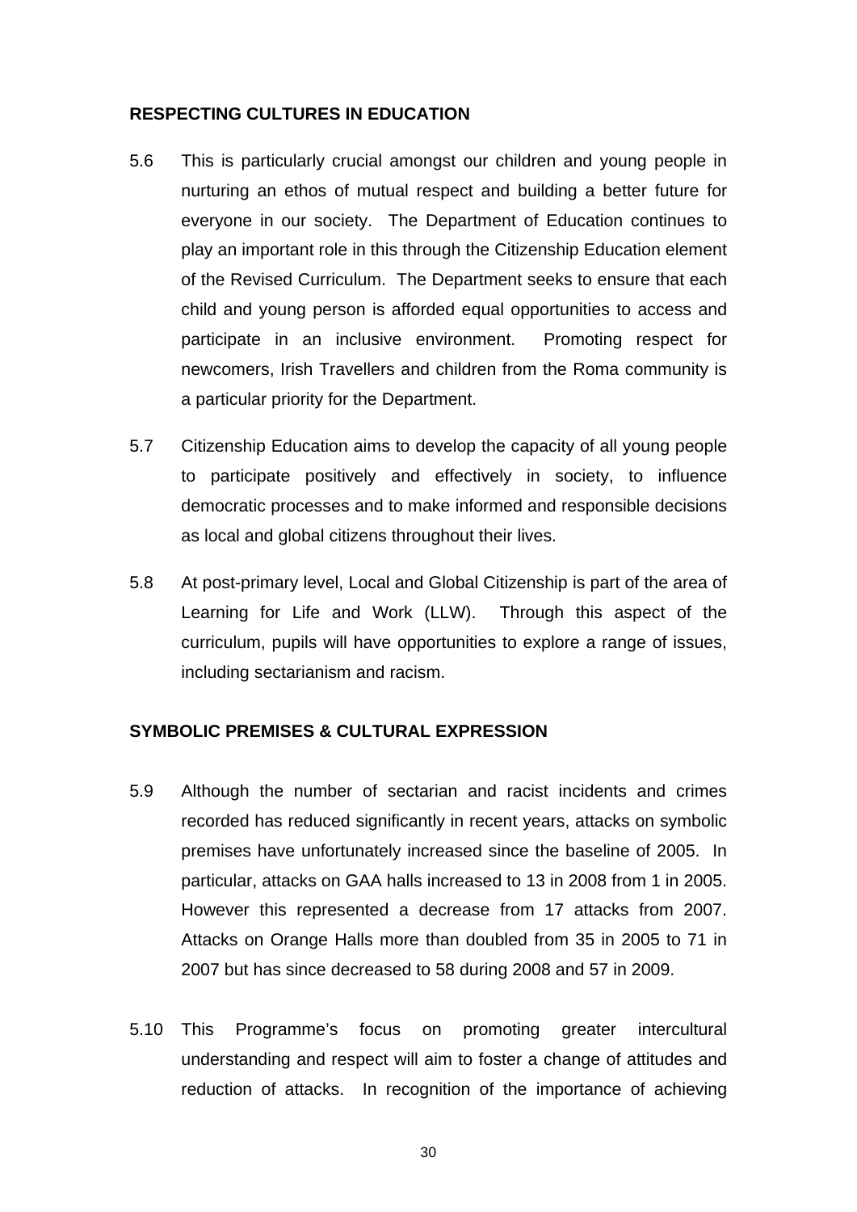## RESPECTING CULTURES IN EDUCATION

5.6 This is particularly crucial amongst our children and young people in nurturing an ethos of mutual respect and building a better future for everyone in our society. The Department of Education continues to play an important role in this through the Citizenship Education element of the Revised Curriculum. The Department seeks to ensure that each child and young person is afforded equal opportunities to access and participate in an inclusive environment. Promoting respect for newcomers, Irish Travellers and children from the Roma community is a particular priority for the Department.

5.7 Citizenship Education aims to develop the capacity of all young people to participate positively and effectively in society, to influence democratic processes and to make informed and responsible decisions as local and global citizens throughout their lives.

5.8 At post-primary level, Local and Global Citizenship is part of the area of Learning for Life and Work (LLW). Through this aspect of the curriculum, pupils will have opportunities to explore a range of issues, including sectarianism and racism.

## SYMBOLIC PREMISES & CULTURAL EXPRESSION

5.9 Although the number of sectarian and racist incidents and crimes recorded has reduced significantly in recent years, attacks on symbolic premises have unfortunately increased since the baseline of 2005. In particular, attacks on GAA halls increased to 13 in 2008 from 1 in 2005. However this represented a decrease from 17 attacks from 2007. Attacks on Orange Halls more than doubled from 35 in 2005 to 71 in 2007 but has since decreased to 58 during 2008 and 57 in 2009.

5.10 This Programme's focus on promoting greater intercultural understanding and respect will aim to foster a change of attitudes and reduction of attacks. In recognition of the importance of achieving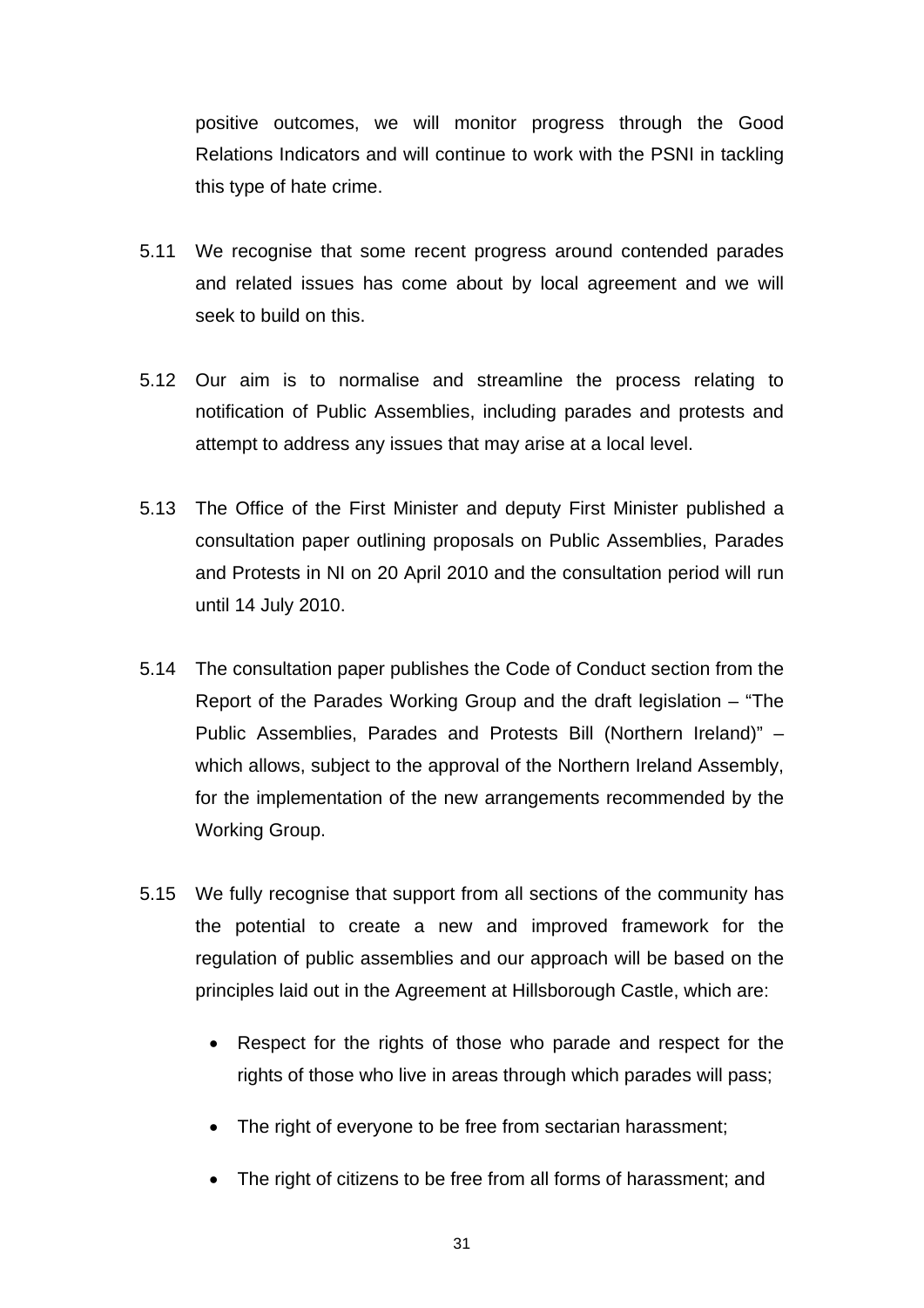positive outcomes, we will monitor progress through the Good Relations Indicators and will continue to work with the PSNI in tackling this type of hate crime.

5.11 We recognise that some recent progress around contended parades and related issues has come about by local agreement and we will seek to build on this.

5.12 Our aim is to normalise and streamline the process relating to notification of Public Assemblies, including parades and protests and attempt to address any issues that may arise at a local level.

5.13 The Office of the First Minister and deputy First Minister published a consultation paper outlining proposals on Public Assemblies, Parades and Protests in NI on 20 April 2010 and the consultation period will run until 14 July 2010.

5.14 The consultation paper publishes the Code of Conduct section from the Report of the Parades Working Group and the draft legislation – "The Public Assemblies, Parades and Protests Bill (Northern Ireland)" – which allows, subject to the approval of the Northern Ireland Assembly, for the implementation of the new arrangements recommended by the Working Group.

5.15 We fully recognise that support from all sections of the community has the potential to create a new and improved framework for the regulation of public assemblies and our approach will be based on the principles laid out in the Agreement at Hillsborough Castle, which are:

- Respect for the rights of those who parade and respect for the rights of those who live in areas through which parades will pass;
- The right of everyone to be free from sectarian harassment;
- The right of citizens to be free from all forms of harassment; and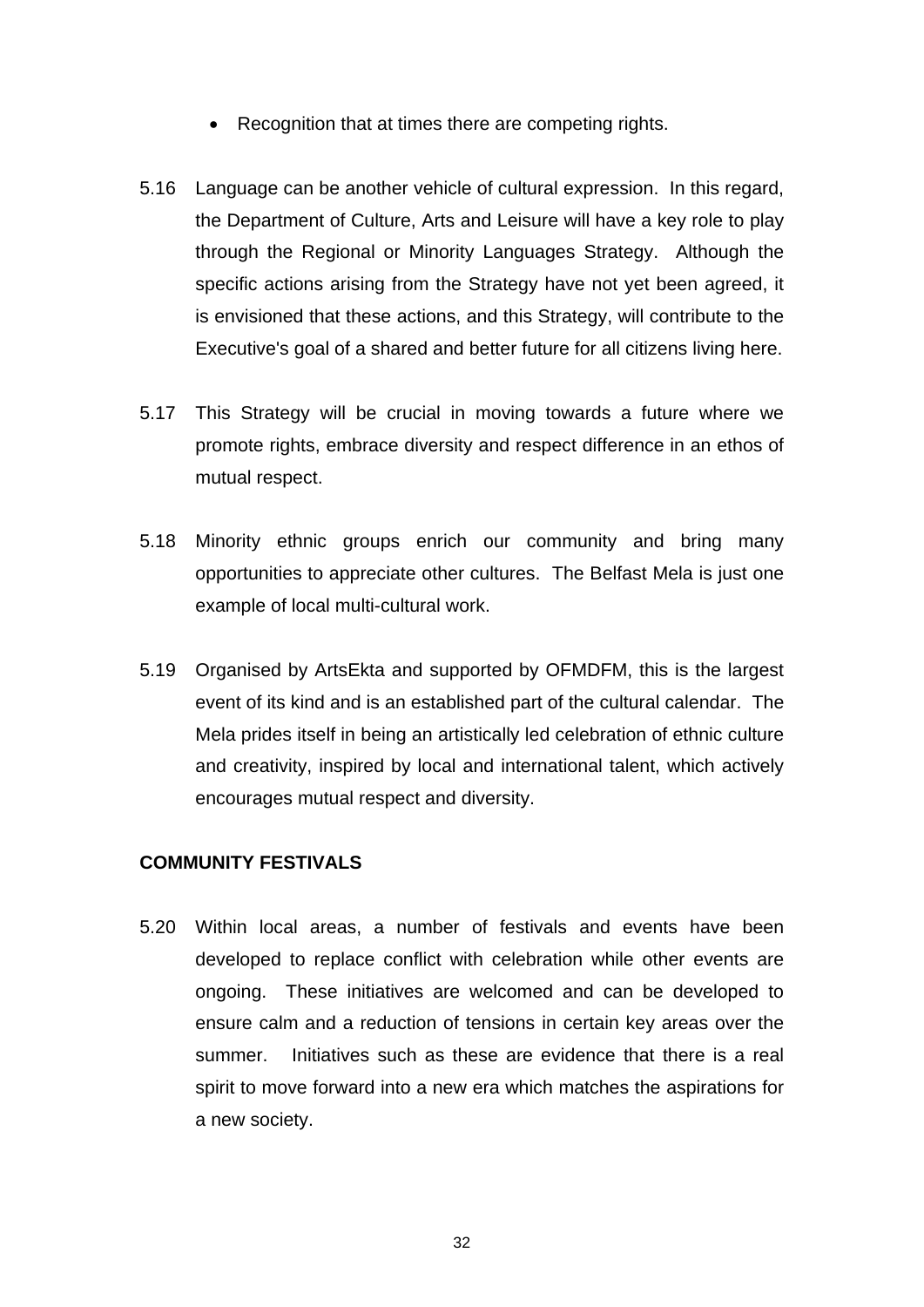- Recognition that at times there are competing rights.

5.16 Language can be another vehicle of cultural expression. In this regard, the Department of Culture, Arts and Leisure will have a key role to play through the Regional or Minority Languages Strategy. Although the specific actions arising from the Strategy have not yet been agreed, it is envisioned that these actions, and this Strategy, will contribute to the Executive's goal of a shared and better future for all citizens living here.

5.17 This Strategy will be crucial in moving towards a future where we promote rights, embrace diversity and respect difference in an ethos of mutual respect.

5.18 Minority ethnic groups enrich our community and bring many opportunities to appreciate other cultures. The Belfast Mela is just one example of local multi-cultural work.

5.19 Organised by ArtsEkta and supported by OFMDFM, this is the largest event of its kind and is an established part of the cultural calendar. The Mela prides itself in being an artistically led celebration of ethnic culture and creativity, inspired by local and international talent, which actively encourages mutual respect and diversity.

**COMMUNITY FESTIVALS**

5.20 Within local areas, a number of festivals and events have been developed to replace conflict with celebration while other events are ongoing. These initiatives are welcomed and can be developed to ensure calm and a reduction of tensions in certain key areas over the summer. Initiatives such as these are evidence that there is a real spirit to move forward into a new era which matches the aspirations for a new society.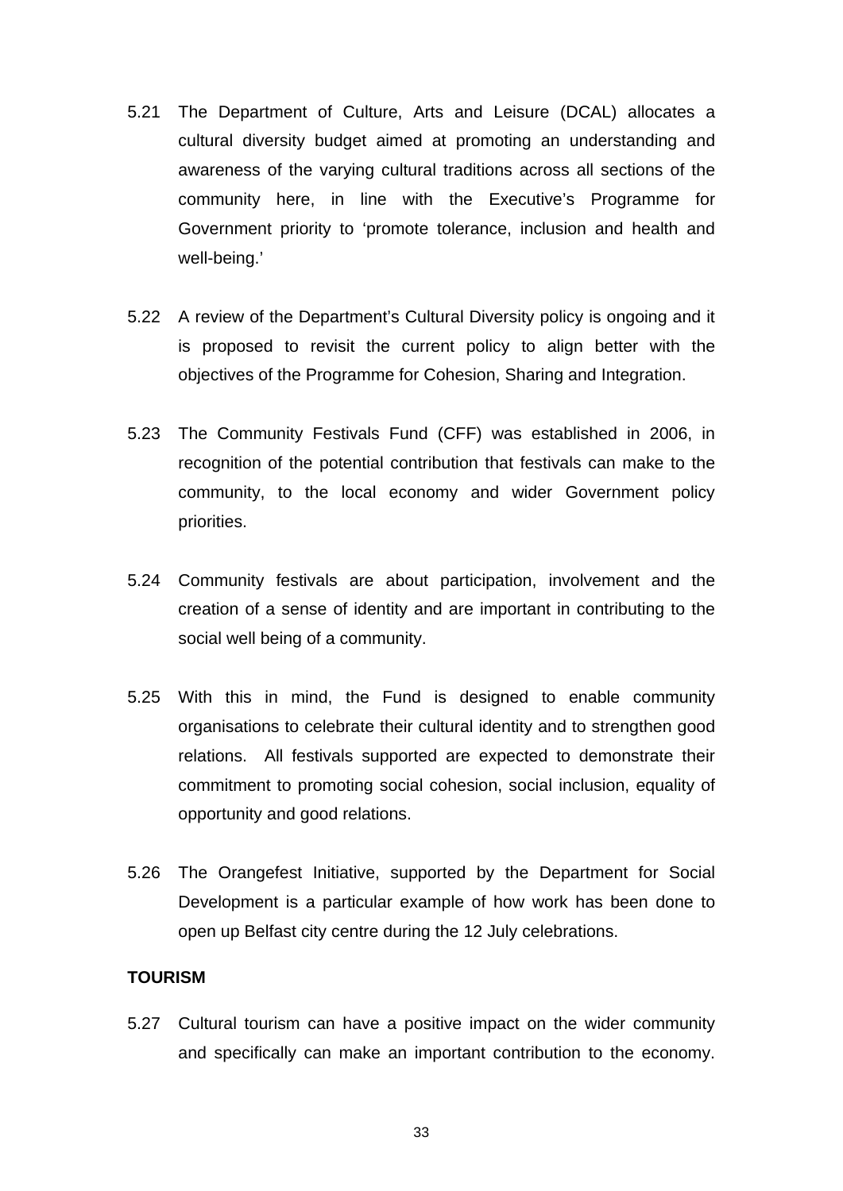5.21 The Department of Culture, Arts and Leisure (DCAL) allocates a cultural diversity budget aimed at promoting an understanding and awareness of the varying cultural traditions across all sections of the community here, in line with the Executive's Programme for Government priority to 'promote tolerance, inclusion and health and well-being.'

5.22 A review of the Department's Cultural Diversity policy is ongoing and it is proposed to revisit the current policy to align better with the objectives of the Programme for Cohesion, Sharing and Integration.

5.23 The Community Festivals Fund (CFF) was established in 2006, in recognition of the potential contribution that festivals can make to the community, to the local economy and wider Government policy priorities.

5.24 Community festivals are about participation, involvement and the creation of a sense of identity and are important in contributing to the social well being of a community.

5.25 With this in mind, the Fund is designed to enable community organisations to celebrate their cultural identity and to strengthen good relations. All festivals supported are expected to demonstrate their commitment to promoting social cohesion, social inclusion, equality of opportunity and good relations.

5.26 The Orangefest Initiative, supported by the Department for Social Development is a particular example of how work has been done to open up Belfast city centre during the 12 July celebrations.

**TOURISM**

5.27 Cultural tourism can have a positive impact on the wider community and specifically can make an important contribution to the economy.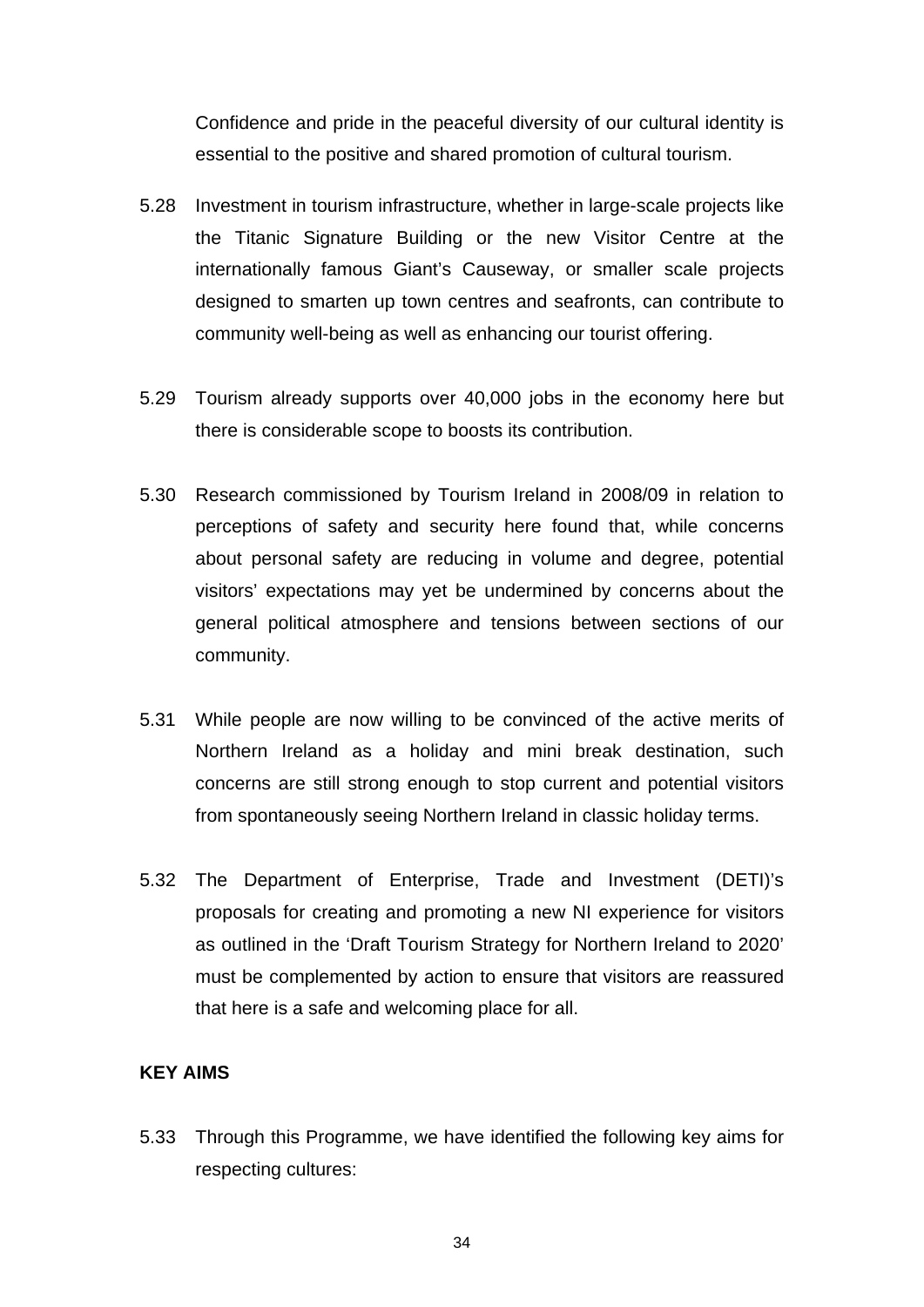Confidence and pride in the peaceful diversity of our cultural identity is essential to the positive and shared promotion of cultural tourism.

5.28 Investment in tourism infrastructure, whether in large-scale projects like the Titanic Signature Building or the new Visitor Centre at the internationally famous Giant's Causeway, or smaller scale projects designed to smarten up town centres and seafronts, can contribute to community well-being as well as enhancing our tourist offering.

5.29 Tourism already supports over 40,000 jobs in the economy here but there is considerable scope to boosts its contribution.

5.30 Research commissioned by Tourism Ireland in 2008/09 in relation to perceptions of safety and security here found that, while concerns about personal safety are reducing in volume and degree, potential visitors' expectations may yet be undermined by concerns about the general political atmosphere and tensions between sections of our community.

5.31 While people are now willing to be convinced of the active merits of Northern Ireland as a holiday and mini break destination, such concerns are still strong enough to stop current and potential visitors from spontaneously seeing Northern Ireland in classic holiday terms.

5.32 The Department of Enterprise, Trade and Investment (DETI)'s proposals for creating and promoting a new NI experience for visitors as outlined in the 'Draft Tourism Strategy for Northern Ireland to 2020' must be complemented by action to ensure that visitors are reassured that here is a safe and welcoming place for all.

**KEY AIMS**

5.33 Through this Programme, we have identified the following key aims for respecting cultures: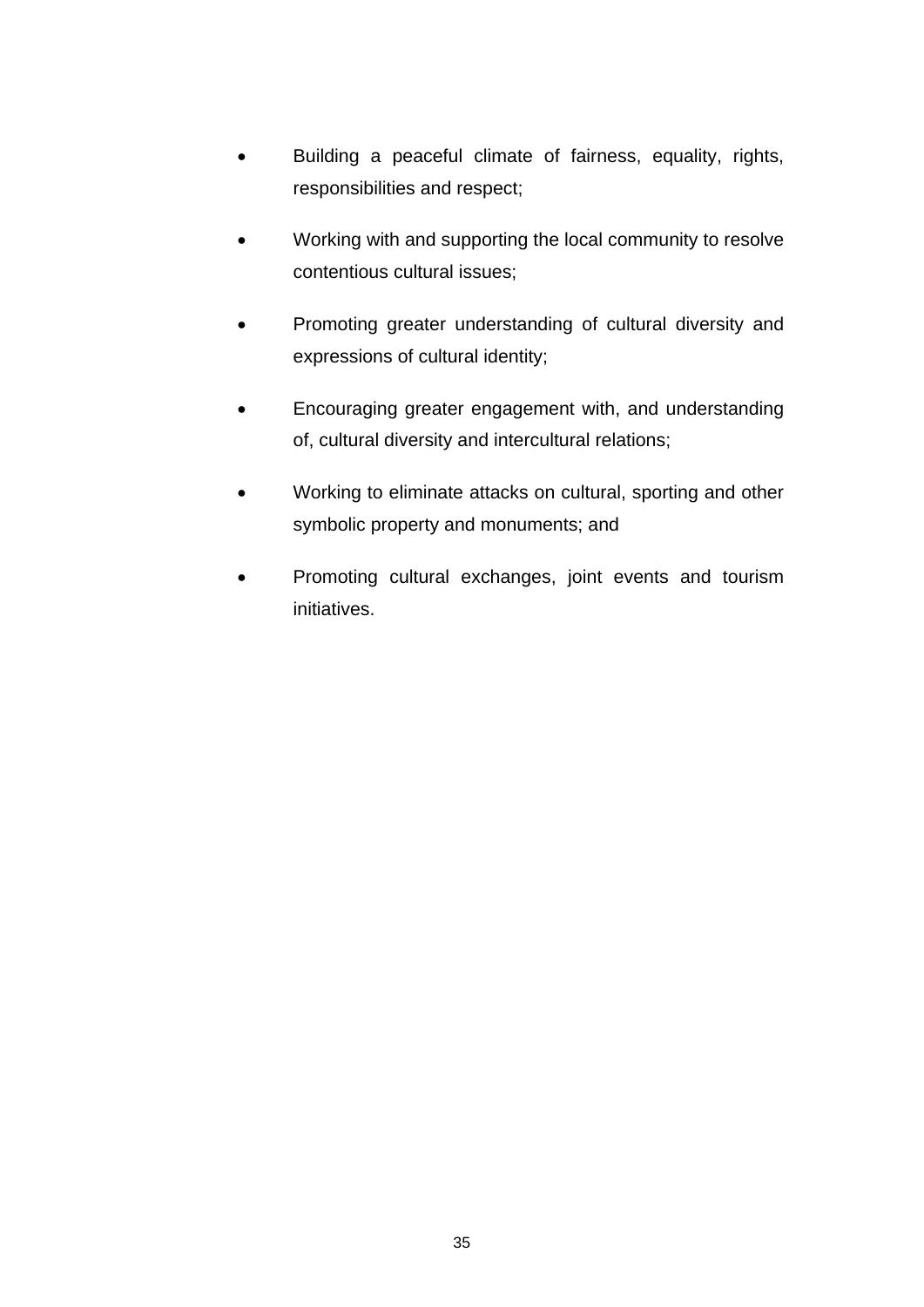- Building a peaceful climate of fairness, equality, rights, responsibilities and respect;
- Working with and supporting the local community to resolve contentious cultural issues;
- Promoting greater understanding of cultural diversity and expressions of cultural identity;
- Encouraging greater engagement with, and understanding of, cultural diversity and intercultural relations;
- Working to eliminate attacks on cultural, sporting and other symbolic property and monuments; and
- Promoting cultural exchanges, joint events and tourism initiatives.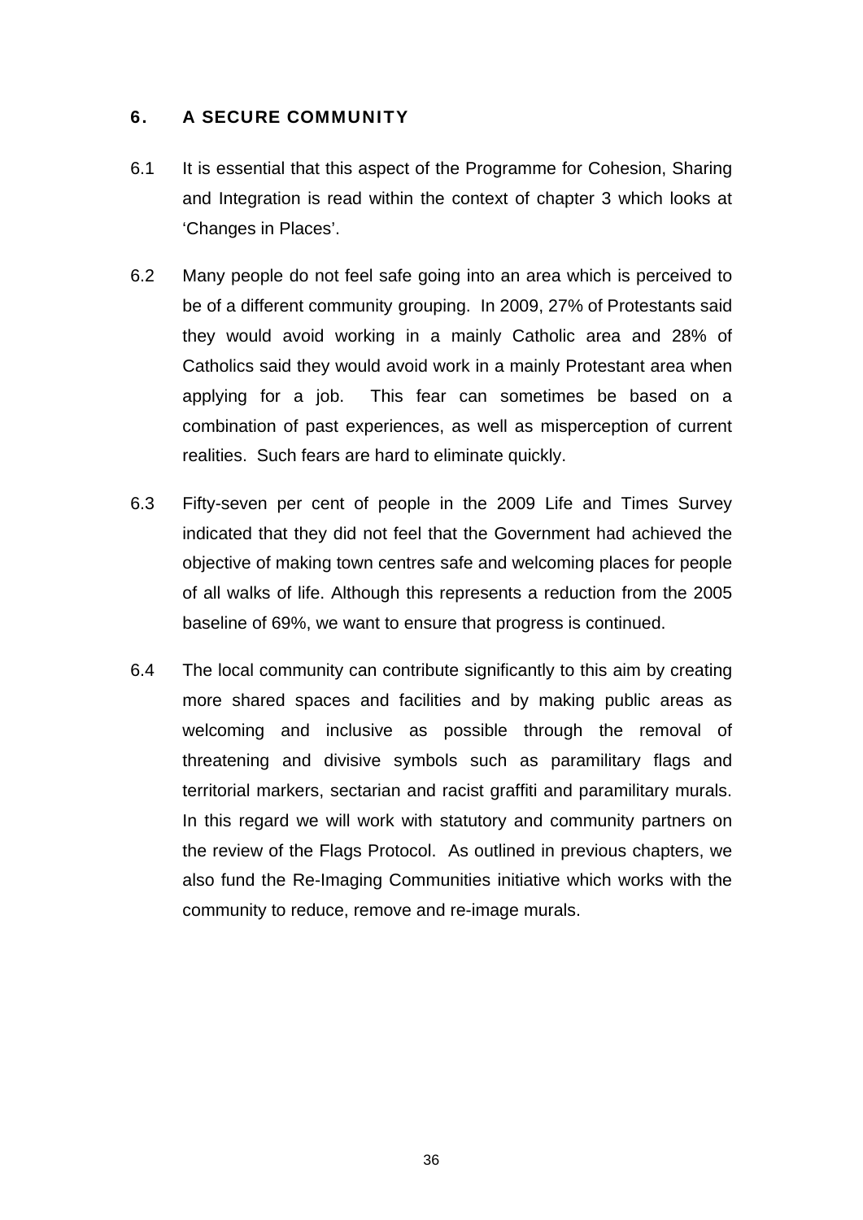## 6. A SECURE COMMUNITY

6.1 It is essential that this aspect of the Programme for Cohesion, Sharing and Integration is read within the context of chapter 3 which looks at 'Changes in Places'.

6.2 Many people do not feel safe going into an area which is perceived to be of a different community grouping. In 2009, 27% of Protestants said they would avoid working in a mainly Catholic area and 28% of Catholics said they would avoid work in a mainly Protestant area when applying for a job. This fear can sometimes be based on a combination of past experiences, as well as misperception of current realities. Such fears are hard to eliminate quickly.

6.3 Fifty-seven per cent of people in the 2009 Life and Times Survey indicated that they did not feel that the Government had achieved the objective of making town centres safe and welcoming places for people of all walks of life. Although this represents a reduction from the 2005 baseline of 69%, we want to ensure that progress is continued.

6.4 The local community can contribute significantly to this aim by creating more shared spaces and facilities and by making public areas as welcoming and inclusive as possible through the removal of threatening and divisive symbols such as paramilitary flags and territorial markers, sectarian and racist graffiti and paramilitary murals. In this regard we will work with statutory and community partners on the review of the Flags Protocol. As outlined in previous chapters, we also fund the Re-Imaging Communities initiative which works with the community to reduce, remove and re-image murals.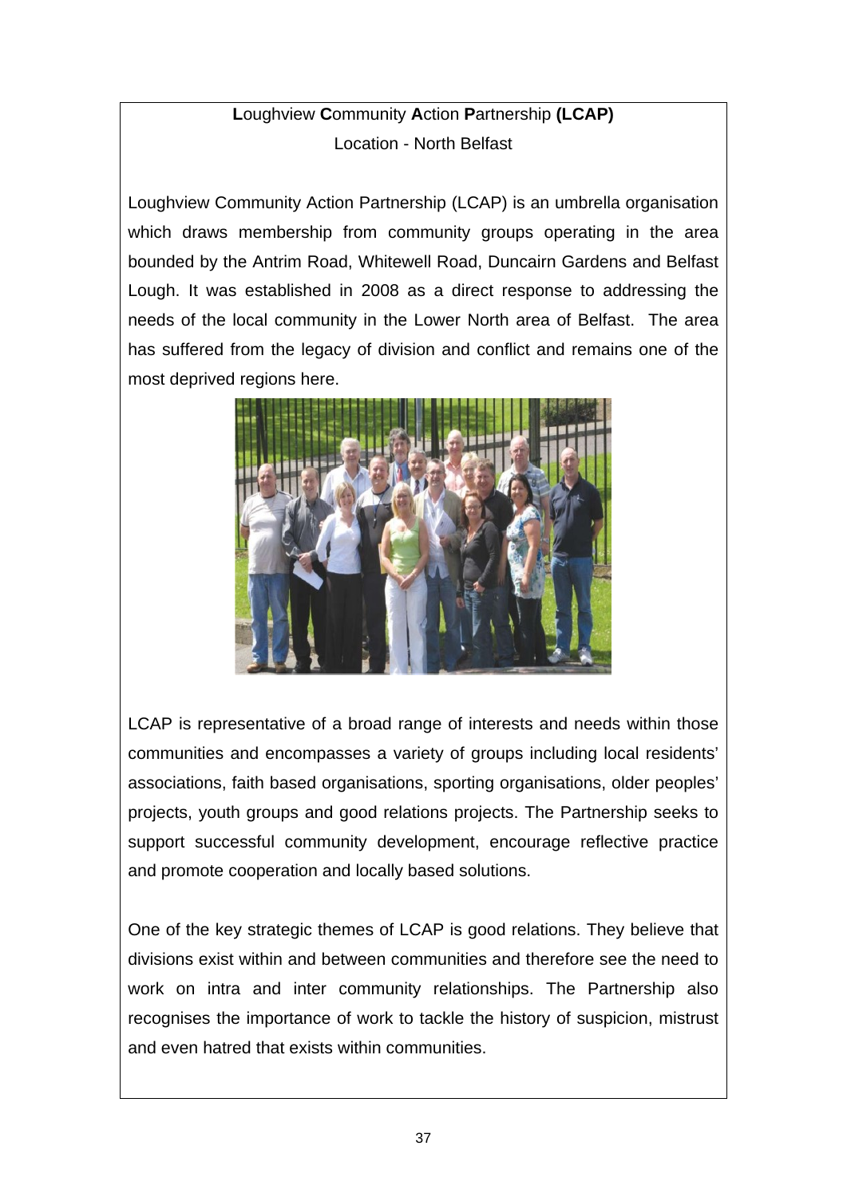**L**oughview **C**ommunity **A**ction **P**artnership **(LCAP)**

Location - North Belfast

Loughview Community Action Partnership (LCAP) is an umbrella organisation which draws membership from community groups operating in the area bounded by the Antrim Road, Whitewell Road, Duncairn Gardens and Belfast Lough. It was established in 2008 as a direct response to addressing the needs of the local community in the Lower North area of Belfast. The area has suffered from the legacy of division and conflict and remains one of the most deprived regions here.

LCAP is representative of a broad range of interests and needs within those communities and encompasses a variety of groups including local residents' associations, faith based organisations, sporting organisations, older peoples' projects, youth groups and good relations projects. The Partnership seeks to support successful community development, encourage reflective practice and promote cooperation and locally based solutions.

One of the key strategic themes of LCAP is good relations. They believe that divisions exist within and between communities and therefore see the need to work on intra and inter community relationships. The Partnership also recognises the importance of work to tackle the history of suspicion, mistrust and even hatred that exists within communities.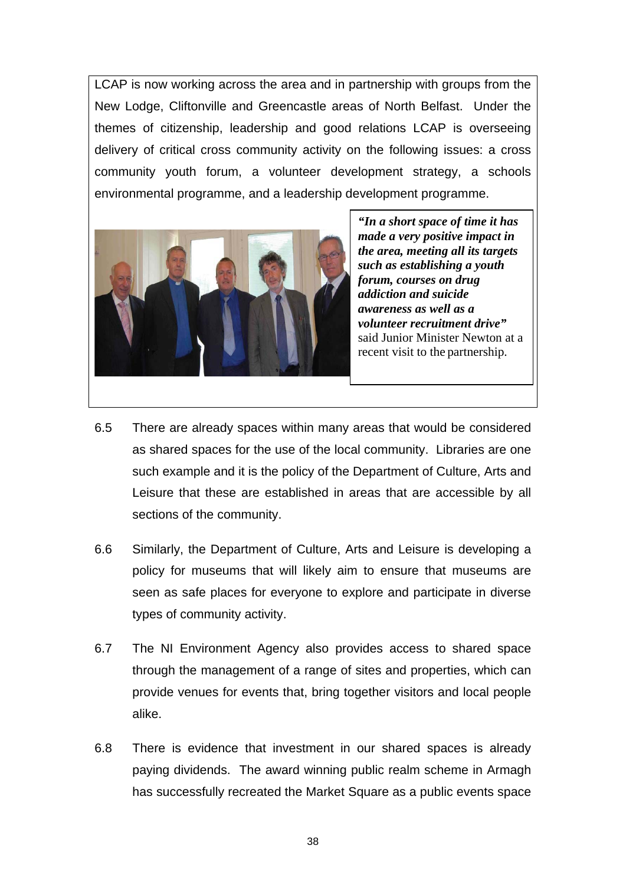LCAP is now working across the area and in partnership with groups from the New Lodge, Cliftonville and Greencastle areas of North Belfast. Under the themes of citizenship, leadership and good relations LCAP is overseeing delivery of critical cross community activity on the following issues: a cross community youth forum, a volunteer development strategy, a schools environmental programme, and a leadership development programme.

***"In a short space of time it has made a very positive impact in the area, meeting all its targets such as establishing a youth forum, courses on drug addiction and suicide awareness as well as a volunteer recruitment drive"*** said Junior Minister Newton at a recent visit to the partnership.

6.5 There are already spaces within many areas that would be considered as shared spaces for the use of the local community. Libraries are one such example and it is the policy of the Department of Culture, Arts and Leisure that these are established in areas that are accessible by all sections of the community.

6.6 Similarly, the Department of Culture, Arts and Leisure is developing a policy for museums that will likely aim to ensure that museums are seen as safe places for everyone to explore and participate in diverse types of community activity.

6.7 The NI Environment Agency also provides access to shared space through the management of a range of sites and properties, which can provide venues for events that, bring together visitors and local people alike.

6.8 There is evidence that investment in our shared spaces is already paying dividends. The award winning public realm scheme in Armagh has successfully recreated the Market Square as a public events space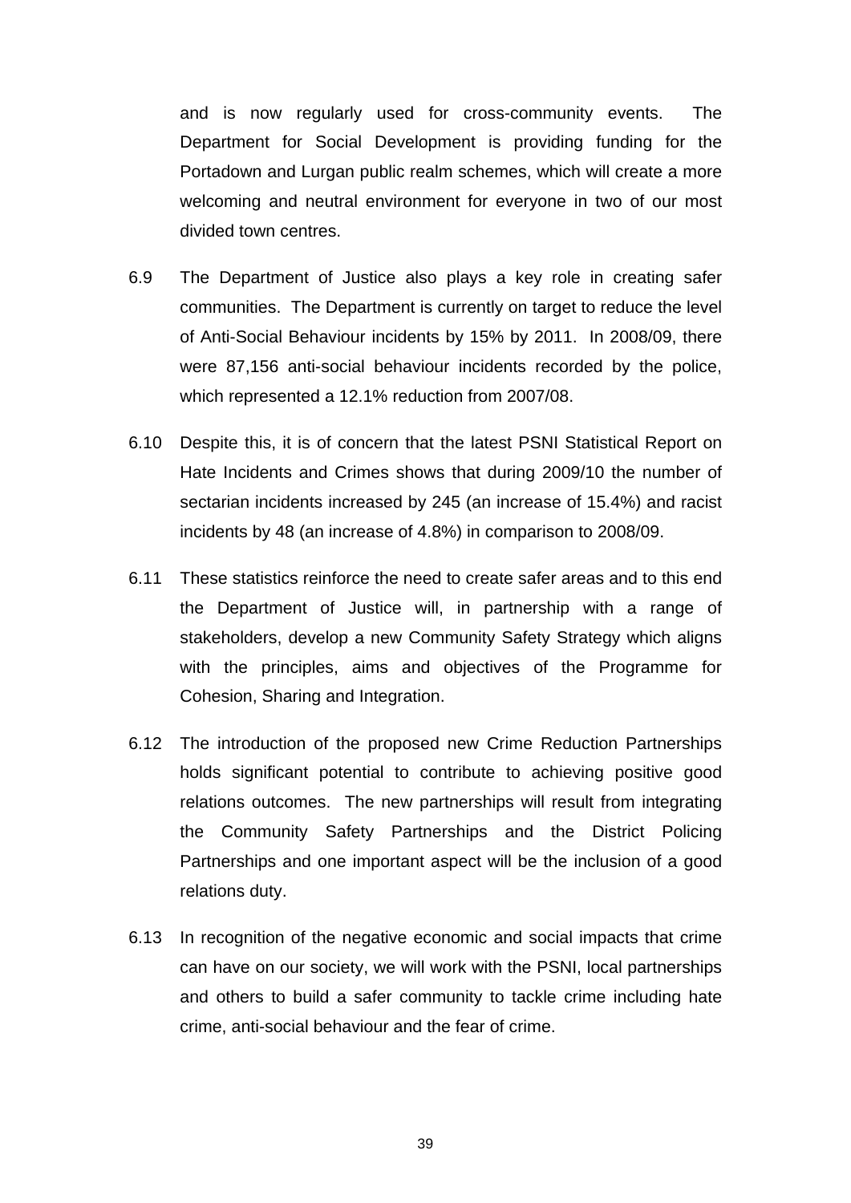and is now regularly used for cross-community events. The Department for Social Development is providing funding for the Portadown and Lurgan public realm schemes, which will create a more welcoming and neutral environment for everyone in two of our most divided town centres.

6.9 The Department of Justice also plays a key role in creating safer communities. The Department is currently on target to reduce the level of Anti-Social Behaviour incidents by 15% by 2011. In 2008/09, there were 87,156 anti-social behaviour incidents recorded by the police, which represented a 12.1% reduction from 2007/08.

6.10 Despite this, it is of concern that the latest PSNI Statistical Report on Hate Incidents and Crimes shows that during 2009/10 the number of sectarian incidents increased by 245 (an increase of 15.4%) and racist incidents by 48 (an increase of 4.8%) in comparison to 2008/09.

6.11 These statistics reinforce the need to create safer areas and to this end the Department of Justice will, in partnership with a range of stakeholders, develop a new Community Safety Strategy which aligns with the principles, aims and objectives of the Programme for Cohesion, Sharing and Integration.

6.12 The introduction of the proposed new Crime Reduction Partnerships holds significant potential to contribute to achieving positive good relations outcomes. The new partnerships will result from integrating the Community Safety Partnerships and the District Policing Partnerships and one important aspect will be the inclusion of a good relations duty.

6.13 In recognition of the negative economic and social impacts that crime can have on our society, we will work with the PSNI, local partnerships and others to build a safer community to tackle crime including hate crime, anti-social behaviour and the fear of crime.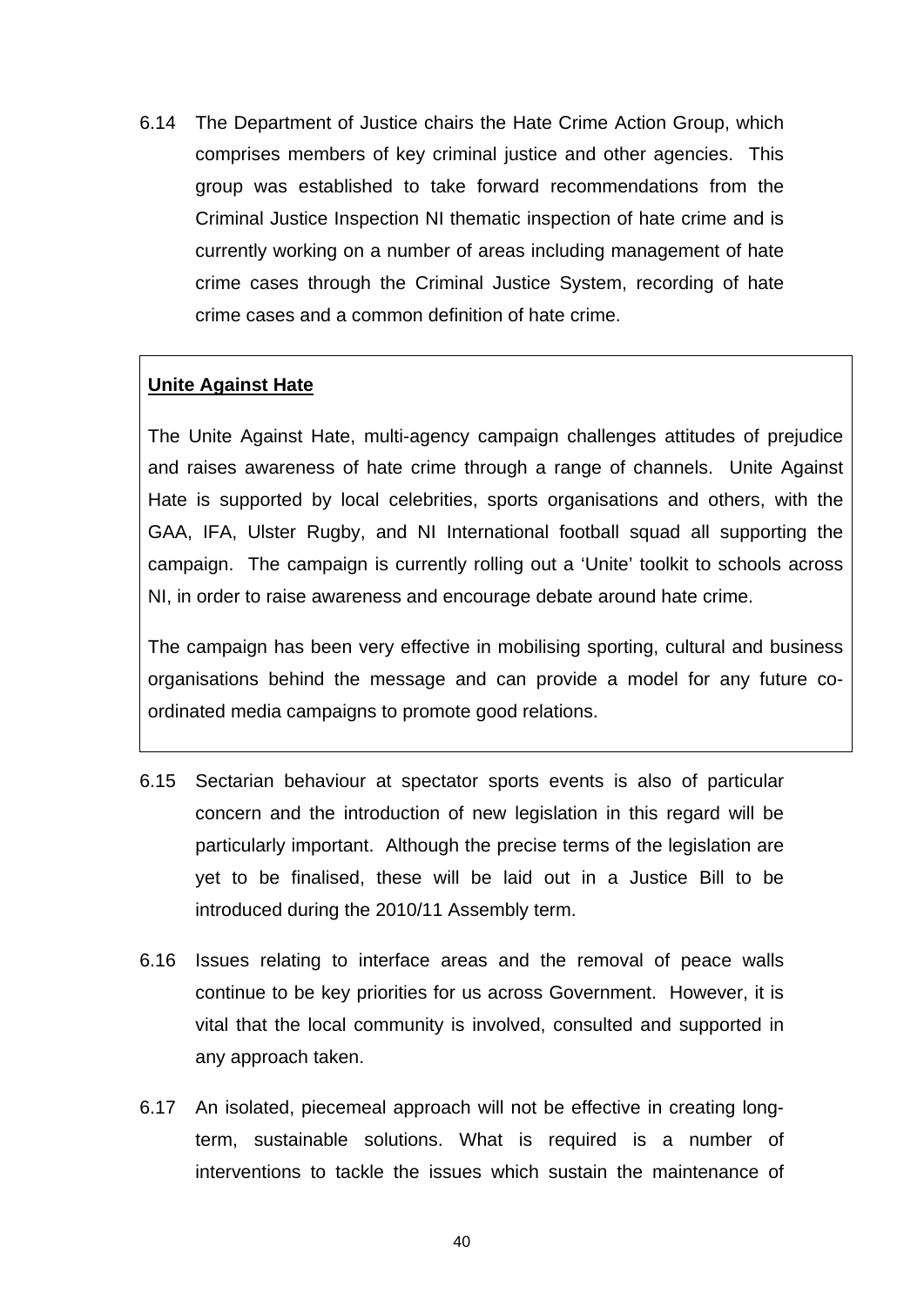6.14 The Department of Justice chairs the Hate Crime Action Group, which comprises members of key criminal justice and other agencies. This group was established to take forward recommendations from the Criminal Justice Inspection NI thematic inspection of hate crime and is currently working on a number of areas including management of hate crime cases through the Criminal Justice System, recording of hate crime cases and a common definition of hate crime.

> **Unite Against Hate**
>
> The Unite Against Hate, multi-agency campaign challenges attitudes of prejudice and raises awareness of hate crime through a range of channels. Unite Against Hate is supported by local celebrities, sports organisations and others, with the GAA, IFA, Ulster Rugby, and NI International football squad all supporting the campaign. The campaign is currently rolling out a 'Unite' toolkit to schools across NI, in order to raise awareness and encourage debate around hate crime.
>
> The campaign has been very effective in mobilising sporting, cultural and business organisations behind the message and can provide a model for any future co-ordinated media campaigns to promote good relations.

6.15 Sectarian behaviour at spectator sports events is also of particular concern and the introduction of new legislation in this regard will be particularly important. Although the precise terms of the legislation are yet to be finalised, these will be laid out in a Justice Bill to be introduced during the 2010/11 Assembly term.

6.16 Issues relating to interface areas and the removal of peace walls continue to be key priorities for us across Government. However, it is vital that the local community is involved, consulted and supported in any approach taken.

6.17 An isolated, piecemeal approach will not be effective in creating long-term, sustainable solutions. What is required is a number of interventions to tackle the issues which sustain the maintenance of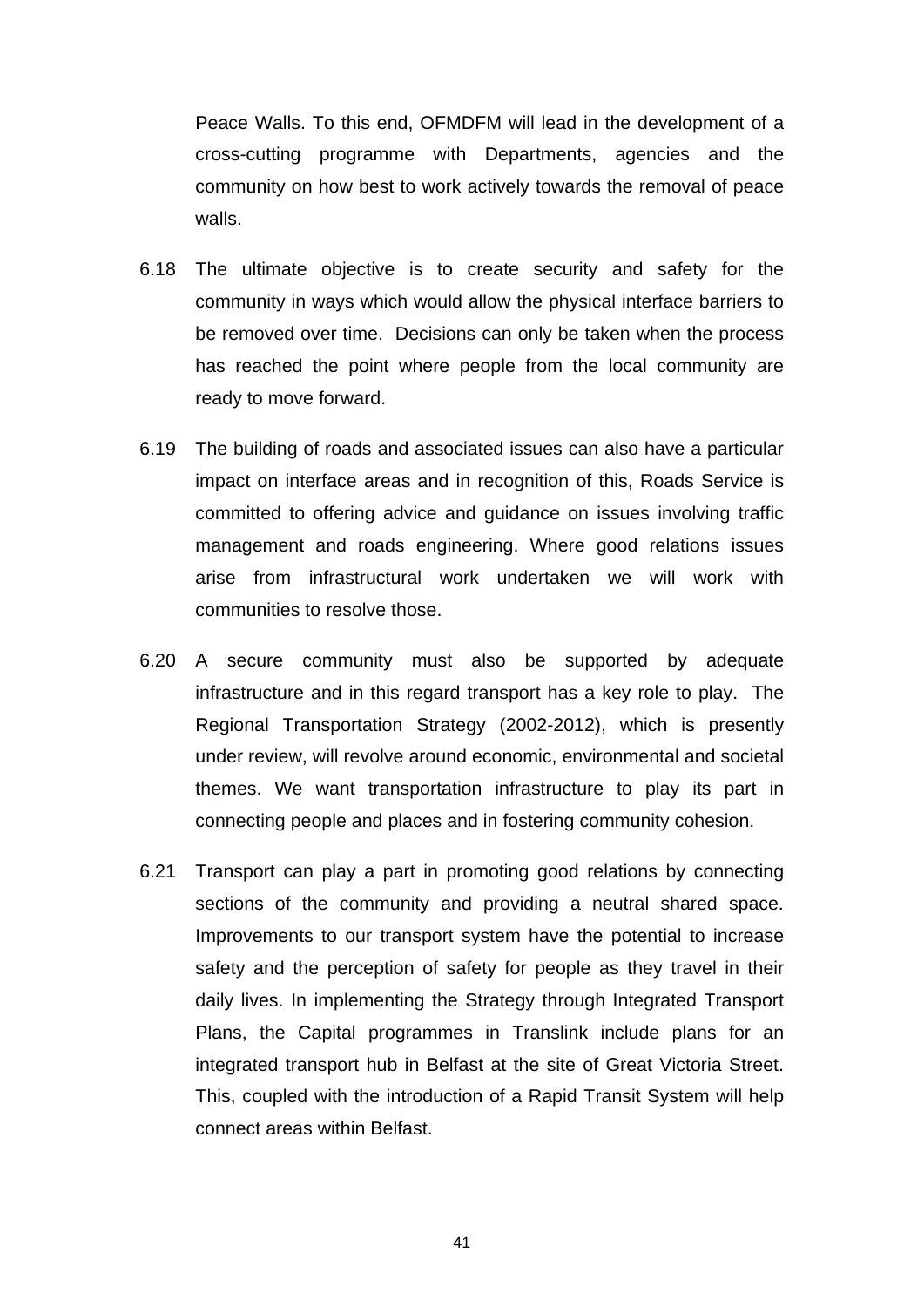Peace Walls. To this end, OFMDFM will lead in the development of a cross-cutting programme with Departments, agencies and the community on how best to work actively towards the removal of peace walls.

6.18 The ultimate objective is to create security and safety for the community in ways which would allow the physical interface barriers to be removed over time. Decisions can only be taken when the process has reached the point where people from the local community are ready to move forward.

6.19 The building of roads and associated issues can also have a particular impact on interface areas and in recognition of this, Roads Service is committed to offering advice and guidance on issues involving traffic management and roads engineering. Where good relations issues arise from infrastructural work undertaken we will work with communities to resolve those.

6.20 A secure community must also be supported by adequate infrastructure and in this regard transport has a key role to play. The Regional Transportation Strategy (2002-2012), which is presently under review, will revolve around economic, environmental and societal themes. We want transportation infrastructure to play its part in connecting people and places and in fostering community cohesion.

6.21 Transport can play a part in promoting good relations by connecting sections of the community and providing a neutral shared space. Improvements to our transport system have the potential to increase safety and the perception of safety for people as they travel in their daily lives. In implementing the Strategy through Integrated Transport Plans, the Capital programmes in Translink include plans for an integrated transport hub in Belfast at the site of Great Victoria Street. This, coupled with the introduction of a Rapid Transit System will help connect areas within Belfast.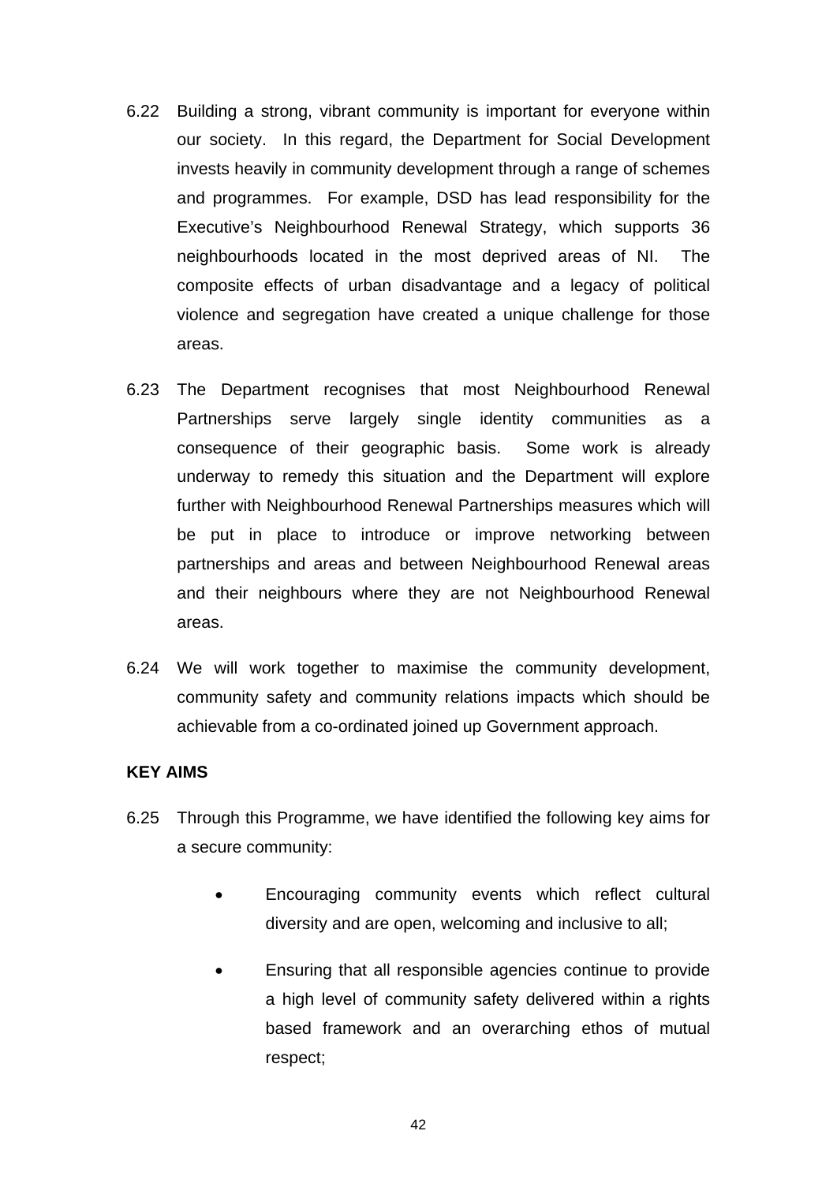6.22 Building a strong, vibrant community is important for everyone within our society. In this regard, the Department for Social Development invests heavily in community development through a range of schemes and programmes. For example, DSD has lead responsibility for the Executive's Neighbourhood Renewal Strategy, which supports 36 neighbourhoods located in the most deprived areas of NI. The composite effects of urban disadvantage and a legacy of political violence and segregation have created a unique challenge for those areas.

6.23 The Department recognises that most Neighbourhood Renewal Partnerships serve largely single identity communities as a consequence of their geographic basis. Some work is already underway to remedy this situation and the Department will explore further with Neighbourhood Renewal Partnerships measures which will be put in place to introduce or improve networking between partnerships and areas and between Neighbourhood Renewal areas and their neighbours where they are not Neighbourhood Renewal areas.

6.24 We will work together to maximise the community development, community safety and community relations impacts which should be achievable from a co-ordinated joined up Government approach.

**KEY AIMS**

6.25 Through this Programme, we have identified the following key aims for a secure community:

- Encouraging community events which reflect cultural diversity and are open, welcoming and inclusive to all;
- Ensuring that all responsible agencies continue to provide a high level of community safety delivered within a rights based framework and an overarching ethos of mutual respect;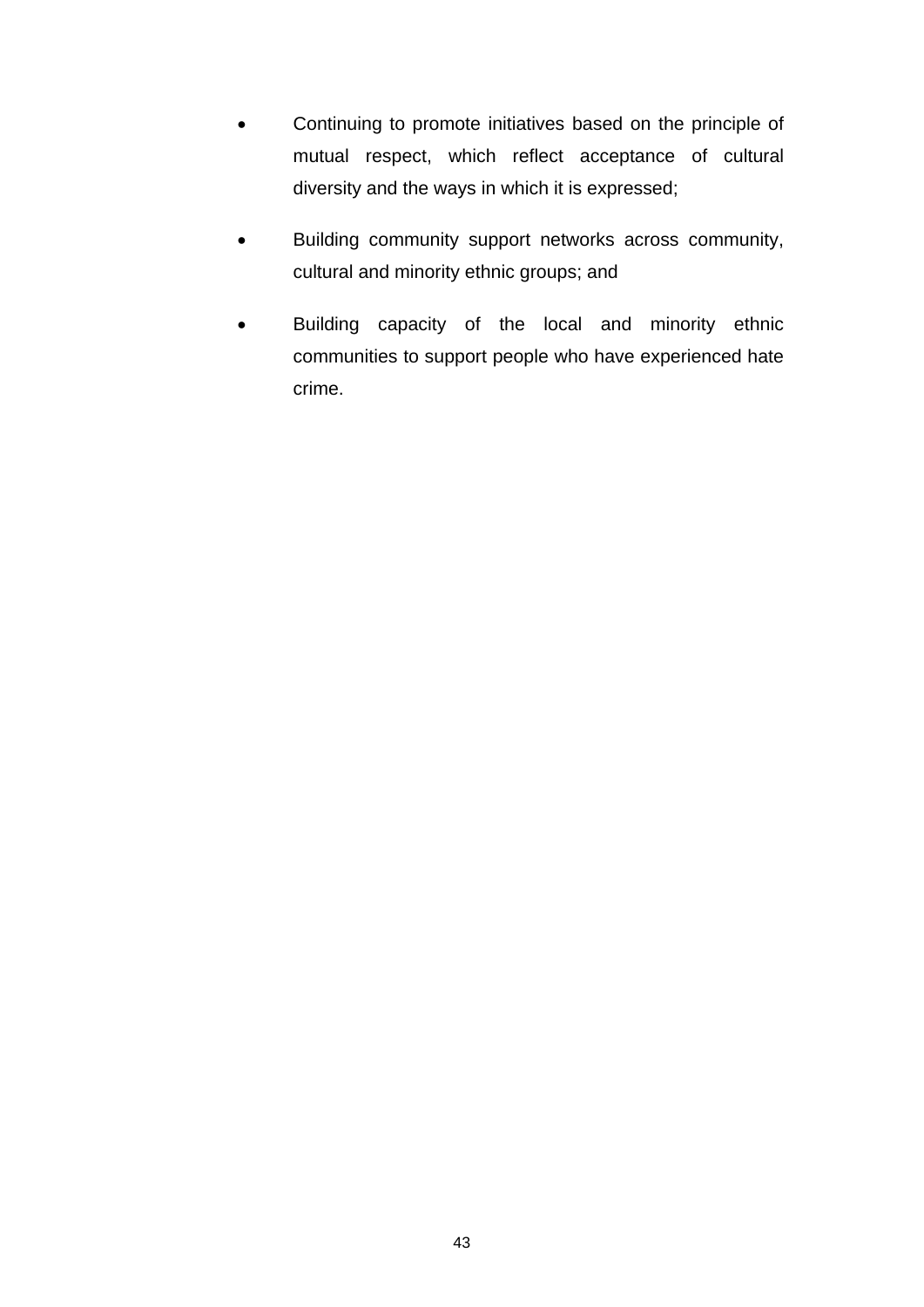- Continuing to promote initiatives based on the principle of mutual respect, which reflect acceptance of cultural diversity and the ways in which it is expressed;
- Building community support networks across community, cultural and minority ethnic groups; and
- Building capacity of the local and minority ethnic communities to support people who have experienced hate crime.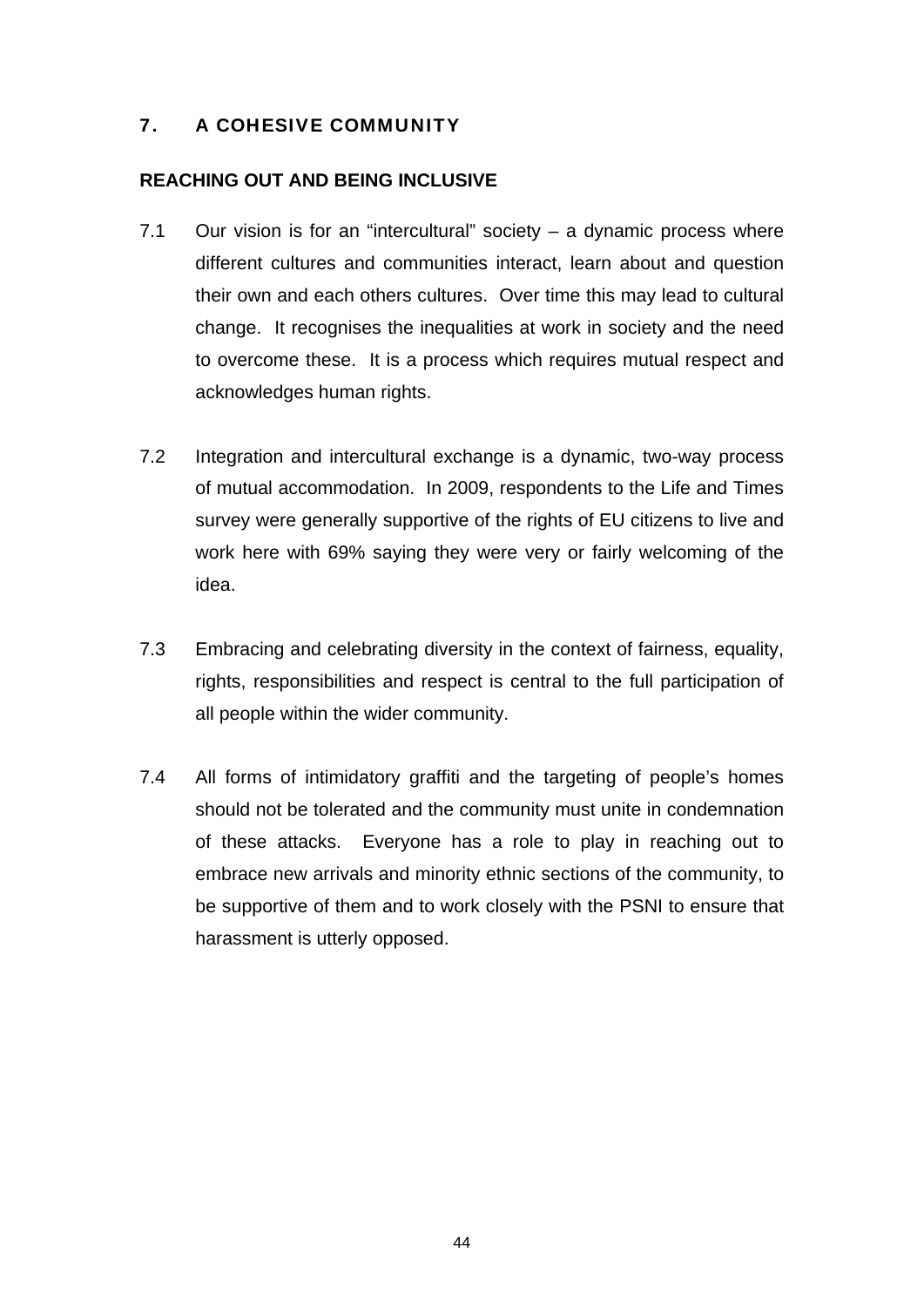## 7. A COHESIVE COMMUNITY

### REACHING OUT AND BEING INCLUSIVE

7.1 Our vision is for an "intercultural" society – a dynamic process where different cultures and communities interact, learn about and question their own and each others cultures. Over time this may lead to cultural change. It recognises the inequalities at work in society and the need to overcome these. It is a process which requires mutual respect and acknowledges human rights.

7.2 Integration and intercultural exchange is a dynamic, two-way process of mutual accommodation. In 2009, respondents to the Life and Times survey were generally supportive of the rights of EU citizens to live and work here with 69% saying they were very or fairly welcoming of the idea.

7.3 Embracing and celebrating diversity in the context of fairness, equality, rights, responsibilities and respect is central to the full participation of all people within the wider community.

7.4 All forms of intimidatory graffiti and the targeting of people's homes should not be tolerated and the community must unite in condemnation of these attacks. Everyone has a role to play in reaching out to embrace new arrivals and minority ethnic sections of the community, to be supportive of them and to work closely with the PSNI to ensure that harassment is utterly opposed.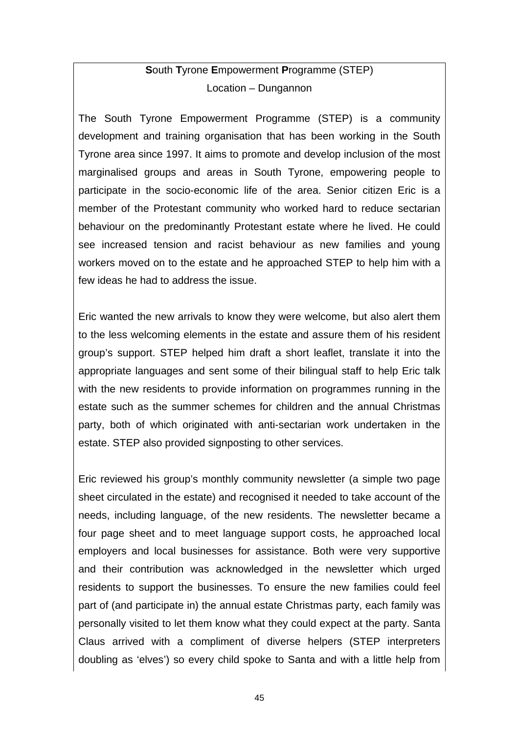**S**outh **T**yrone **E**mpowerment **P**rogramme (STEP)

Location – Dungannon

The South Tyrone Empowerment Programme (STEP) is a community development and training organisation that has been working in the South Tyrone area since 1997. It aims to promote and develop inclusion of the most marginalised groups and areas in South Tyrone, empowering people to participate in the socio-economic life of the area. Senior citizen Eric is a member of the Protestant community who worked hard to reduce sectarian behaviour on the predominantly Protestant estate where he lived. He could see increased tension and racist behaviour as new families and young workers moved on to the estate and he approached STEP to help him with a few ideas he had to address the issue.

Eric wanted the new arrivals to know they were welcome, but also alert them to the less welcoming elements in the estate and assure them of his resident group's support. STEP helped him draft a short leaflet, translate it into the appropriate languages and sent some of their bilingual staff to help Eric talk with the new residents to provide information on programmes running in the estate such as the summer schemes for children and the annual Christmas party, both of which originated with anti-sectarian work undertaken in the estate. STEP also provided signposting to other services.

Eric reviewed his group's monthly community newsletter (a simple two page sheet circulated in the estate) and recognised it needed to take account of the needs, including language, of the new residents. The newsletter became a four page sheet and to meet language support costs, he approached local employers and local businesses for assistance. Both were very supportive and their contribution was acknowledged in the newsletter which urged residents to support the businesses. To ensure the new families could feel part of (and participate in) the annual estate Christmas party, each family was personally visited to let them know what they could expect at the party. Santa Claus arrived with a compliment of diverse helpers (STEP interpreters doubling as 'elves') so every child spoke to Santa and with a little help from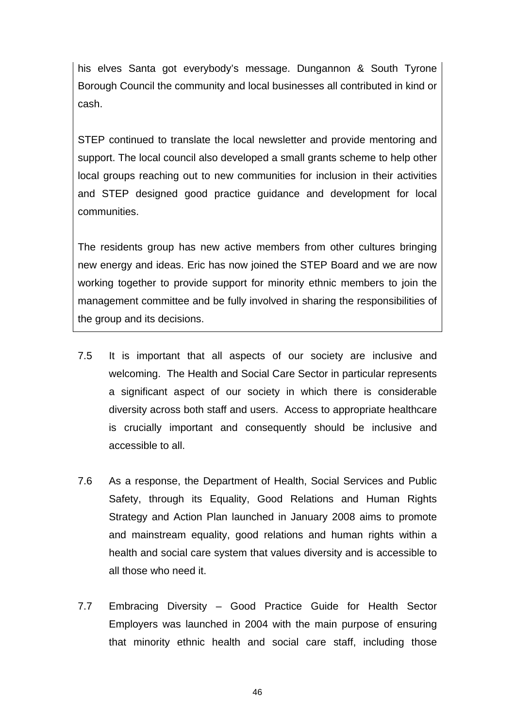his elves Santa got everybody's message. Dungannon & South Tyrone Borough Council the community and local businesses all contributed in kind or cash.

STEP continued to translate the local newsletter and provide mentoring and support. The local council also developed a small grants scheme to help other local groups reaching out to new communities for inclusion in their activities and STEP designed good practice guidance and development for local communities.

The residents group has new active members from other cultures bringing new energy and ideas. Eric has now joined the STEP Board and we are now working together to provide support for minority ethnic members to join the management committee and be fully involved in sharing the responsibilities of the group and its decisions.

7.5 It is important that all aspects of our society are inclusive and welcoming. The Health and Social Care Sector in particular represents a significant aspect of our society in which there is considerable diversity across both staff and users. Access to appropriate healthcare is crucially important and consequently should be inclusive and accessible to all.

7.6 As a response, the Department of Health, Social Services and Public Safety, through its Equality, Good Relations and Human Rights Strategy and Action Plan launched in January 2008 aims to promote and mainstream equality, good relations and human rights within a health and social care system that values diversity and is accessible to all those who need it.

7.7 Embracing Diversity – Good Practice Guide for Health Sector Employers was launched in 2004 with the main purpose of ensuring that minority ethnic health and social care staff, including those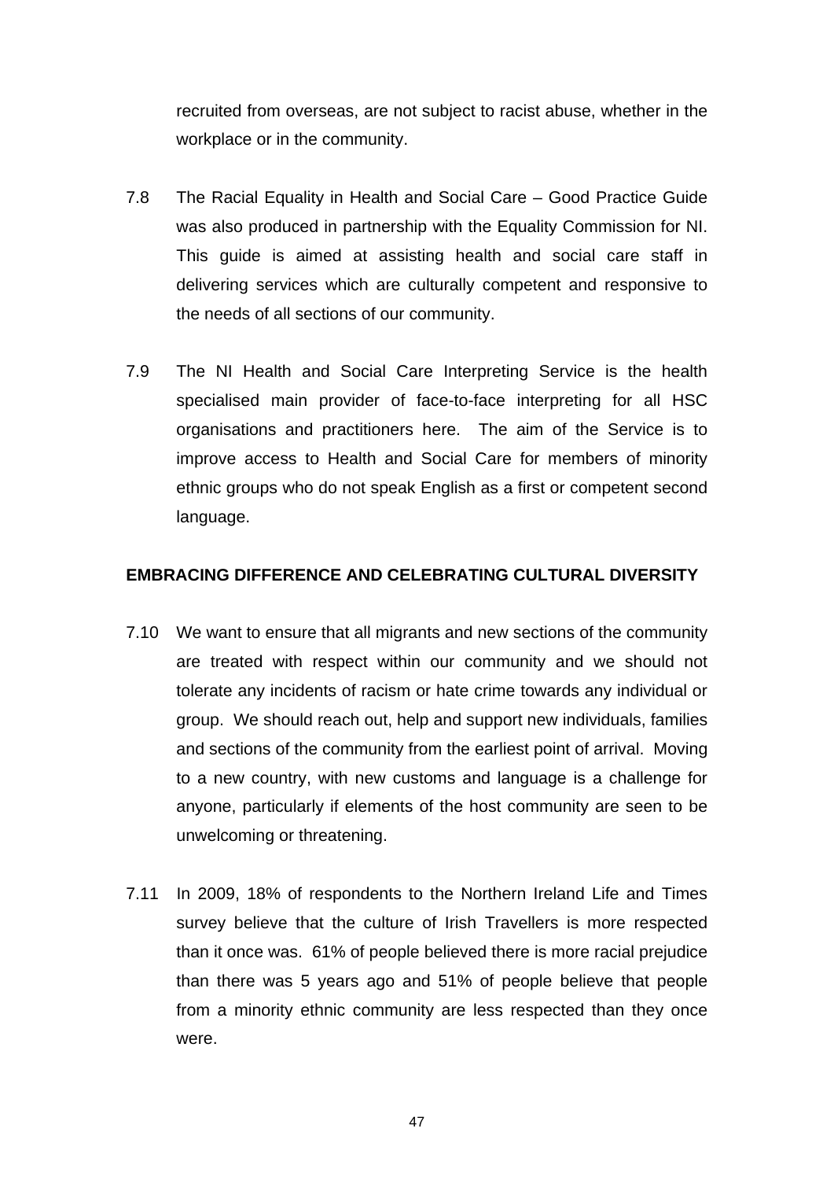recruited from overseas, are not subject to racist abuse, whether in the workplace or in the community.

7.8 The Racial Equality in Health and Social Care – Good Practice Guide was also produced in partnership with the Equality Commission for NI. This guide is aimed at assisting health and social care staff in delivering services which are culturally competent and responsive to the needs of all sections of our community.

7.9 The NI Health and Social Care Interpreting Service is the health specialised main provider of face-to-face interpreting for all HSC organisations and practitioners here. The aim of the Service is to improve access to Health and Social Care for members of minority ethnic groups who do not speak English as a first or competent second language.

**EMBRACING DIFFERENCE AND CELEBRATING CULTURAL DIVERSITY**

7.10 We want to ensure that all migrants and new sections of the community are treated with respect within our community and we should not tolerate any incidents of racism or hate crime towards any individual or group. We should reach out, help and support new individuals, families and sections of the community from the earliest point of arrival. Moving to a new country, with new customs and language is a challenge for anyone, particularly if elements of the host community are seen to be unwelcoming or threatening.

7.11 In 2009, 18% of respondents to the Northern Ireland Life and Times survey believe that the culture of Irish Travellers is more respected than it once was. 61% of people believed there is more racial prejudice than there was 5 years ago and 51% of people believe that people from a minority ethnic community are less respected than they once were.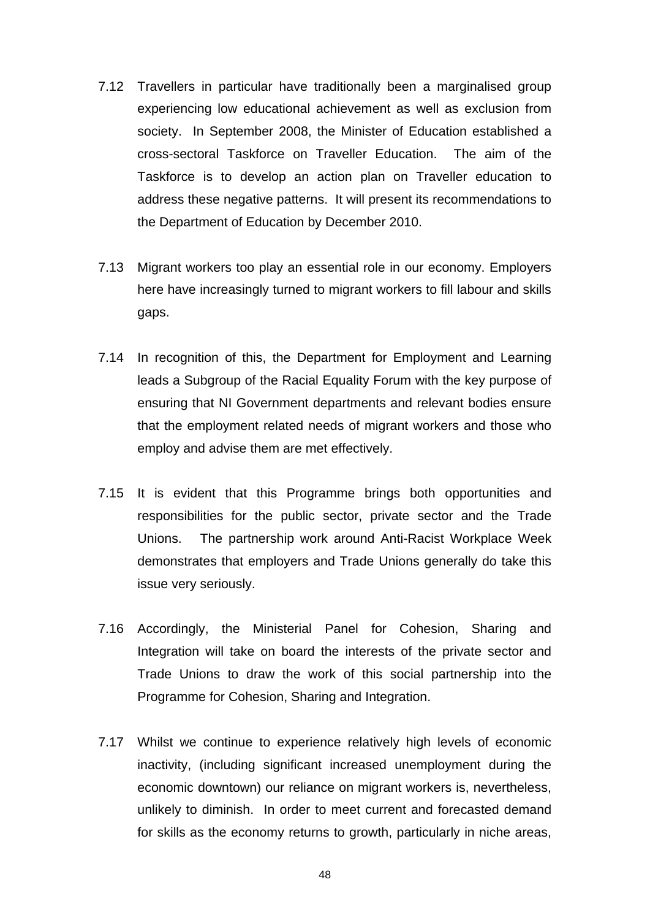7.12 Travellers in particular have traditionally been a marginalised group experiencing low educational achievement as well as exclusion from society. In September 2008, the Minister of Education established a cross-sectoral Taskforce on Traveller Education. The aim of the Taskforce is to develop an action plan on Traveller education to address these negative patterns. It will present its recommendations to the Department of Education by December 2010.

7.13 Migrant workers too play an essential role in our economy. Employers here have increasingly turned to migrant workers to fill labour and skills gaps.

7.14 In recognition of this, the Department for Employment and Learning leads a Subgroup of the Racial Equality Forum with the key purpose of ensuring that NI Government departments and relevant bodies ensure that the employment related needs of migrant workers and those who employ and advise them are met effectively.

7.15 It is evident that this Programme brings both opportunities and responsibilities for the public sector, private sector and the Trade Unions. The partnership work around Anti-Racist Workplace Week demonstrates that employers and Trade Unions generally do take this issue very seriously.

7.16 Accordingly, the Ministerial Panel for Cohesion, Sharing and Integration will take on board the interests of the private sector and Trade Unions to draw the work of this social partnership into the Programme for Cohesion, Sharing and Integration.

7.17 Whilst we continue to experience relatively high levels of economic inactivity, (including significant increased unemployment during the economic downtown) our reliance on migrant workers is, nevertheless, unlikely to diminish. In order to meet current and forecasted demand for skills as the economy returns to growth, particularly in niche areas,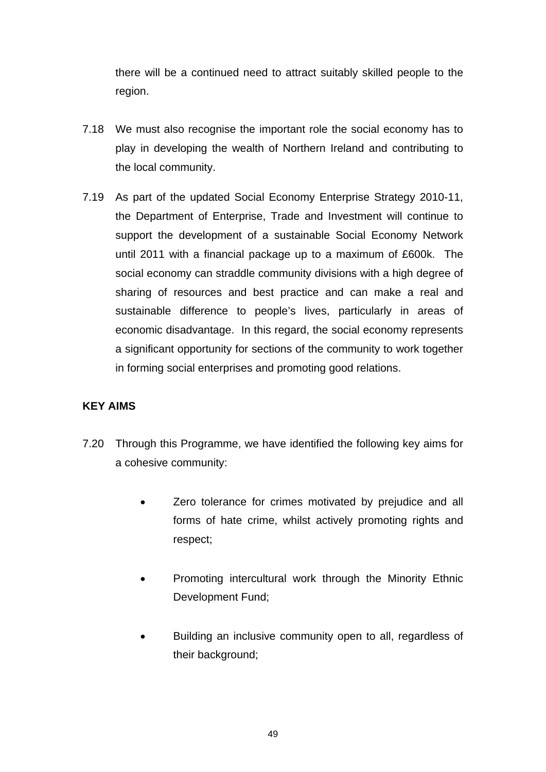there will be a continued need to attract suitably skilled people to the region.

7.18 We must also recognise the important role the social economy has to play in developing the wealth of Northern Ireland and contributing to the local community.

7.19 As part of the updated Social Economy Enterprise Strategy 2010-11, the Department of Enterprise, Trade and Investment will continue to support the development of a sustainable Social Economy Network until 2011 with a financial package up to a maximum of £600k. The social economy can straddle community divisions with a high degree of sharing of resources and best practice and can make a real and sustainable difference to people's lives, particularly in areas of economic disadvantage. In this regard, the social economy represents a significant opportunity for sections of the community to work together in forming social enterprises and promoting good relations.

**KEY AIMS**

7.20 Through this Programme, we have identified the following key aims for a cohesive community:

- Zero tolerance for crimes motivated by prejudice and all forms of hate crime, whilst actively promoting rights and respect;
- Promoting intercultural work through the Minority Ethnic Development Fund;
- Building an inclusive community open to all, regardless of their background;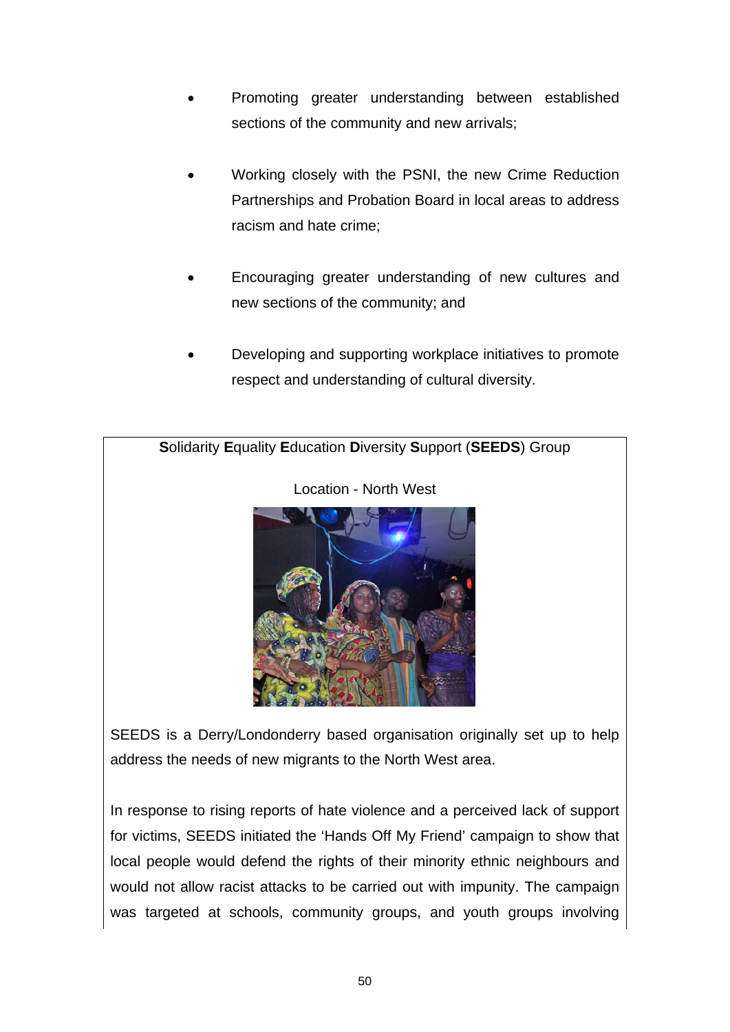- Promoting greater understanding between established sections of the community and new arrivals;
- Working closely with the PSNI, the new Crime Reduction Partnerships and Probation Board in local areas to address racism and hate crime;
- Encouraging greater understanding of new cultures and new sections of the community; and
- Developing and supporting workplace initiatives to promote respect and understanding of cultural diversity.

**S**olidarity **E**quality **E**ducation **D**iversity **S**upport (**SEEDS**) Group

Location - North West

SEEDS is a Derry/Londonderry based organisation originally set up to help address the needs of new migrants to the North West area.

In response to rising reports of hate violence and a perceived lack of support for victims, SEEDS initiated the 'Hands Off My Friend' campaign to show that local people would defend the rights of their minority ethnic neighbours and would not allow racist attacks to be carried out with impunity. The campaign was targeted at schools, community groups, and youth groups involving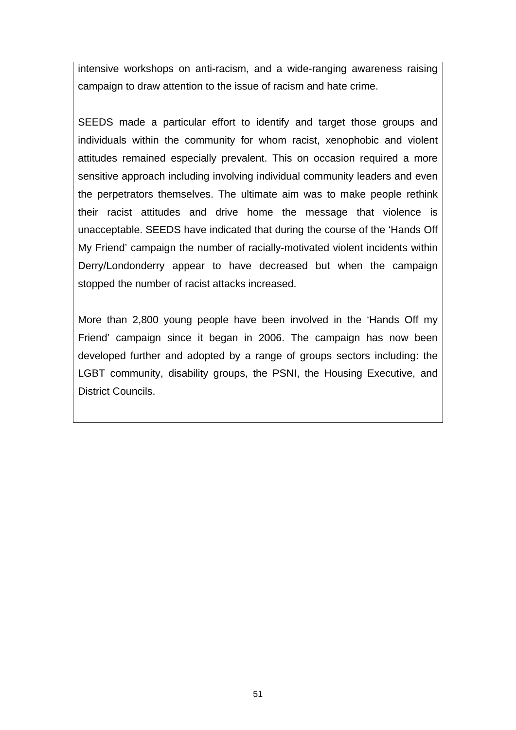intensive workshops on anti-racism, and a wide-ranging awareness raising campaign to draw attention to the issue of racism and hate crime.

SEEDS made a particular effort to identify and target those groups and individuals within the community for whom racist, xenophobic and violent attitudes remained especially prevalent. This on occasion required a more sensitive approach including involving individual community leaders and even the perpetrators themselves. The ultimate aim was to make people rethink their racist attitudes and drive home the message that violence is unacceptable. SEEDS have indicated that during the course of the 'Hands Off My Friend' campaign the number of racially-motivated violent incidents within Derry/Londonderry appear to have decreased but when the campaign stopped the number of racist attacks increased.

More than 2,800 young people have been involved in the 'Hands Off my Friend' campaign since it began in 2006. The campaign has now been developed further and adopted by a range of groups sectors including: the LGBT community, disability groups, the PSNI, the Housing Executive, and District Councils.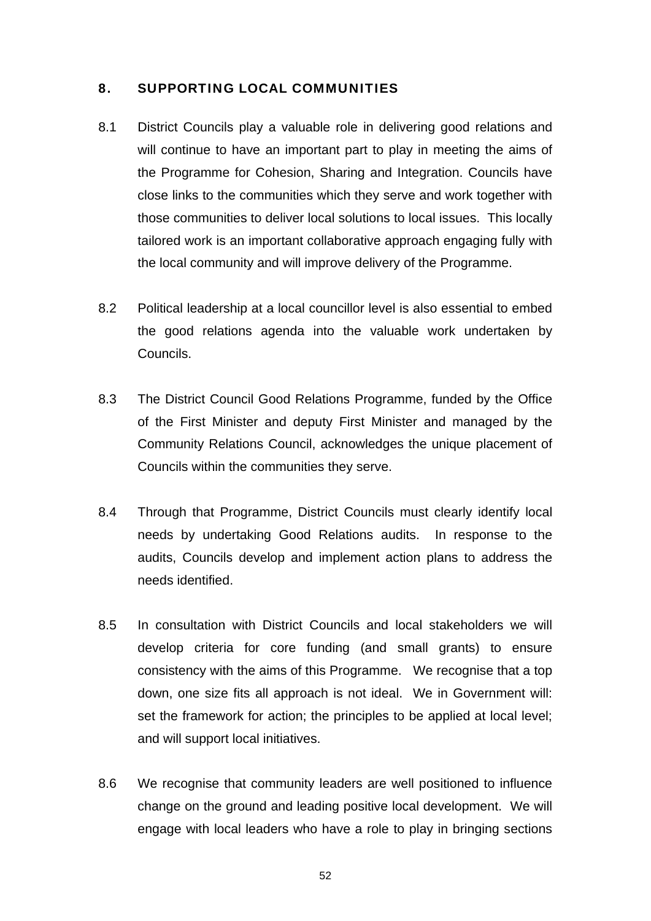## 8. SUPPORTING LOCAL COMMUNITIES

8.1 District Councils play a valuable role in delivering good relations and will continue to have an important part to play in meeting the aims of the Programme for Cohesion, Sharing and Integration. Councils have close links to the communities which they serve and work together with those communities to deliver local solutions to local issues. This locally tailored work is an important collaborative approach engaging fully with the local community and will improve delivery of the Programme.

8.2 Political leadership at a local councillor level is also essential to embed the good relations agenda into the valuable work undertaken by Councils.

8.3 The District Council Good Relations Programme, funded by the Office of the First Minister and deputy First Minister and managed by the Community Relations Council, acknowledges the unique placement of Councils within the communities they serve.

8.4 Through that Programme, District Councils must clearly identify local needs by undertaking Good Relations audits. In response to the audits, Councils develop and implement action plans to address the needs identified.

8.5 In consultation with District Councils and local stakeholders we will develop criteria for core funding (and small grants) to ensure consistency with the aims of this Programme. We recognise that a top down, one size fits all approach is not ideal. We in Government will: set the framework for action; the principles to be applied at local level; and will support local initiatives.

8.6 We recognise that community leaders are well positioned to influence change on the ground and leading positive local development. We will engage with local leaders who have a role to play in bringing sections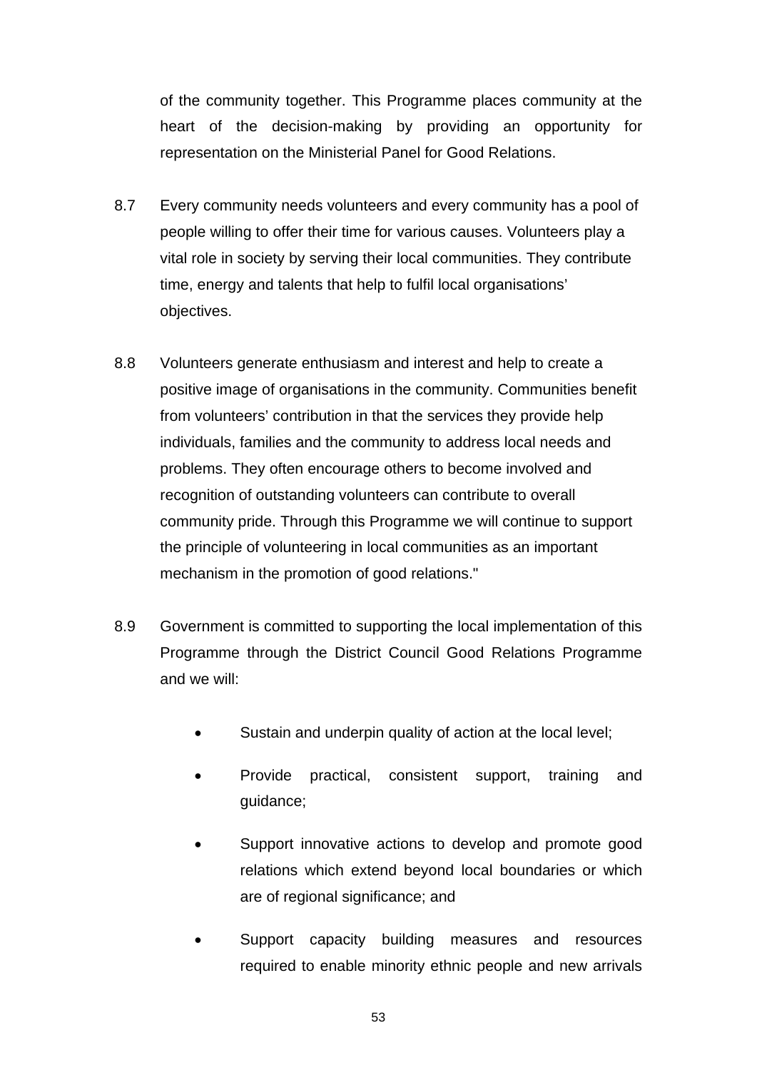of the community together. This Programme places community at the heart of the decision-making by providing an opportunity for representation on the Ministerial Panel for Good Relations.

8.7 Every community needs volunteers and every community has a pool of people willing to offer their time for various causes. Volunteers play a vital role in society by serving their local communities. They contribute time, energy and talents that help to fulfil local organisations' objectives.

8.8 Volunteers generate enthusiasm and interest and help to create a positive image of organisations in the community. Communities benefit from volunteers' contribution in that the services they provide help individuals, families and the community to address local needs and problems. They often encourage others to become involved and recognition of outstanding volunteers can contribute to overall community pride. Through this Programme we will continue to support the principle of volunteering in local communities as an important mechanism in the promotion of good relations."

8.9 Government is committed to supporting the local implementation of this Programme through the District Council Good Relations Programme and we will:

- Sustain and underpin quality of action at the local level;
- Provide practical, consistent support, training and guidance;
- Support innovative actions to develop and promote good relations which extend beyond local boundaries or which are of regional significance; and
- Support capacity building measures and resources required to enable minority ethnic people and new arrivals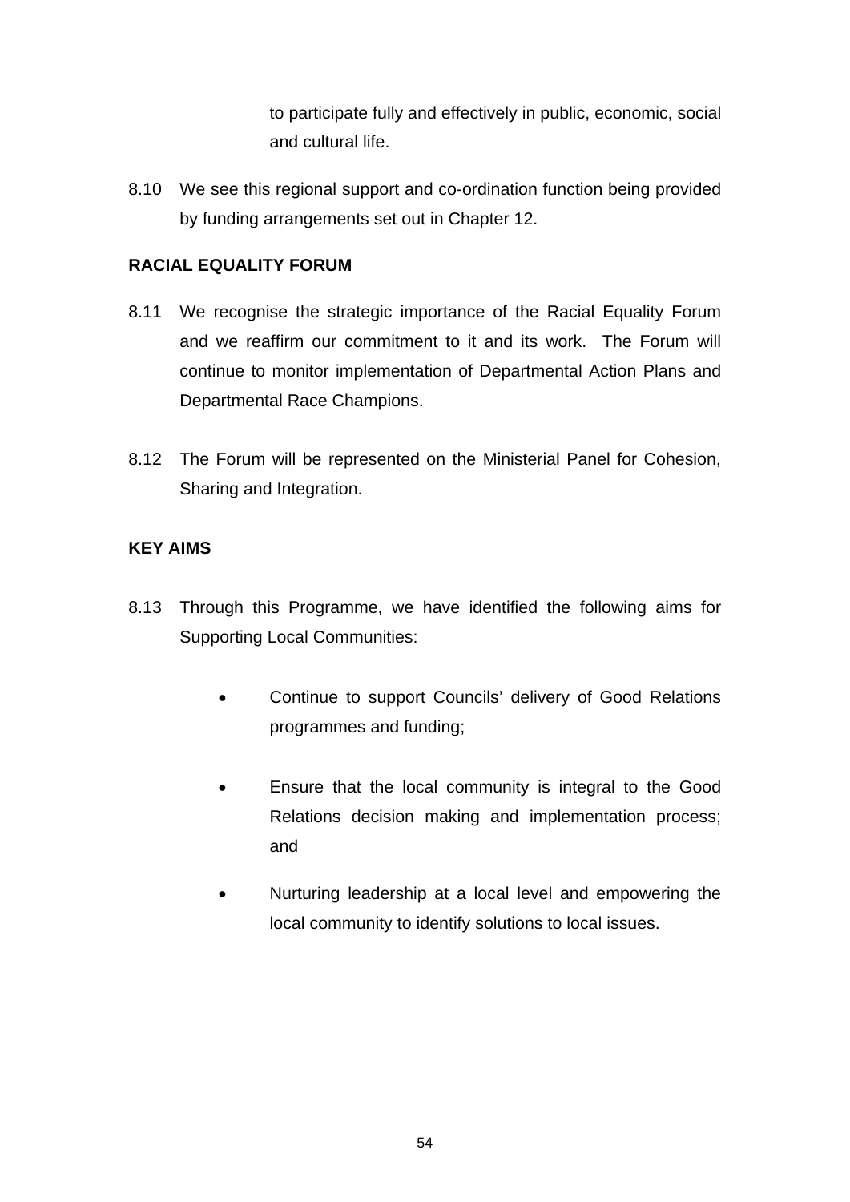to participate fully and effectively in public, economic, social and cultural life.

8.10 We see this regional support and co-ordination function being provided by funding arrangements set out in Chapter 12.

**RACIAL EQUALITY FORUM**

8.11 We recognise the strategic importance of the Racial Equality Forum and we reaffirm our commitment to it and its work. The Forum will continue to monitor implementation of Departmental Action Plans and Departmental Race Champions.

8.12 The Forum will be represented on the Ministerial Panel for Cohesion, Sharing and Integration.

**KEY AIMS**

8.13 Through this Programme, we have identified the following aims for Supporting Local Communities:

- Continue to support Councils' delivery of Good Relations programmes and funding;
- Ensure that the local community is integral to the Good Relations decision making and implementation process; and
- Nurturing leadership at a local level and empowering the local community to identify solutions to local issues.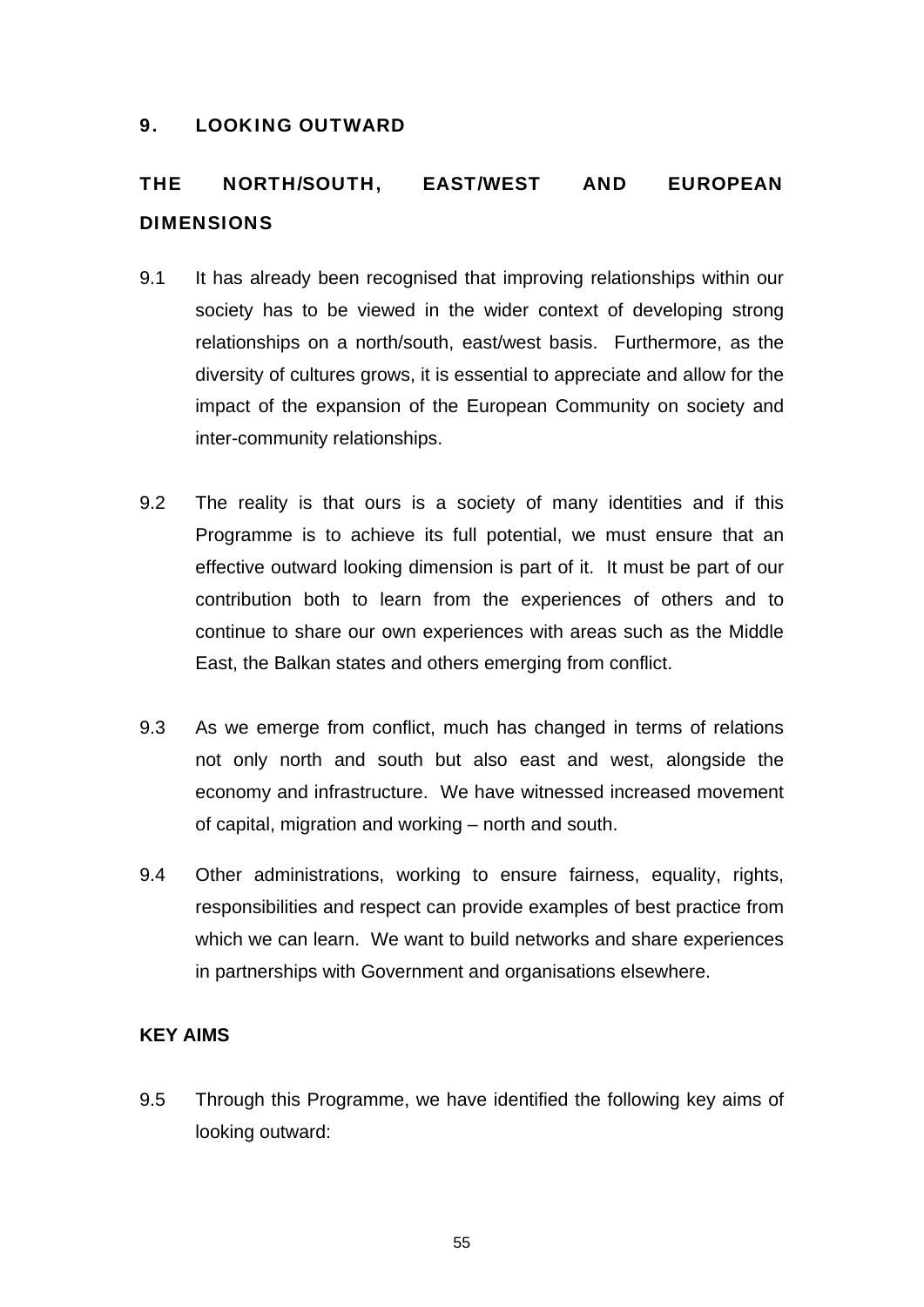## 9. LOOKING OUTWARD

### THE NORTH/SOUTH, EAST/WEST AND EUROPEAN DIMENSIONS

9.1 It has already been recognised that improving relationships within our society has to be viewed in the wider context of developing strong relationships on a north/south, east/west basis. Furthermore, as the diversity of cultures grows, it is essential to appreciate and allow for the impact of the expansion of the European Community on society and inter-community relationships.

9.2 The reality is that ours is a society of many identities and if this Programme is to achieve its full potential, we must ensure that an effective outward looking dimension is part of it. It must be part of our contribution both to learn from the experiences of others and to continue to share our own experiences with areas such as the Middle East, the Balkan states and others emerging from conflict.

9.3 As we emerge from conflict, much has changed in terms of relations not only north and south but also east and west, alongside the economy and infrastructure. We have witnessed increased movement of capital, migration and working – north and south.

9.4 Other administrations, working to ensure fairness, equality, rights, responsibilities and respect can provide examples of best practice from which we can learn. We want to build networks and share experiences in partnerships with Government and organisations elsewhere.

### KEY AIMS

9.5 Through this Programme, we have identified the following key aims of looking outward: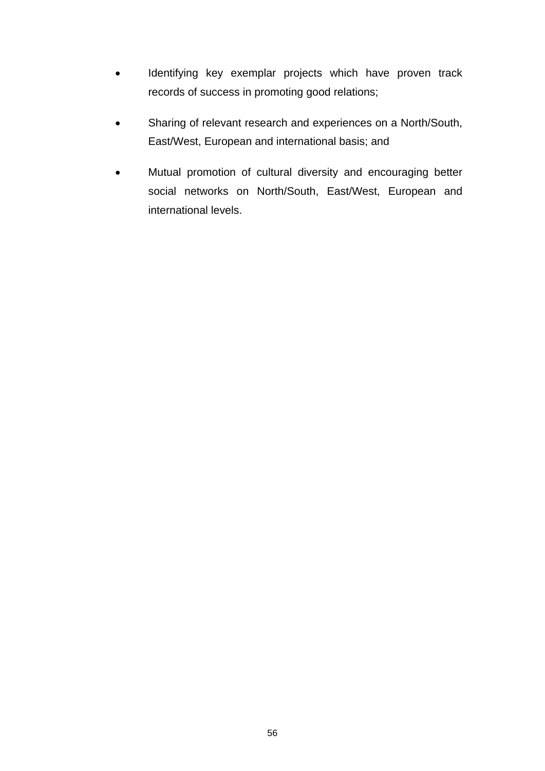- Identifying key exemplar projects which have proven track records of success in promoting good relations;
- Sharing of relevant research and experiences on a North/South, East/West, European and international basis; and
- Mutual promotion of cultural diversity and encouraging better social networks on North/South, East/West, European and international levels.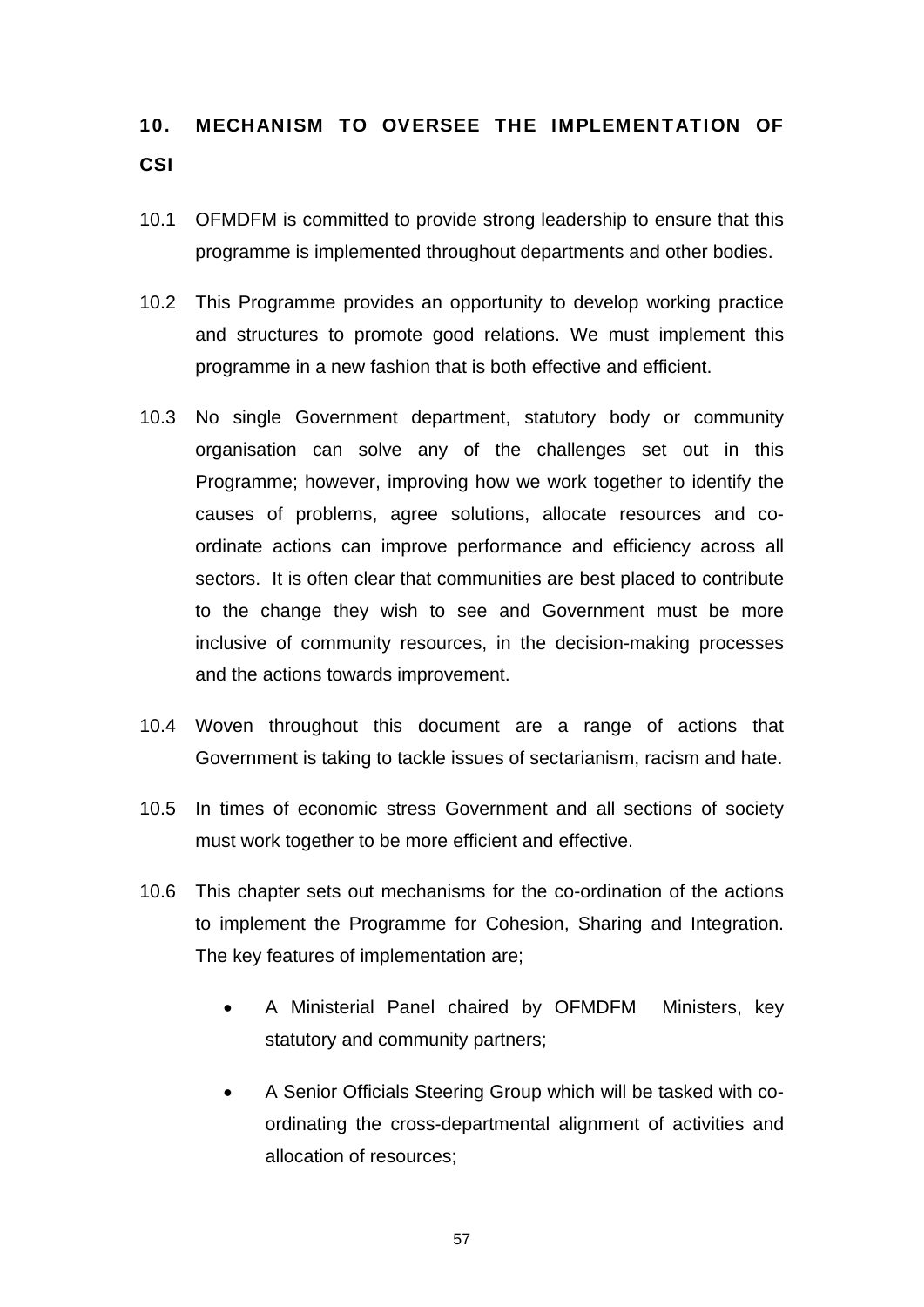## 10. MECHANISM TO OVERSEE THE IMPLEMENTATION OF CSI

10.1 OFMDFM is committed to provide strong leadership to ensure that this programme is implemented throughout departments and other bodies.

10.2 This Programme provides an opportunity to develop working practice and structures to promote good relations. We must implement this programme in a new fashion that is both effective and efficient.

10.3 No single Government department, statutory body or community organisation can solve any of the challenges set out in this Programme; however, improving how we work together to identify the causes of problems, agree solutions, allocate resources and co-ordinate actions can improve performance and efficiency across all sectors. It is often clear that communities are best placed to contribute to the change they wish to see and Government must be more inclusive of community resources, in the decision-making processes and the actions towards improvement.

10.4 Woven throughout this document are a range of actions that Government is taking to tackle issues of sectarianism, racism and hate.

10.5 In times of economic stress Government and all sections of society must work together to be more efficient and effective.

10.6 This chapter sets out mechanisms for the co-ordination of the actions to implement the Programme for Cohesion, Sharing and Integration. The key features of implementation are;

- A Ministerial Panel chaired by OFMDFM Ministers, key statutory and community partners;
- A Senior Officials Steering Group which will be tasked with co-ordinating the cross-departmental alignment of activities and allocation of resources;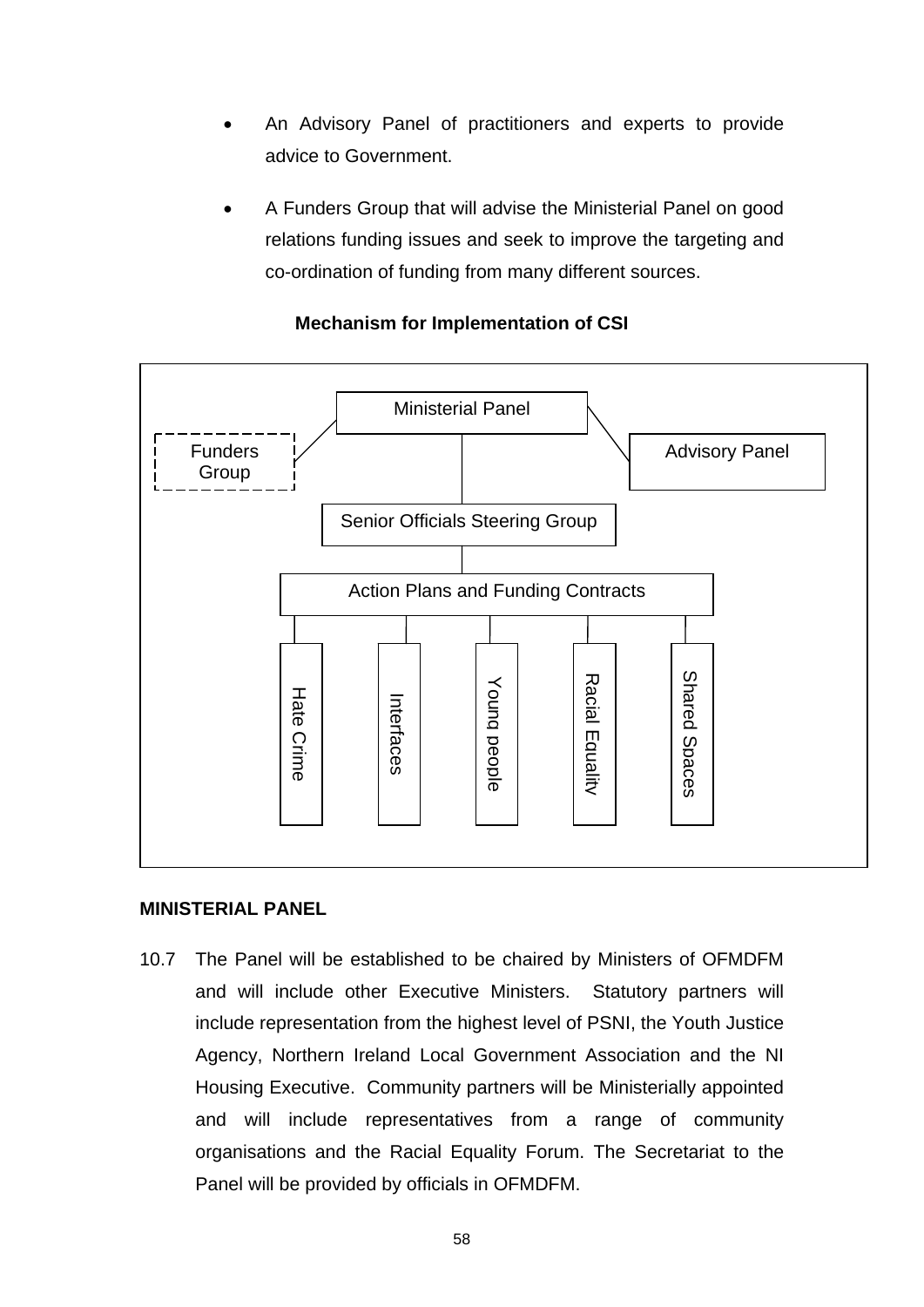- An Advisory Panel of practitioners and experts to provide advice to Government.

- A Funders Group that will advise the Ministerial Panel on good relations funding issues and seek to improve the targeting and co-ordination of funding from many different sources.

**Mechanism for Implementation of CSI**

Ministerial Panel

Funders Group

Advisory Panel

Senior Officials Steering Group

Action Plans and Funding Contracts

Hate Crime

Interfaces

Young people

Racial Equality

Shared Spaces

**MINISTERIAL PANEL**

10.7 The Panel will be established to be chaired by Ministers of OFMDFM and will include other Executive Ministers. Statutory partners will include representation from the highest level of PSNI, the Youth Justice Agency, Northern Ireland Local Government Association and the NI Housing Executive. Community partners will be Ministerially appointed and will include representatives from a range of community organisations and the Racial Equality Forum. The Secretariat to the Panel will be provided by officials in OFMDFM.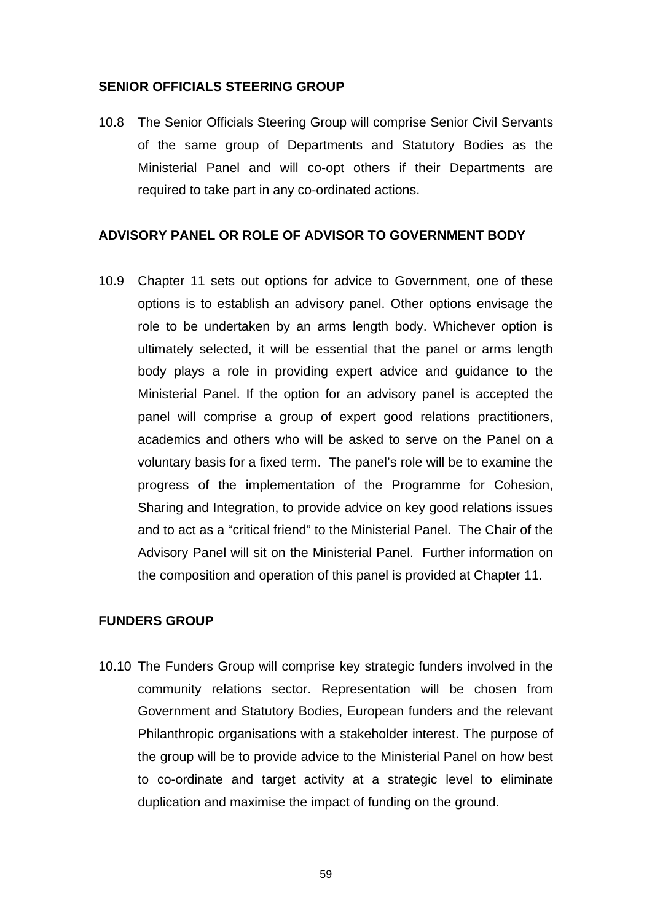### SENIOR OFFICIALS STEERING GROUP

10.8 The Senior Officials Steering Group will comprise Senior Civil Servants of the same group of Departments and Statutory Bodies as the Ministerial Panel and will co-opt others if their Departments are required to take part in any co-ordinated actions.

### ADVISORY PANEL OR ROLE OF ADVISOR TO GOVERNMENT BODY

10.9 Chapter 11 sets out options for advice to Government, one of these options is to establish an advisory panel. Other options envisage the role to be undertaken by an arms length body. Whichever option is ultimately selected, it will be essential that the panel or arms length body plays a role in providing expert advice and guidance to the Ministerial Panel. If the option for an advisory panel is accepted the panel will comprise a group of expert good relations practitioners, academics and others who will be asked to serve on the Panel on a voluntary basis for a fixed term. The panel's role will be to examine the progress of the implementation of the Programme for Cohesion, Sharing and Integration, to provide advice on key good relations issues and to act as a "critical friend" to the Ministerial Panel. The Chair of the Advisory Panel will sit on the Ministerial Panel. Further information on the composition and operation of this panel is provided at Chapter 11.

### FUNDERS GROUP

10.10 The Funders Group will comprise key strategic funders involved in the community relations sector. Representation will be chosen from Government and Statutory Bodies, European funders and the relevant Philanthropic organisations with a stakeholder interest. The purpose of the group will be to provide advice to the Ministerial Panel on how best to co-ordinate and target activity at a strategic level to eliminate duplication and maximise the impact of funding on the ground.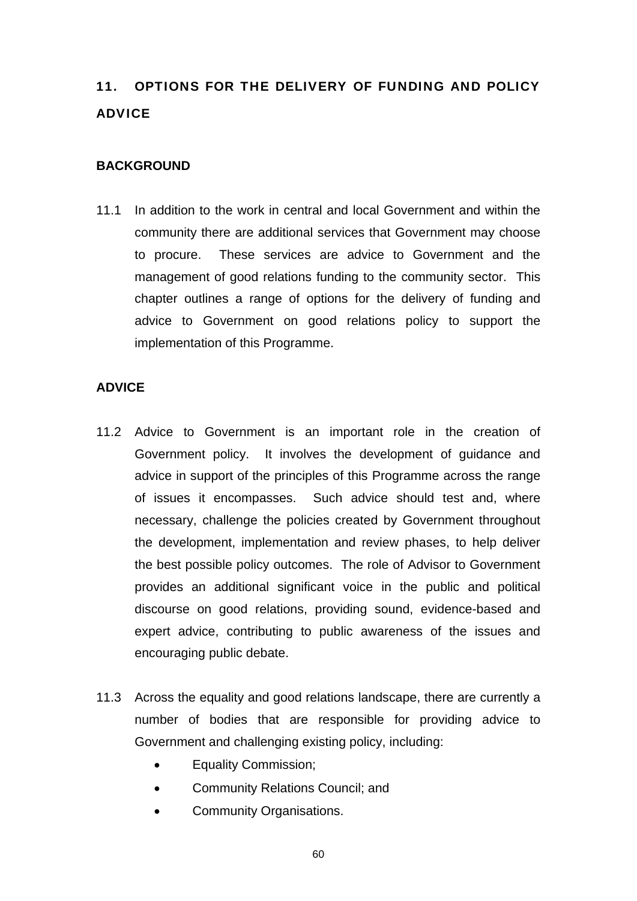# 11. OPTIONS FOR THE DELIVERY OF FUNDING AND POLICY ADVICE

## BACKGROUND

11.1 In addition to the work in central and local Government and within the community there are additional services that Government may choose to procure. These services are advice to Government and the management of good relations funding to the community sector. This chapter outlines a range of options for the delivery of funding and advice to Government on good relations policy to support the implementation of this Programme.

## ADVICE

11.2 Advice to Government is an important role in the creation of Government policy. It involves the development of guidance and advice in support of the principles of this Programme across the range of issues it encompasses. Such advice should test and, where necessary, challenge the policies created by Government throughout the development, implementation and review phases, to help deliver the best possible policy outcomes. The role of Advisor to Government provides an additional significant voice in the public and political discourse on good relations, providing sound, evidence-based and expert advice, contributing to public awareness of the issues and encouraging public debate.

11.3 Across the equality and good relations landscape, there are currently a number of bodies that are responsible for providing advice to Government and challenging existing policy, including:

- Equality Commission;
- Community Relations Council; and
- Community Organisations.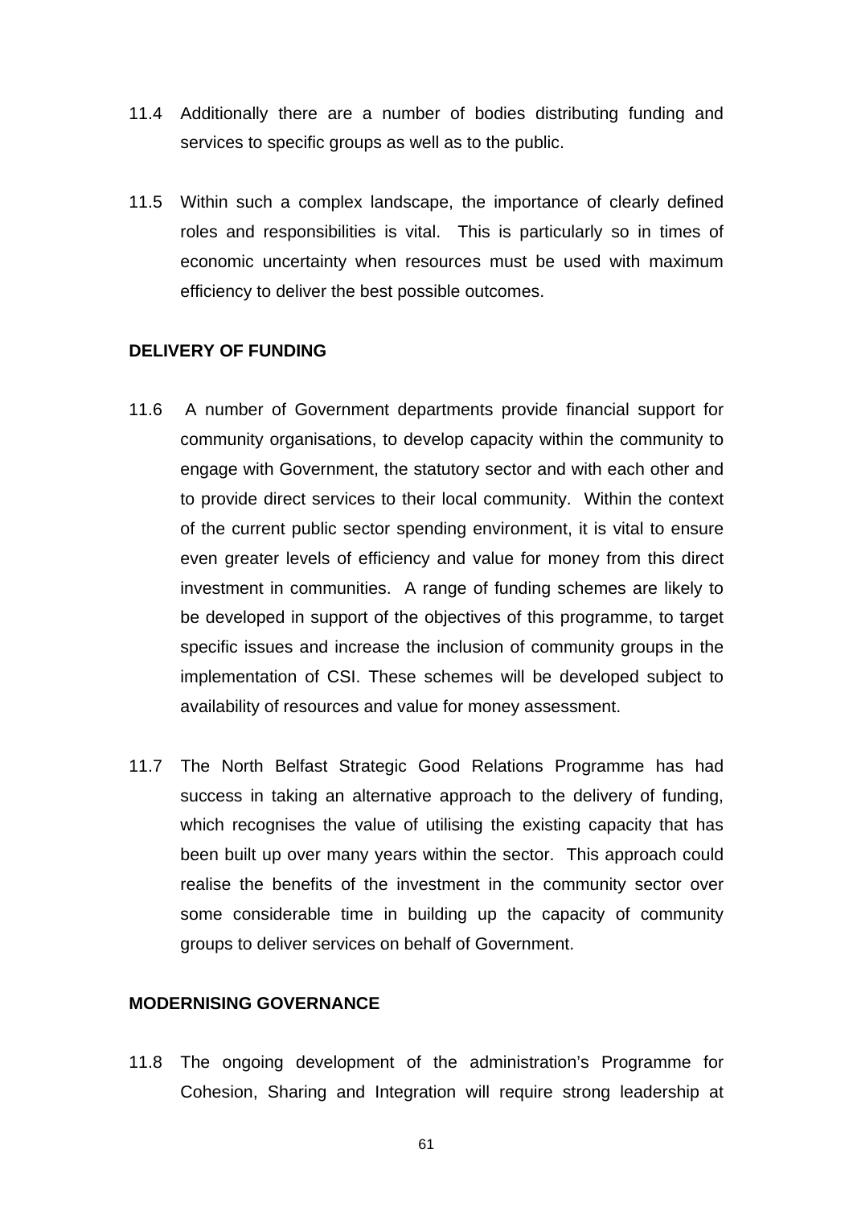11.4 Additionally there are a number of bodies distributing funding and services to specific groups as well as to the public.

11.5 Within such a complex landscape, the importance of clearly defined roles and responsibilities is vital. This is particularly so in times of economic uncertainty when resources must be used with maximum efficiency to deliver the best possible outcomes.

**DELIVERY OF FUNDING**

11.6 A number of Government departments provide financial support for community organisations, to develop capacity within the community to engage with Government, the statutory sector and with each other and to provide direct services to their local community. Within the context of the current public sector spending environment, it is vital to ensure even greater levels of efficiency and value for money from this direct investment in communities. A range of funding schemes are likely to be developed in support of the objectives of this programme, to target specific issues and increase the inclusion of community groups in the implementation of CSI. These schemes will be developed subject to availability of resources and value for money assessment.

11.7 The North Belfast Strategic Good Relations Programme has had success in taking an alternative approach to the delivery of funding, which recognises the value of utilising the existing capacity that has been built up over many years within the sector. This approach could realise the benefits of the investment in the community sector over some considerable time in building up the capacity of community groups to deliver services on behalf of Government.

**MODERNISING GOVERNANCE**

11.8 The ongoing development of the administration's Programme for Cohesion, Sharing and Integration will require strong leadership at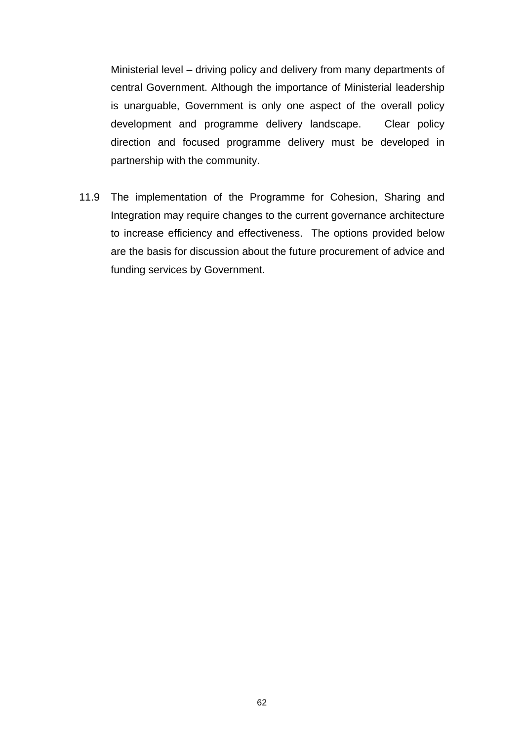Ministerial level – driving policy and delivery from many departments of central Government. Although the importance of Ministerial leadership is unarguable, Government is only one aspect of the overall policy development and programme delivery landscape. Clear policy direction and focused programme delivery must be developed in partnership with the community.

11.9 The implementation of the Programme for Cohesion, Sharing and Integration may require changes to the current governance architecture to increase efficiency and effectiveness. The options provided below are the basis for discussion about the future procurement of advice and funding services by Government.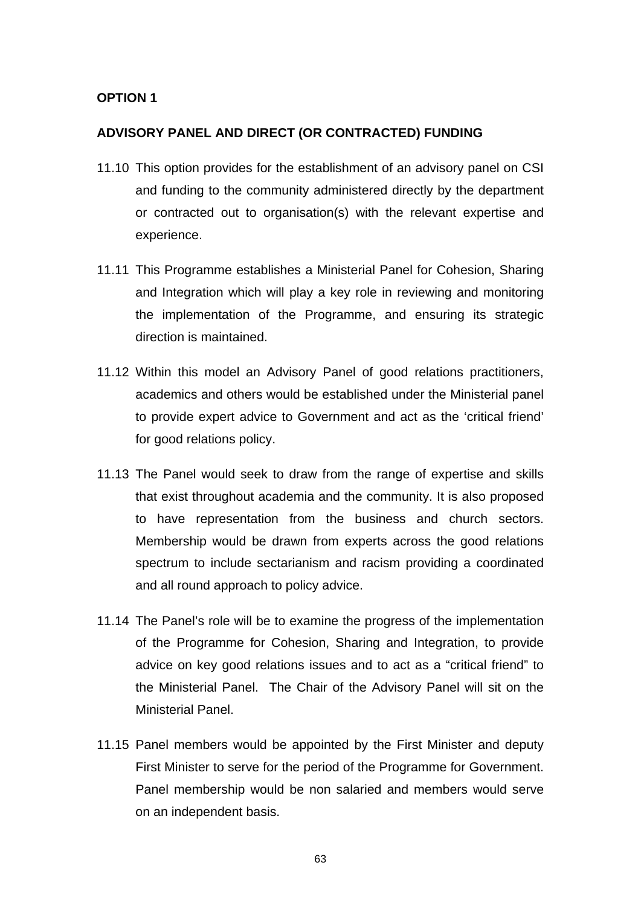**OPTION 1**

**ADVISORY PANEL AND DIRECT (OR CONTRACTED) FUNDING**

11.10 This option provides for the establishment of an advisory panel on CSI and funding to the community administered directly by the department or contracted out to organisation(s) with the relevant expertise and experience.

11.11 This Programme establishes a Ministerial Panel for Cohesion, Sharing and Integration which will play a key role in reviewing and monitoring the implementation of the Programme, and ensuring its strategic direction is maintained.

11.12 Within this model an Advisory Panel of good relations practitioners, academics and others would be established under the Ministerial panel to provide expert advice to Government and act as the 'critical friend' for good relations policy.

11.13 The Panel would seek to draw from the range of expertise and skills that exist throughout academia and the community. It is also proposed to have representation from the business and church sectors. Membership would be drawn from experts across the good relations spectrum to include sectarianism and racism providing a coordinated and all round approach to policy advice.

11.14 The Panel's role will be to examine the progress of the implementation of the Programme for Cohesion, Sharing and Integration, to provide advice on key good relations issues and to act as a "critical friend" to the Ministerial Panel. The Chair of the Advisory Panel will sit on the Ministerial Panel.

11.15 Panel members would be appointed by the First Minister and deputy First Minister to serve for the period of the Programme for Government. Panel membership would be non salaried and members would serve on an independent basis.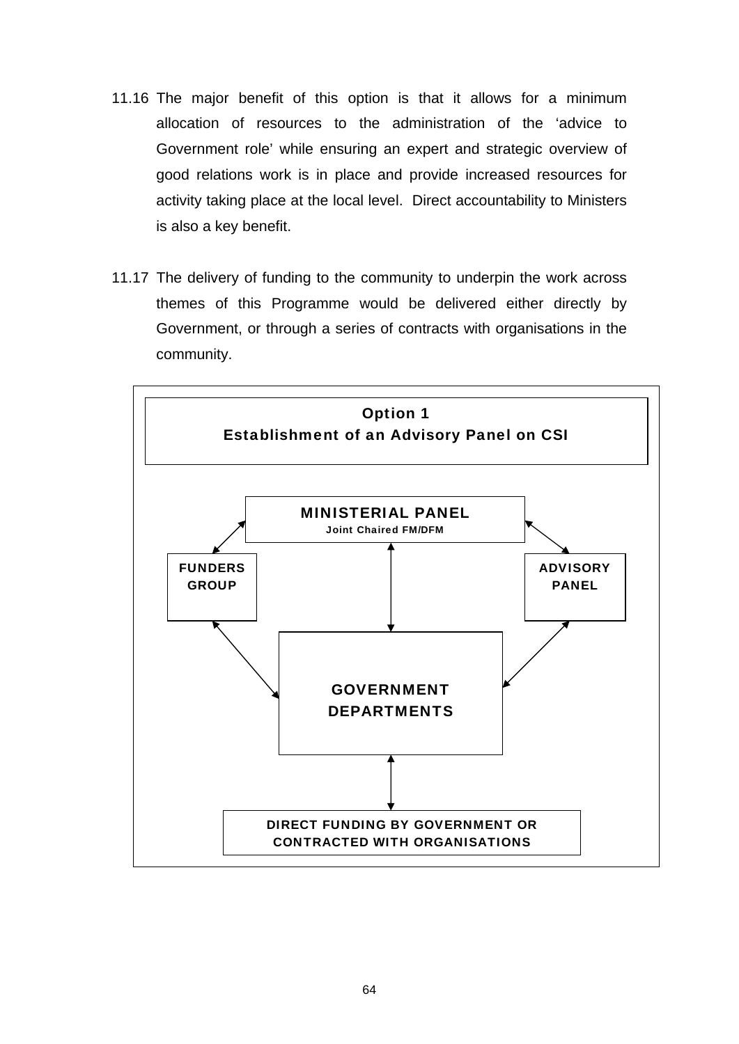11.16 The major benefit of this option is that it allows for a minimum allocation of resources to the administration of the 'advice to Government role' while ensuring an expert and strategic overview of good relations work is in place and provide increased resources for activity taking place at the local level. Direct accountability to Ministers is also a key benefit.

11.17 The delivery of funding to the community to underpin the work across themes of this Programme would be delivered either directly by Government, or through a series of contracts with organisations in the community.

**Option 1**
**Establishment of an Advisory Panel on CSI**

**MINISTERIAL PANEL**
**Joint Chaired FM/DFM**

**FUNDERS GROUP**

**ADVISORY PANEL**

**GOVERNMENT DEPARTMENTS**

**DIRECT FUNDING BY GOVERNMENT OR CONTRACTED WITH ORGANISATIONS**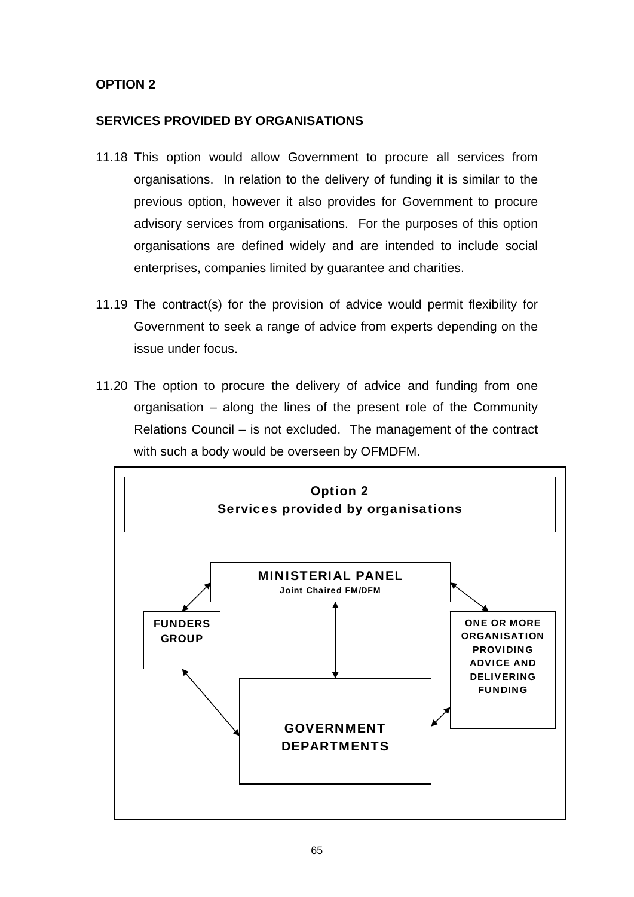**OPTION 2**

**SERVICES PROVIDED BY ORGANISATIONS**

11.18 This option would allow Government to procure all services from organisations. In relation to the delivery of funding it is similar to the previous option, however it also provides for Government to procure advisory services from organisations. For the purposes of this option organisations are defined widely and are intended to include social enterprises, companies limited by guarantee and charities.

11.19 The contract(s) for the provision of advice would permit flexibility for Government to seek a range of advice from experts depending on the issue under focus.

11.20 The option to procure the delivery of advice and funding from one organisation – along the lines of the present role of the Community Relations Council – is not excluded. The management of the contract with such a body would be overseen by OFMDFM.

**Option 2**
**Services provided by organisations**

- MINISTERIAL PANEL (Joint Chaired FM/DFM)
- FUNDERS GROUP
- ONE OR MORE ORGANISATION PROVIDING ADVICE AND DELIVERING FUNDING
- GOVERNMENT DEPARTMENTS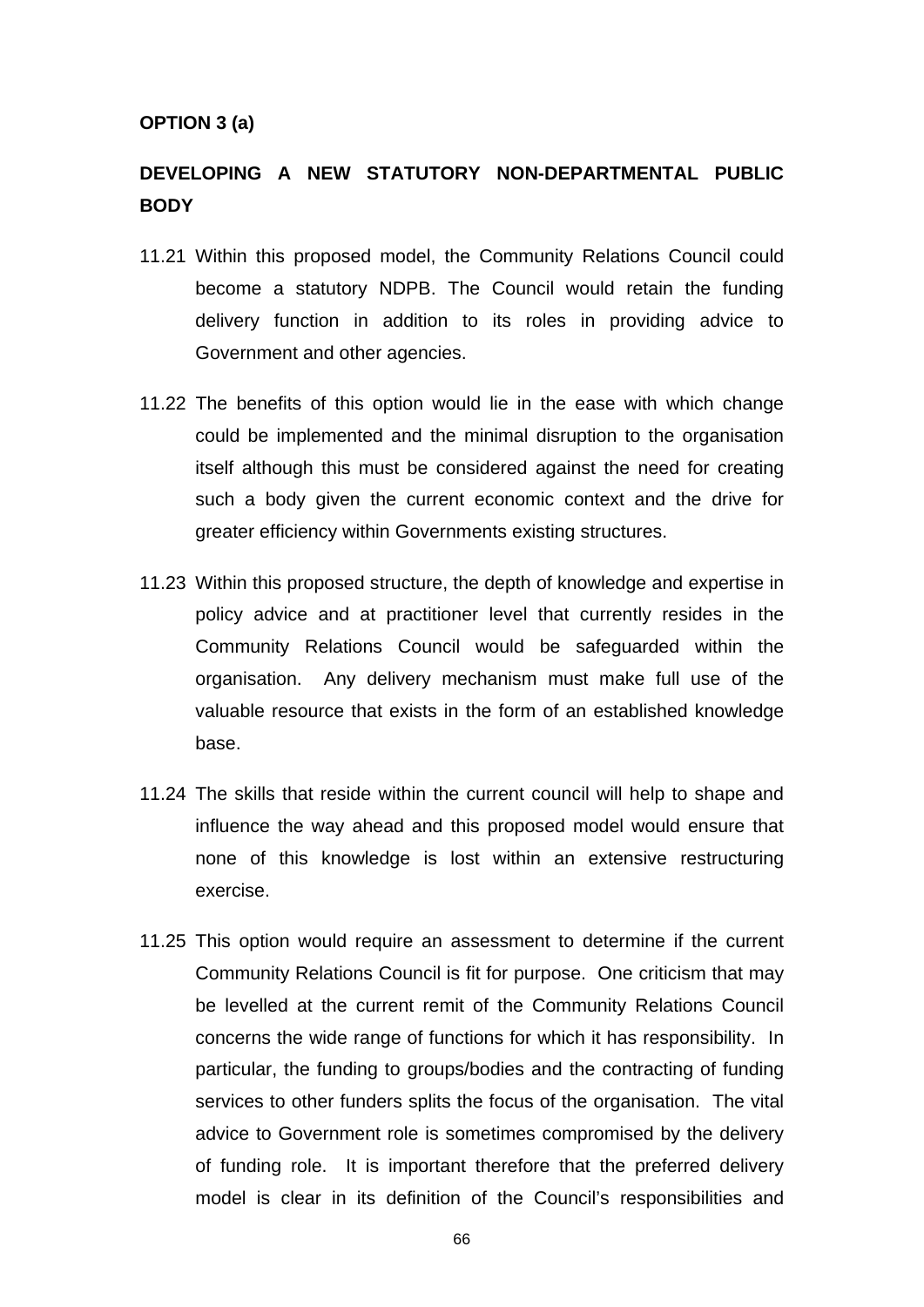**OPTION 3 (a)**

**DEVELOPING A NEW STATUTORY NON-DEPARTMENTAL PUBLIC BODY**

11.21 Within this proposed model, the Community Relations Council could become a statutory NDPB. The Council would retain the funding delivery function in addition to its roles in providing advice to Government and other agencies.

11.22 The benefits of this option would lie in the ease with which change could be implemented and the minimal disruption to the organisation itself although this must be considered against the need for creating such a body given the current economic context and the drive for greater efficiency within Governments existing structures.

11.23 Within this proposed structure, the depth of knowledge and expertise in policy advice and at practitioner level that currently resides in the Community Relations Council would be safeguarded within the organisation. Any delivery mechanism must make full use of the valuable resource that exists in the form of an established knowledge base.

11.24 The skills that reside within the current council will help to shape and influence the way ahead and this proposed model would ensure that none of this knowledge is lost within an extensive restructuring exercise.

11.25 This option would require an assessment to determine if the current Community Relations Council is fit for purpose. One criticism that may be levelled at the current remit of the Community Relations Council concerns the wide range of functions for which it has responsibility. In particular, the funding to groups/bodies and the contracting of funding services to other funders splits the focus of the organisation. The vital advice to Government role is sometimes compromised by the delivery of funding role. It is important therefore that the preferred delivery model is clear in its definition of the Council's responsibilities and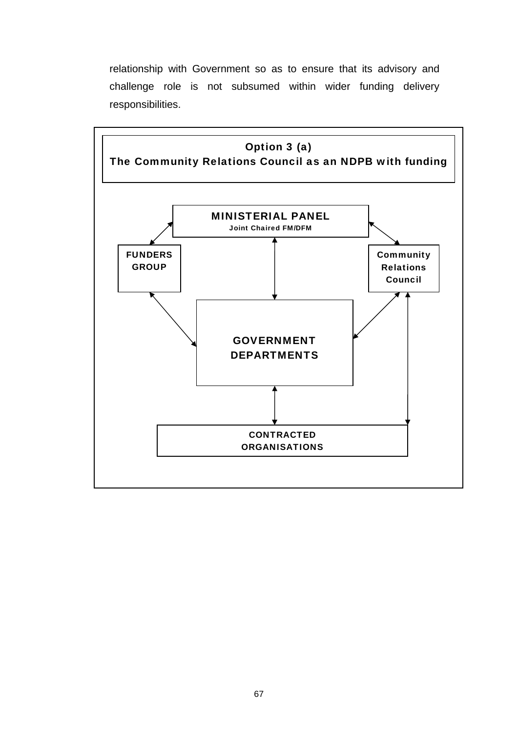relationship with Government so as to ensure that its advisory and challenge role is not subsumed within wider funding delivery responsibilities.

**Option 3 (a)**
**The Community Relations Council as an NDPB with funding**

**MINISTERIAL PANEL**
**Joint Chaired FM/DFM**

**FUNDERS GROUP**

**Community Relations Council**

**GOVERNMENT DEPARTMENTS**

**CONTRACTED ORGANISATIONS**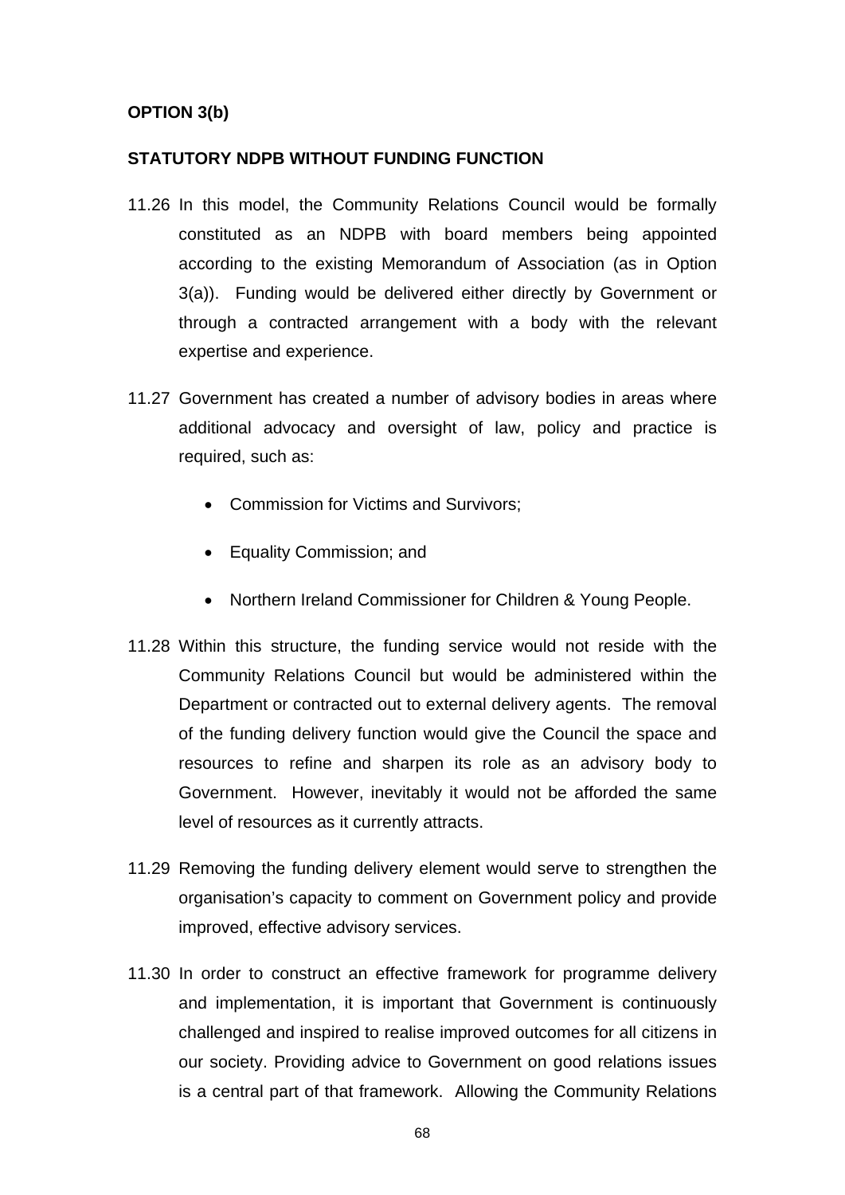**OPTION 3(b)**

**STATUTORY NDPB WITHOUT FUNDING FUNCTION**

11.26 In this model, the Community Relations Council would be formally constituted as an NDPB with board members being appointed according to the existing Memorandum of Association (as in Option 3(a)). Funding would be delivered either directly by Government or through a contracted arrangement with a body with the relevant expertise and experience.

11.27 Government has created a number of advisory bodies in areas where additional advocacy and oversight of law, policy and practice is required, such as:

- Commission for Victims and Survivors;
- Equality Commission; and
- Northern Ireland Commissioner for Children & Young People.

11.28 Within this structure, the funding service would not reside with the Community Relations Council but would be administered within the Department or contracted out to external delivery agents. The removal of the funding delivery function would give the Council the space and resources to refine and sharpen its role as an advisory body to Government. However, inevitably it would not be afforded the same level of resources as it currently attracts.

11.29 Removing the funding delivery element would serve to strengthen the organisation's capacity to comment on Government policy and provide improved, effective advisory services.

11.30 In order to construct an effective framework for programme delivery and implementation, it is important that Government is continuously challenged and inspired to realise improved outcomes for all citizens in our society. Providing advice to Government on good relations issues is a central part of that framework. Allowing the Community Relations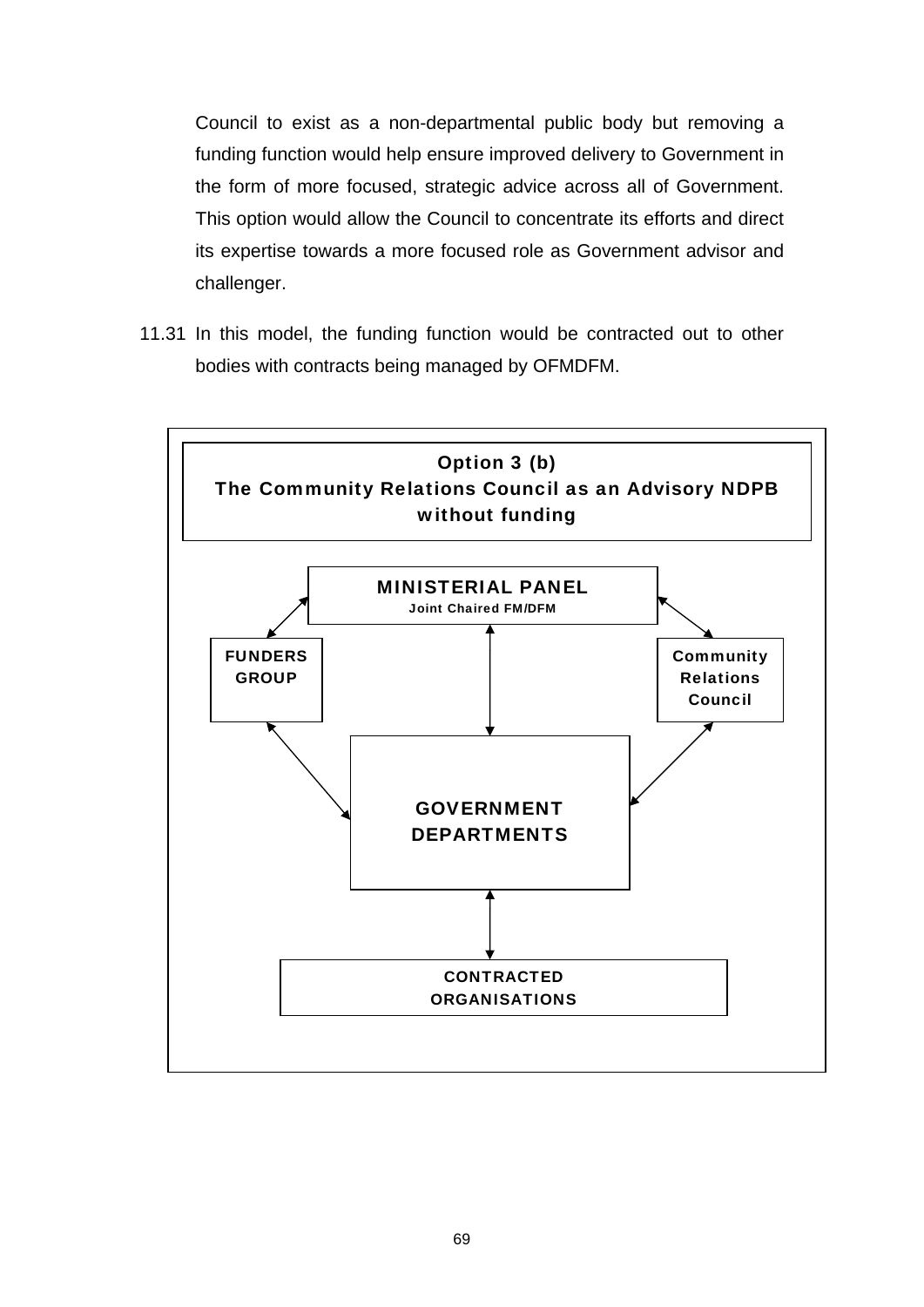Council to exist as a non-departmental public body but removing a funding function would help ensure improved delivery to Government in the form of more focused, strategic advice across all of Government. This option would allow the Council to concentrate its efforts and direct its expertise towards a more focused role as Government advisor and challenger.

11.31 In this model, the funding function would be contracted out to other bodies with contracts being managed by OFMDFM.

**Option 3 (b)**
**The Community Relations Council as an Advisory NDPB without funding**

**MINISTERIAL PANEL**
**Joint Chaired FM/DFM**

**FUNDERS GROUP**

**Community Relations Council**

**GOVERNMENT DEPARTMENTS**

**CONTRACTED ORGANISATIONS**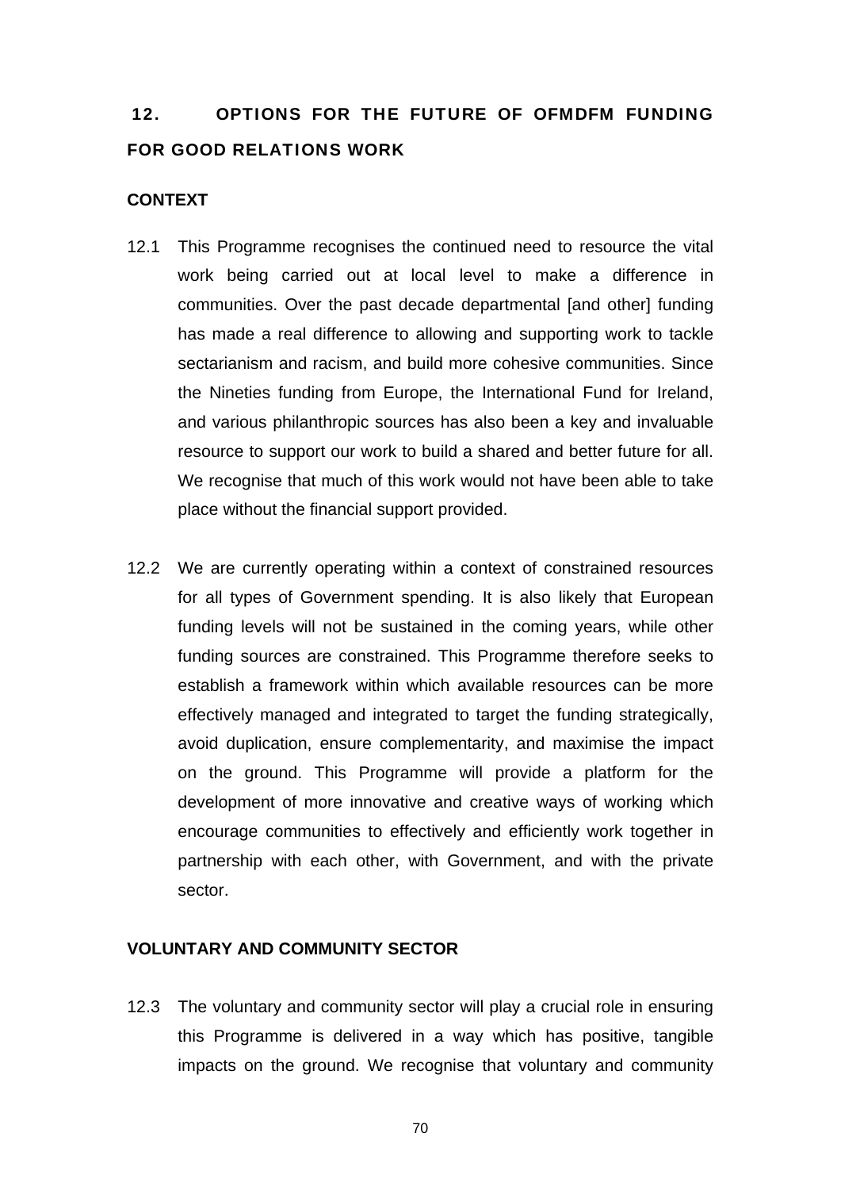## 12. OPTIONS FOR THE FUTURE OF OFMDFM FUNDING FOR GOOD RELATIONS WORK

### CONTEXT

12.1 This Programme recognises the continued need to resource the vital work being carried out at local level to make a difference in communities. Over the past decade departmental [and other] funding has made a real difference to allowing and supporting work to tackle sectarianism and racism, and build more cohesive communities. Since the Nineties funding from Europe, the International Fund for Ireland, and various philanthropic sources has also been a key and invaluable resource to support our work to build a shared and better future for all. We recognise that much of this work would not have been able to take place without the financial support provided.

12.2 We are currently operating within a context of constrained resources for all types of Government spending. It is also likely that European funding levels will not be sustained in the coming years, while other funding sources are constrained. This Programme therefore seeks to establish a framework within which available resources can be more effectively managed and integrated to target the funding strategically, avoid duplication, ensure complementarity, and maximise the impact on the ground. This Programme will provide a platform for the development of more innovative and creative ways of working which encourage communities to effectively and efficiently work together in partnership with each other, with Government, and with the private sector.

### VOLUNTARY AND COMMUNITY SECTOR

12.3 The voluntary and community sector will play a crucial role in ensuring this Programme is delivered in a way which has positive, tangible impacts on the ground. We recognise that voluntary and community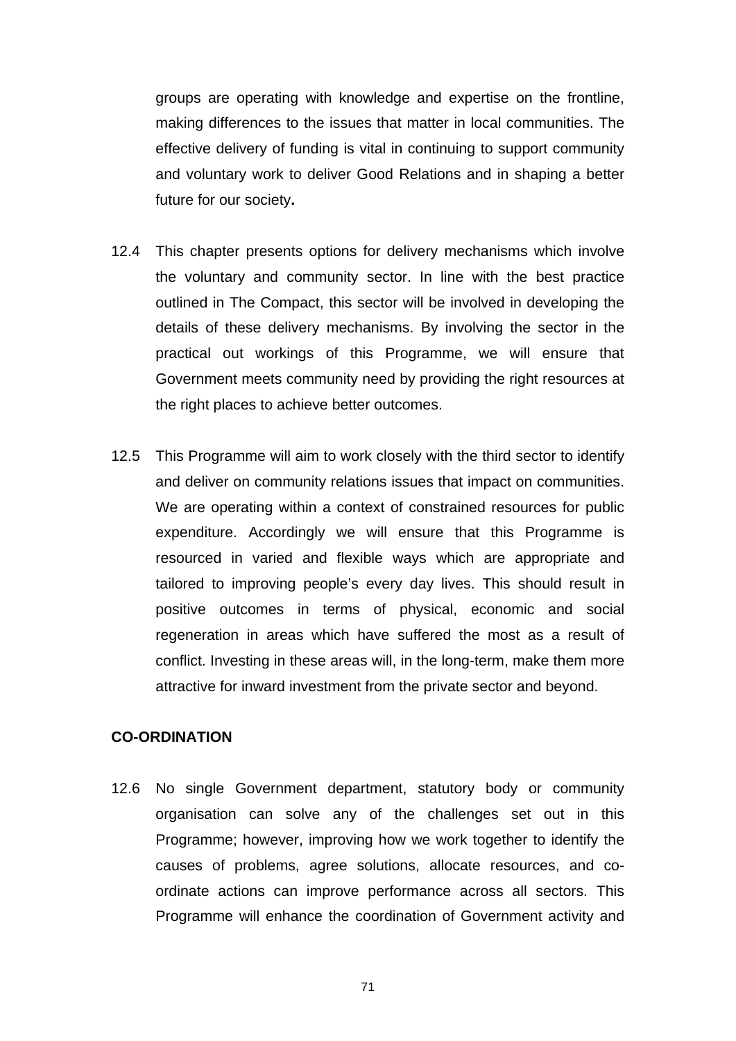groups are operating with knowledge and expertise on the frontline, making differences to the issues that matter in local communities. The effective delivery of funding is vital in continuing to support community and voluntary work to deliver Good Relations and in shaping a better future for our society**.**

12.4 This chapter presents options for delivery mechanisms which involve the voluntary and community sector. In line with the best practice outlined in The Compact, this sector will be involved in developing the details of these delivery mechanisms. By involving the sector in the practical out workings of this Programme, we will ensure that Government meets community need by providing the right resources at the right places to achieve better outcomes.

12.5 This Programme will aim to work closely with the third sector to identify and deliver on community relations issues that impact on communities. We are operating within a context of constrained resources for public expenditure. Accordingly we will ensure that this Programme is resourced in varied and flexible ways which are appropriate and tailored to improving people's every day lives. This should result in positive outcomes in terms of physical, economic and social regeneration in areas which have suffered the most as a result of conflict. Investing in these areas will, in the long-term, make them more attractive for inward investment from the private sector and beyond.

**CO-ORDINATION**

12.6 No single Government department, statutory body or community organisation can solve any of the challenges set out in this Programme; however, improving how we work together to identify the causes of problems, agree solutions, allocate resources, and co-ordinate actions can improve performance across all sectors. This Programme will enhance the coordination of Government activity and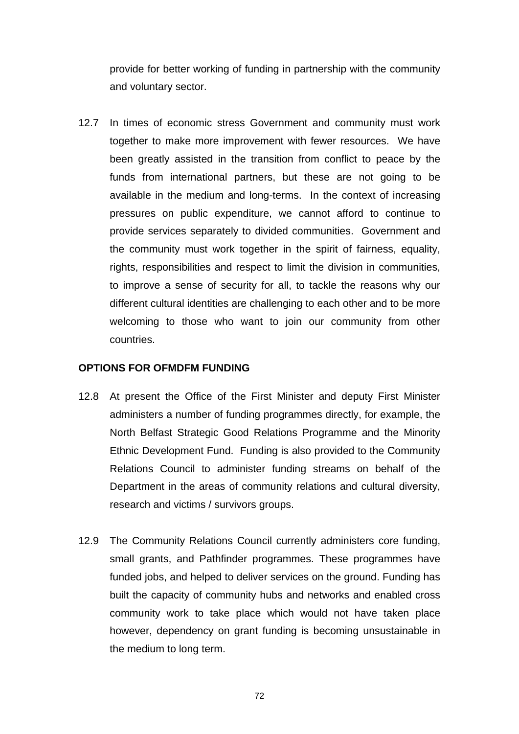provide for better working of funding in partnership with the community and voluntary sector.

12.7 In times of economic stress Government and community must work together to make more improvement with fewer resources. We have been greatly assisted in the transition from conflict to peace by the funds from international partners, but these are not going to be available in the medium and long-terms. In the context of increasing pressures on public expenditure, we cannot afford to continue to provide services separately to divided communities. Government and the community must work together in the spirit of fairness, equality, rights, responsibilities and respect to limit the division in communities, to improve a sense of security for all, to tackle the reasons why our different cultural identities are challenging to each other and to be more welcoming to those who want to join our community from other countries.

**OPTIONS FOR OFMDFM FUNDING**

12.8 At present the Office of the First Minister and deputy First Minister administers a number of funding programmes directly, for example, the North Belfast Strategic Good Relations Programme and the Minority Ethnic Development Fund. Funding is also provided to the Community Relations Council to administer funding streams on behalf of the Department in the areas of community relations and cultural diversity, research and victims / survivors groups.

12.9 The Community Relations Council currently administers core funding, small grants, and Pathfinder programmes. These programmes have funded jobs, and helped to deliver services on the ground. Funding has built the capacity of community hubs and networks and enabled cross community work to take place which would not have taken place however, dependency on grant funding is becoming unsustainable in the medium to long term.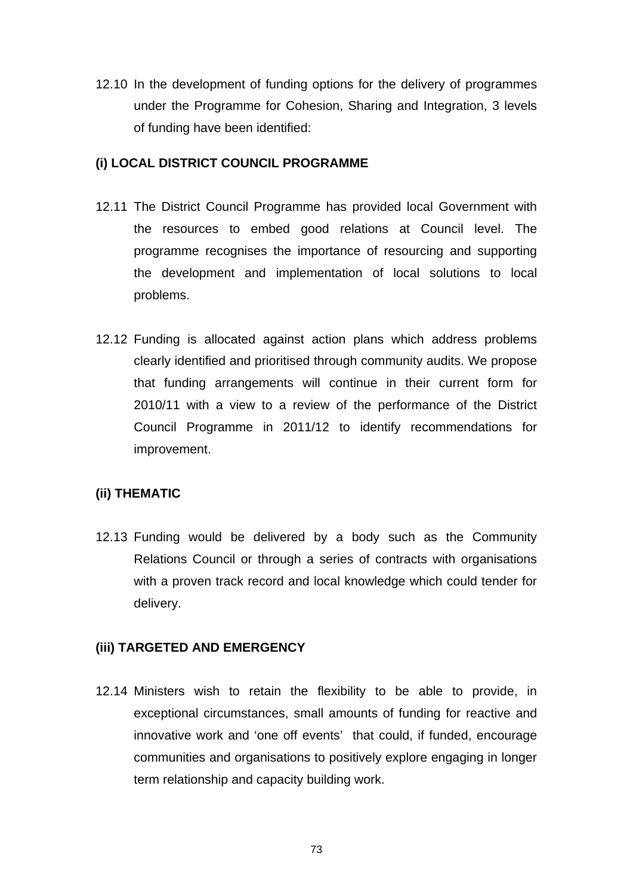12.10 In the development of funding options for the delivery of programmes under the Programme for Cohesion, Sharing and Integration, 3 levels of funding have been identified:

**(i) LOCAL DISTRICT COUNCIL PROGRAMME**

12.11 The District Council Programme has provided local Government with the resources to embed good relations at Council level. The programme recognises the importance of resourcing and supporting the development and implementation of local solutions to local problems.

12.12 Funding is allocated against action plans which address problems clearly identified and prioritised through community audits. We propose that funding arrangements will continue in their current form for 2010/11 with a view to a review of the performance of the District Council Programme in 2011/12 to identify recommendations for improvement.

**(ii) THEMATIC**

12.13 Funding would be delivered by a body such as the Community Relations Council or through a series of contracts with organisations with a proven track record and local knowledge which could tender for delivery.

**(iii) TARGETED AND EMERGENCY**

12.14 Ministers wish to retain the flexibility to be able to provide, in exceptional circumstances, small amounts of funding for reactive and innovative work and 'one off events' that could, if funded, encourage communities and organisations to positively explore engaging in longer term relationship and capacity building work.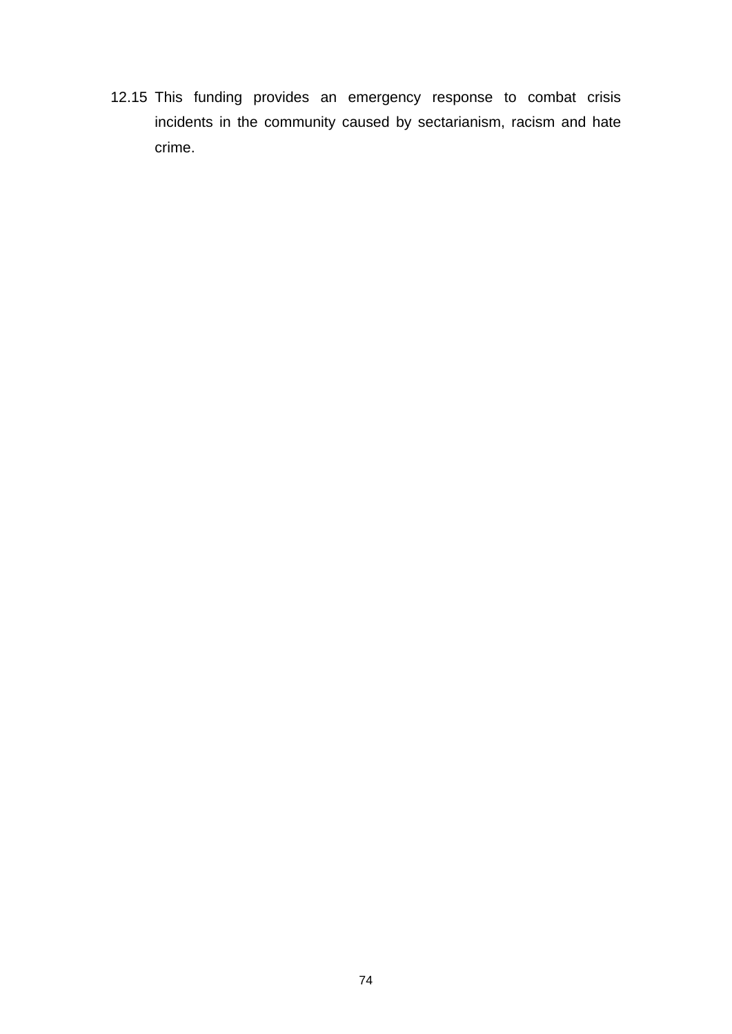12.15 This funding provides an emergency response to combat crisis incidents in the community caused by sectarianism, racism and hate crime.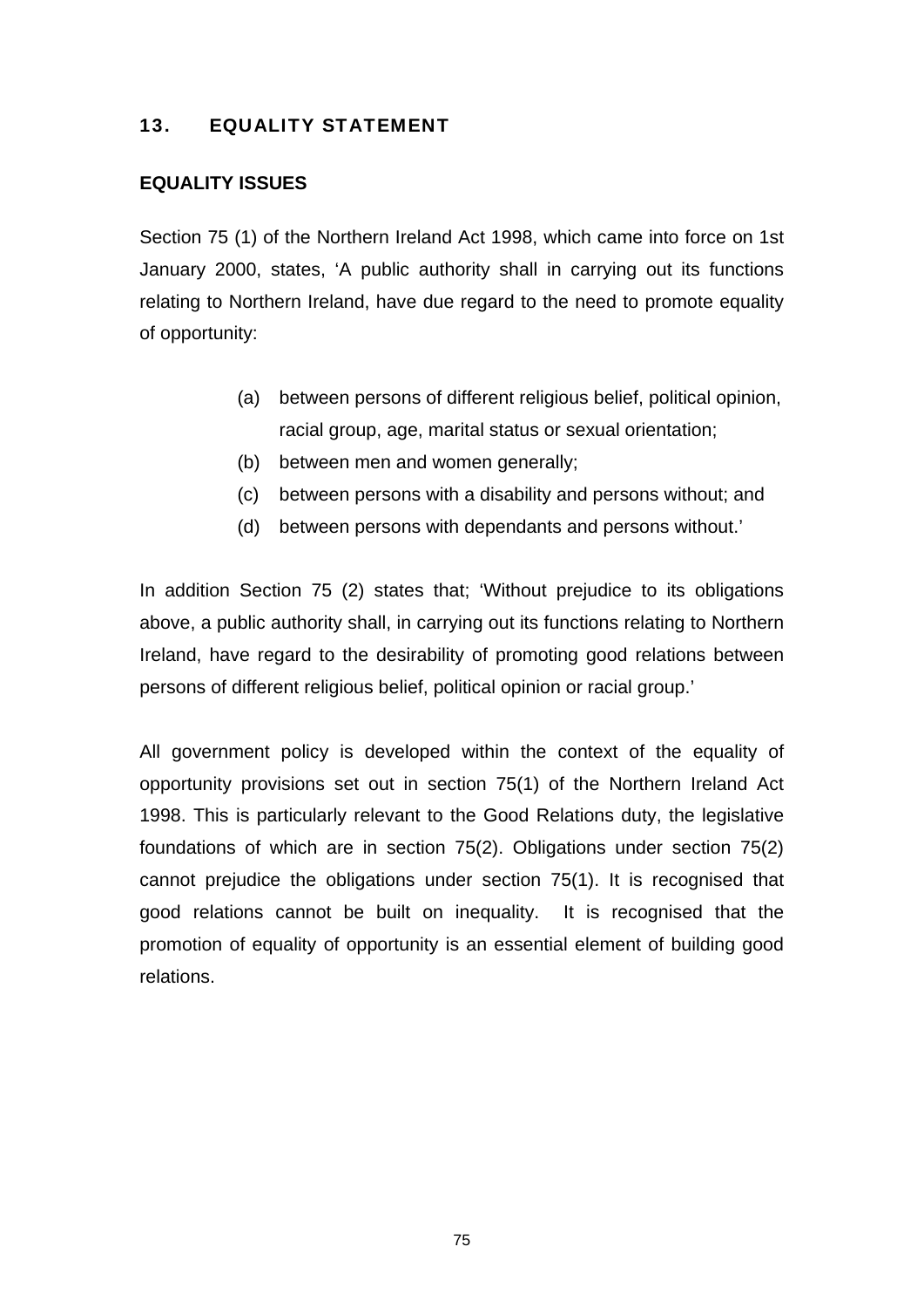## 13. EQUALITY STATEMENT

### EQUALITY ISSUES

Section 75 (1) of the Northern Ireland Act 1998, which came into force on 1st January 2000, states, 'A public authority shall in carrying out its functions relating to Northern Ireland, have due regard to the need to promote equality of opportunity:

(a) between persons of different religious belief, political opinion, racial group, age, marital status or sexual orientation;
(b) between men and women generally;
(c) between persons with a disability and persons without; and
(d) between persons with dependants and persons without.'

In addition Section 75 (2) states that; 'Without prejudice to its obligations above, a public authority shall, in carrying out its functions relating to Northern Ireland, have regard to the desirability of promoting good relations between persons of different religious belief, political opinion or racial group.'

All government policy is developed within the context of the equality of opportunity provisions set out in section 75(1) of the Northern Ireland Act 1998. This is particularly relevant to the Good Relations duty, the legislative foundations of which are in section 75(2). Obligations under section 75(2) cannot prejudice the obligations under section 75(1). It is recognised that good relations cannot be built on inequality. It is recognised that the promotion of equality of opportunity is an essential element of building good relations.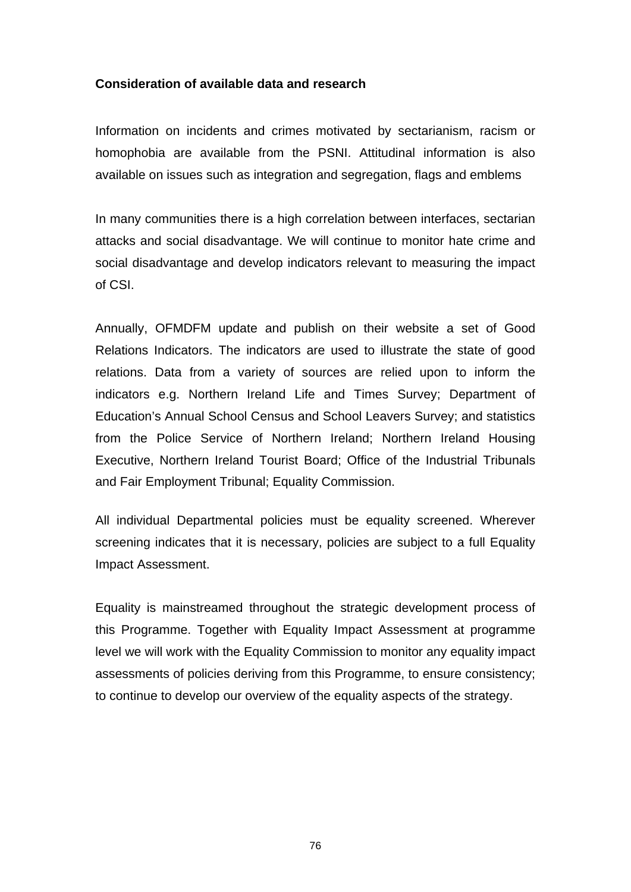**Consideration of available data and research**

Information on incidents and crimes motivated by sectarianism, racism or homophobia are available from the PSNI. Attitudinal information is also available on issues such as integration and segregation, flags and emblems

In many communities there is a high correlation between interfaces, sectarian attacks and social disadvantage. We will continue to monitor hate crime and social disadvantage and develop indicators relevant to measuring the impact of CSI.

Annually, OFMDFM update and publish on their website a set of Good Relations Indicators. The indicators are used to illustrate the state of good relations. Data from a variety of sources are relied upon to inform the indicators e.g. Northern Ireland Life and Times Survey; Department of Education's Annual School Census and School Leavers Survey; and statistics from the Police Service of Northern Ireland; Northern Ireland Housing Executive, Northern Ireland Tourist Board; Office of the Industrial Tribunals and Fair Employment Tribunal; Equality Commission.

All individual Departmental policies must be equality screened. Wherever screening indicates that it is necessary, policies are subject to a full Equality Impact Assessment.

Equality is mainstreamed throughout the strategic development process of this Programme. Together with Equality Impact Assessment at programme level we will work with the Equality Commission to monitor any equality impact assessments of policies deriving from this Programme, to ensure consistency; to continue to develop our overview of the equality aspects of the strategy.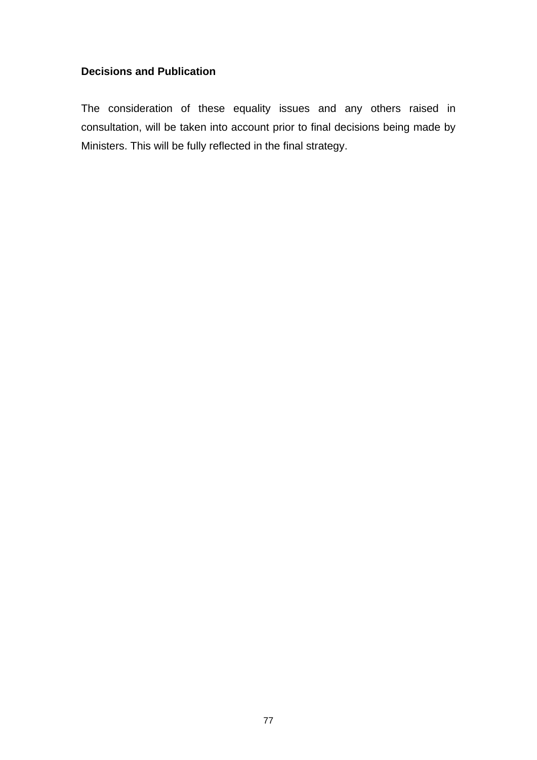**Decisions and Publication**

The consideration of these equality issues and any others raised in consultation, will be taken into account prior to final decisions being made by Ministers. This will be fully reflected in the final strategy.